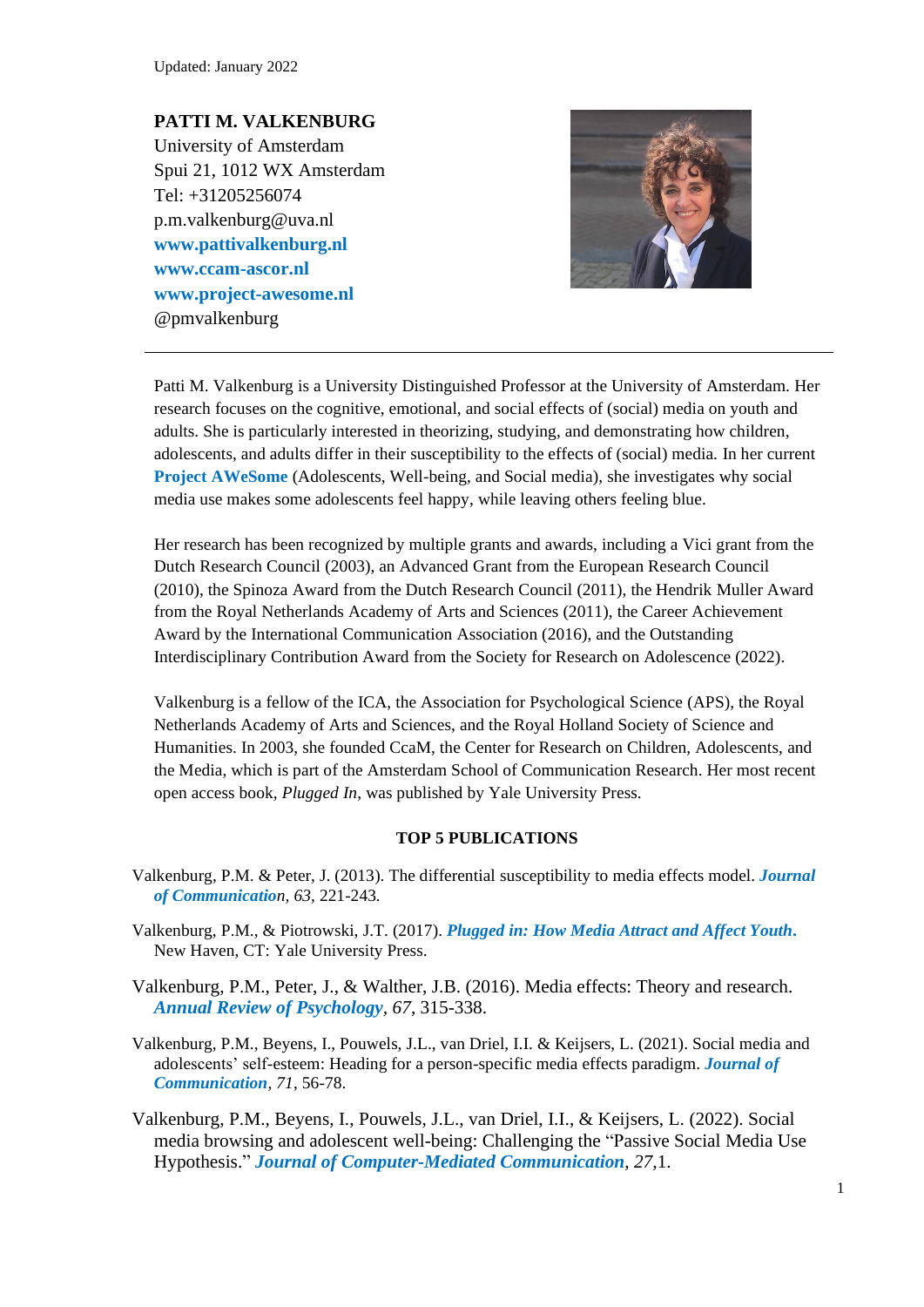Updated: January 2022

**PATTI M. VALKENBURG**
University of Amsterdam
Spui 21, 1012 WX Amsterdam
Tel: +31205256074
p.m.valkenburg@uva.nl
**www.pattivalkenburg.nl**
**www.ccam-ascor.nl**
**www.project-awesome.nl**
@pmvalkenburg

---

Patti M. Valkenburg is a University Distinguished Professor at the University of Amsterdam. Her research focuses on the cognitive, emotional, and social effects of (social) media on youth and adults. She is particularly interested in theorizing, studying, and demonstrating how children, adolescents, and adults differ in their susceptibility to the effects of (social) media. In her current **Project AWeSome** (Adolescents, Well-being, and Social media), she investigates why social media use makes some adolescents feel happy, while leaving others feeling blue.

Her research has been recognized by multiple grants and awards, including a Vici grant from the Dutch Research Council (2003), an Advanced Grant from the European Research Council (2010), the Spinoza Award from the Dutch Research Council (2011), the Hendrik Muller Award from the Royal Netherlands Academy of Arts and Sciences (2011), the Career Achievement Award by the International Communication Association (2016), and the Outstanding Interdisciplinary Contribution Award from the Society for Research on Adolescence (2022).

Valkenburg is a fellow of the ICA, the Association for Psychological Science (APS), the Royal Netherlands Academy of Arts and Sciences, and the Royal Holland Society of Science and Humanities. In 2003, she founded CcaM, the Center for Research on Children, Adolescents, and the Media, which is part of the Amsterdam School of Communication Research. Her most recent open access book, *Plugged In*, was published by Yale University Press.

## TOP 5 PUBLICATIONS

Valkenburg, P.M. & Peter, J. (2013). The differential susceptibility to media effects model. ***Journal of Communication***, *63*, 221-243.

Valkenburg, P.M., & Piotrowski, J.T. (2017). ***Plugged in: How Media Attract and Affect Youth***. New Haven, CT: Yale University Press.

Valkenburg, P.M., Peter, J., & Walther, J.B. (2016). Media effects: Theory and research. ***Annual Review of Psychology***, *67*, 315-338.

Valkenburg, P.M., Beyens, I., Pouwels, J.L., van Driel, I.I. & Keijsers, L. (2021). Social media and adolescents' self-esteem: Heading for a person-specific media effects paradigm. ***Journal of Communication***, *71*, 56-78.

Valkenburg, P.M., Beyens, I., Pouwels, J.L., van Driel, I.I., & Keijsers, L. (2022). Social media browsing and adolescent well-being: Challenging the "Passive Social Media Use Hypothesis." ***Journal of Computer-Mediated Communication***, *27*,1.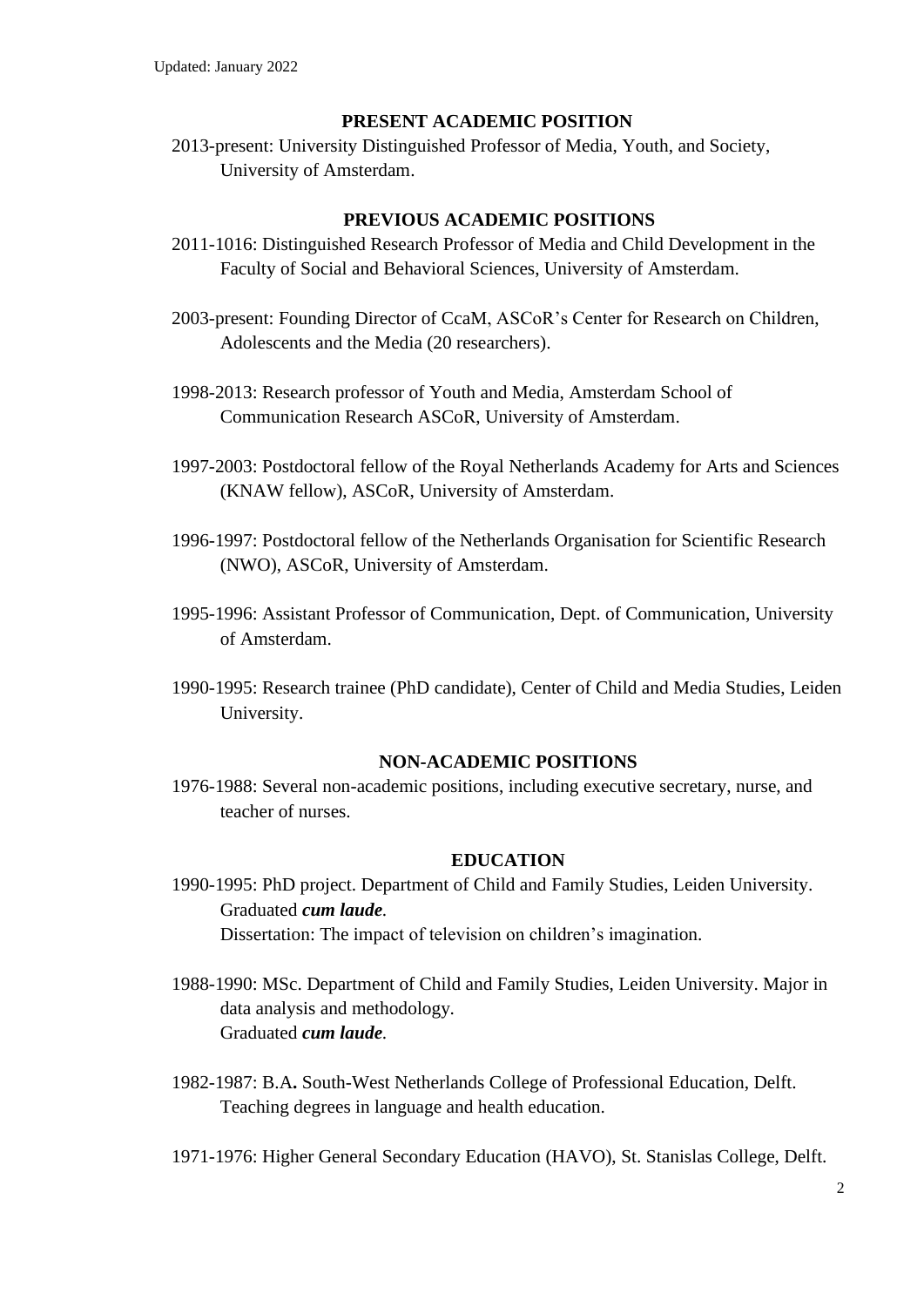Updated: January 2022

## PRESENT ACADEMIC POSITION

2013-present: University Distinguished Professor of Media, Youth, and Society, University of Amsterdam.

## PREVIOUS ACADEMIC POSITIONS

2011-1016: Distinguished Research Professor of Media and Child Development in the Faculty of Social and Behavioral Sciences, University of Amsterdam.

2003-present: Founding Director of CcaM, ASCoR's Center for Research on Children, Adolescents and the Media (20 researchers).

1998-2013: Research professor of Youth and Media, Amsterdam School of Communication Research ASCoR, University of Amsterdam.

1997-2003: Postdoctoral fellow of the Royal Netherlands Academy for Arts and Sciences (KNAW fellow), ASCoR, University of Amsterdam.

1996-1997: Postdoctoral fellow of the Netherlands Organisation for Scientific Research (NWO), ASCoR, University of Amsterdam.

1995-1996: Assistant Professor of Communication, Dept. of Communication, University of Amsterdam.

1990-1995: Research trainee (PhD candidate), Center of Child and Media Studies, Leiden University.

## NON-ACADEMIC POSITIONS

1976-1988: Several non-academic positions, including executive secretary, nurse, and teacher of nurses.

## EDUCATION

1990-1995: PhD project. Department of Child and Family Studies, Leiden University. Graduated ***cum laude***.
Dissertation: The impact of television on children's imagination.

1988-1990: MSc. Department of Child and Family Studies, Leiden University. Major in data analysis and methodology.
Graduated ***cum laude***.

1982-1987: B.A**.** South-West Netherlands College of Professional Education, Delft. Teaching degrees in language and health education.

1971-1976: Higher General Secondary Education (HAVO), St. Stanislas College, Delft.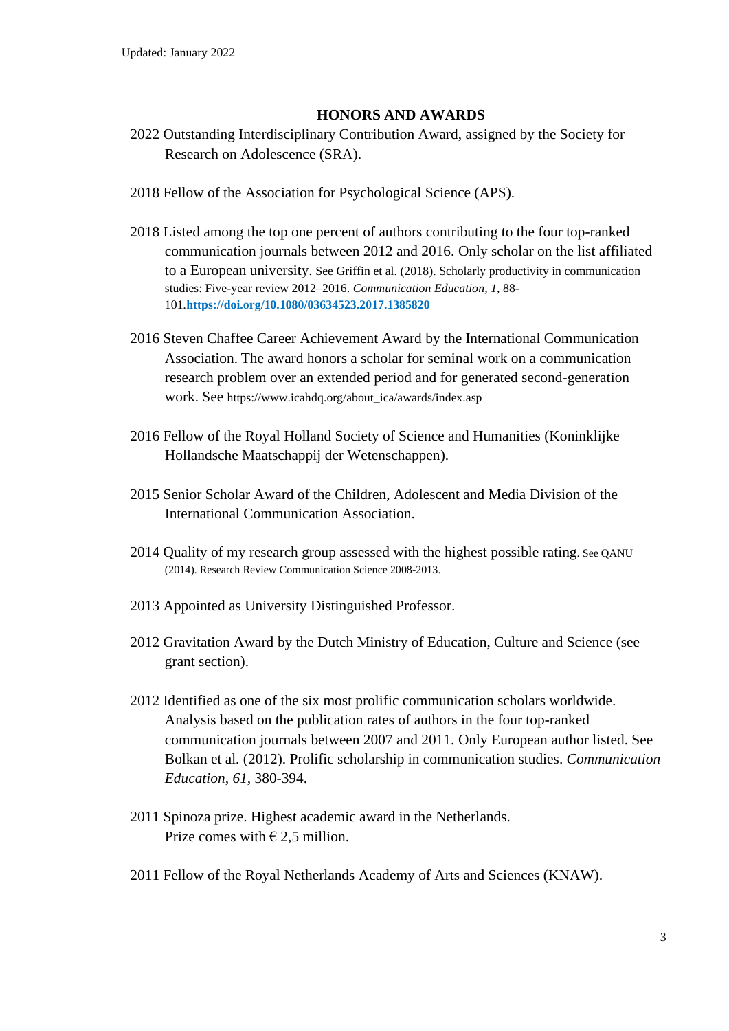Updated: January 2022

## HONORS AND AWARDS

2022 Outstanding Interdisciplinary Contribution Award, assigned by the Society for Research on Adolescence (SRA).

2018 Fellow of the Association for Psychological Science (APS).

2018 Listed among the top one percent of authors contributing to the four top-ranked communication journals between 2012 and 2016. Only scholar on the list affiliated to a European university. See Griffin et al. (2018). Scholarly productivity in communication studies: Five-year review 2012–2016. *Communication Education, 1,* 88-101.**https://doi.org/10.1080/03634523.2017.1385820**

2016 Steven Chaffee Career Achievement Award by the International Communication Association. The award honors a scholar for seminal work on a communication research problem over an extended period and for generated second-generation work. See https://www.icahdq.org/about_ica/awards/index.asp

2016 Fellow of the Royal Holland Society of Science and Humanities (Koninklijke Hollandsche Maatschappij der Wetenschappen).

2015 Senior Scholar Award of the Children, Adolescent and Media Division of the International Communication Association.

2014 Quality of my research group assessed with the highest possible rating. See QANU (2014). Research Review Communication Science 2008-2013.

2013 Appointed as University Distinguished Professor.

2012 Gravitation Award by the Dutch Ministry of Education, Culture and Science (see grant section).

2012 Identified as one of the six most prolific communication scholars worldwide. Analysis based on the publication rates of authors in the four top-ranked communication journals between 2007 and 2011. Only European author listed. See Bolkan et al. (2012). Prolific scholarship in communication studies. *Communication Education, 61,* 380-394.

2011 Spinoza prize. Highest academic award in the Netherlands. Prize comes with € 2,5 million.

2011 Fellow of the Royal Netherlands Academy of Arts and Sciences (KNAW).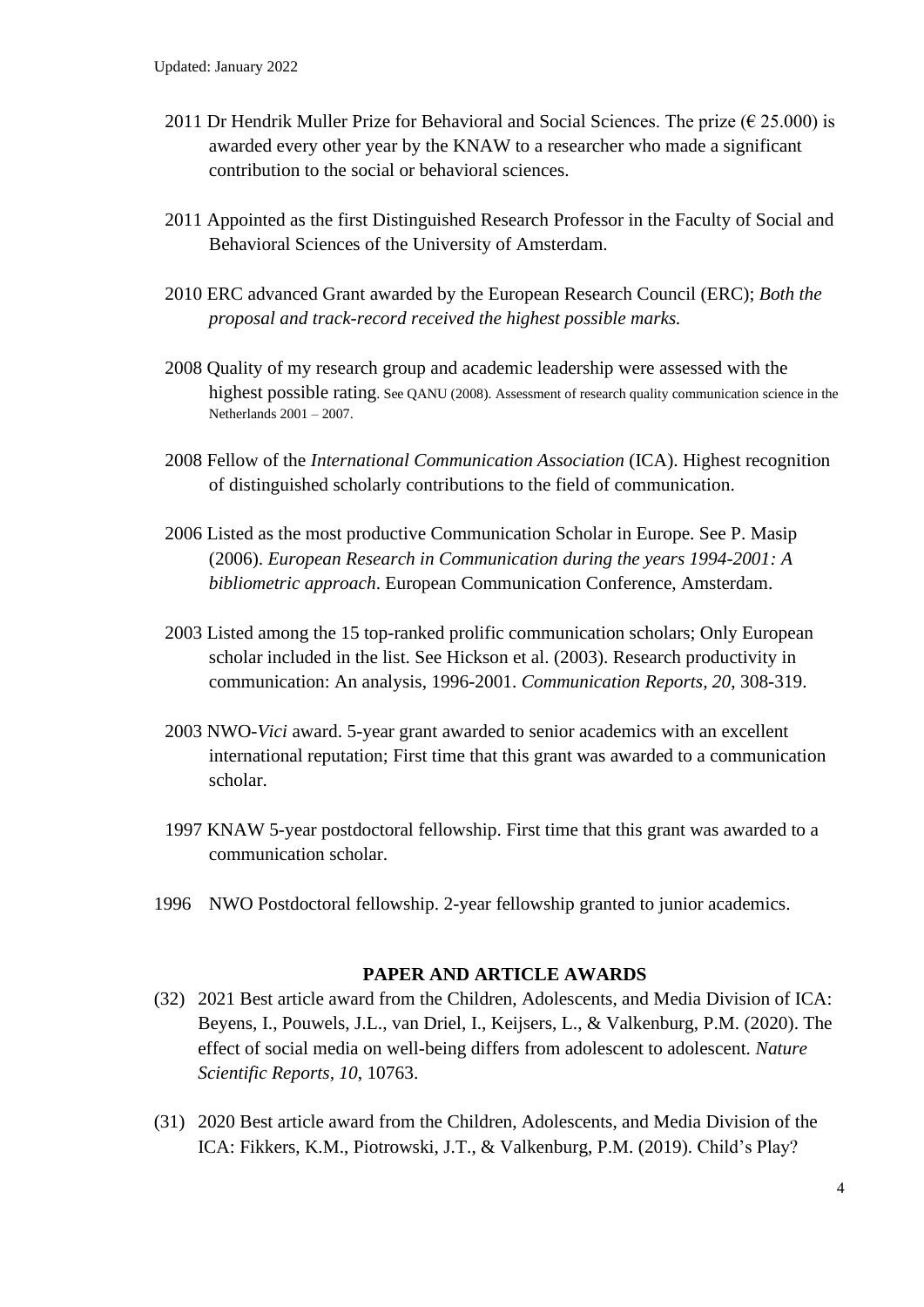2011 Dr Hendrik Muller Prize for Behavioral and Social Sciences. The prize (€ 25.000) is awarded every other year by the KNAW to a researcher who made a significant contribution to the social or behavioral sciences.

2011 Appointed as the first Distinguished Research Professor in the Faculty of Social and Behavioral Sciences of the University of Amsterdam.

2010 ERC advanced Grant awarded by the European Research Council (ERC); *Both the proposal and track-record received the highest possible marks.*

2008 Quality of my research group and academic leadership were assessed with the highest possible rating. See QANU (2008). Assessment of research quality communication science in the Netherlands 2001 – 2007.

2008 Fellow of the *International Communication Association* (ICA). Highest recognition of distinguished scholarly contributions to the field of communication.

2006 Listed as the most productive Communication Scholar in Europe. See P. Masip (2006). *European Research in Communication during the years 1994-2001: A bibliometric approach*. European Communication Conference, Amsterdam.

2003 Listed among the 15 top-ranked prolific communication scholars; Only European scholar included in the list. See Hickson et al. (2003). Research productivity in communication: An analysis, 1996-2001. *Communication Reports, 20*, 308-319.

2003 NWO-*Vici* award. 5-year grant awarded to senior academics with an excellent international reputation; First time that this grant was awarded to a communication scholar.

1997 KNAW 5-year postdoctoral fellowship. First time that this grant was awarded to a communication scholar.

1996 NWO Postdoctoral fellowship. 2-year fellowship granted to junior academics.

## PAPER AND ARTICLE AWARDS

(32) 2021 Best article award from the Children, Adolescents, and Media Division of ICA: Beyens, I., Pouwels, J.L., van Driel, I., Keijsers, L., & Valkenburg, P.M. (2020). The effect of social media on well-being differs from adolescent to adolescent. *Nature Scientific Reports, 10*, 10763.

(31) 2020 Best article award from the Children, Adolescents, and Media Division of the ICA: Fikkers, K.M., Piotrowski, J.T., & Valkenburg, P.M. (2019). Child's Play?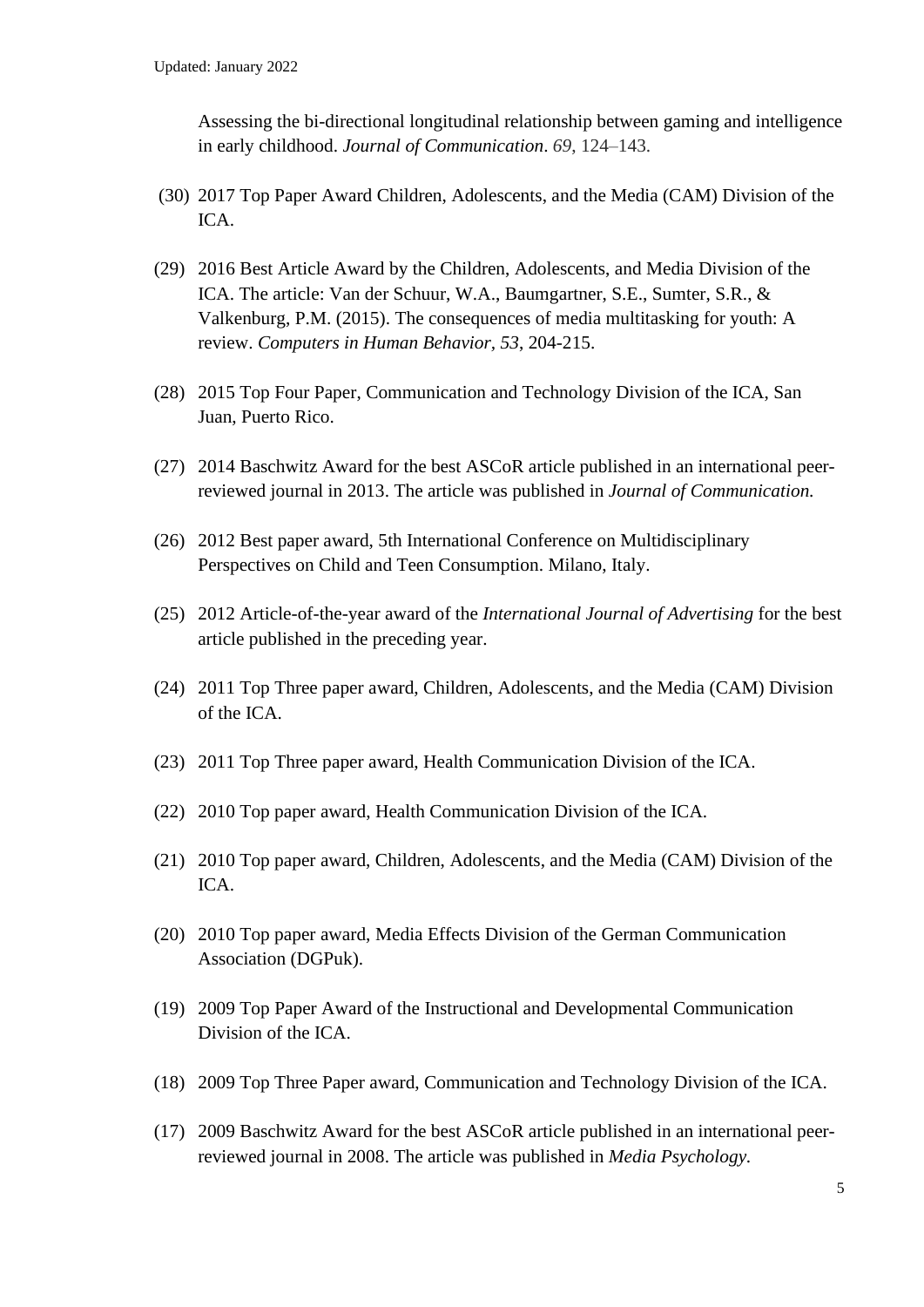Assessing the bi-directional longitudinal relationship between gaming and intelligence in early childhood. *Journal of Communication*. *69*, 124–143.

(30) 2017 Top Paper Award Children, Adolescents, and the Media (CAM) Division of the ICA.

(29) 2016 Best Article Award by the Children, Adolescents, and Media Division of the ICA. The article: Van der Schuur, W.A., Baumgartner, S.E., Sumter, S.R., & Valkenburg, P.M. (2015). The consequences of media multitasking for youth: A review. *Computers in Human Behavior, 53*, 204-215.

(28) 2015 Top Four Paper, Communication and Technology Division of the ICA, San Juan, Puerto Rico.

(27) 2014 Baschwitz Award for the best ASCoR article published in an international peer-reviewed journal in 2013. The article was published in *Journal of Communication.*

(26) 2012 Best paper award, 5th International Conference on Multidisciplinary Perspectives on Child and Teen Consumption. Milano, Italy.

(25) 2012 Article-of-the-year award of the *International Journal of Advertising* for the best article published in the preceding year.

(24) 2011 Top Three paper award, Children, Adolescents, and the Media (CAM) Division of the ICA.

(23) 2011 Top Three paper award, Health Communication Division of the ICA.

(22) 2010 Top paper award, Health Communication Division of the ICA.

(21) 2010 Top paper award, Children, Adolescents, and the Media (CAM) Division of the ICA.

(20) 2010 Top paper award, Media Effects Division of the German Communication Association (DGPuk).

(19) 2009 Top Paper Award of the Instructional and Developmental Communication Division of the ICA.

(18) 2009 Top Three Paper award, Communication and Technology Division of the ICA.

(17) 2009 Baschwitz Award for the best ASCoR article published in an international peer-reviewed journal in 2008. The article was published in *Media Psychology.*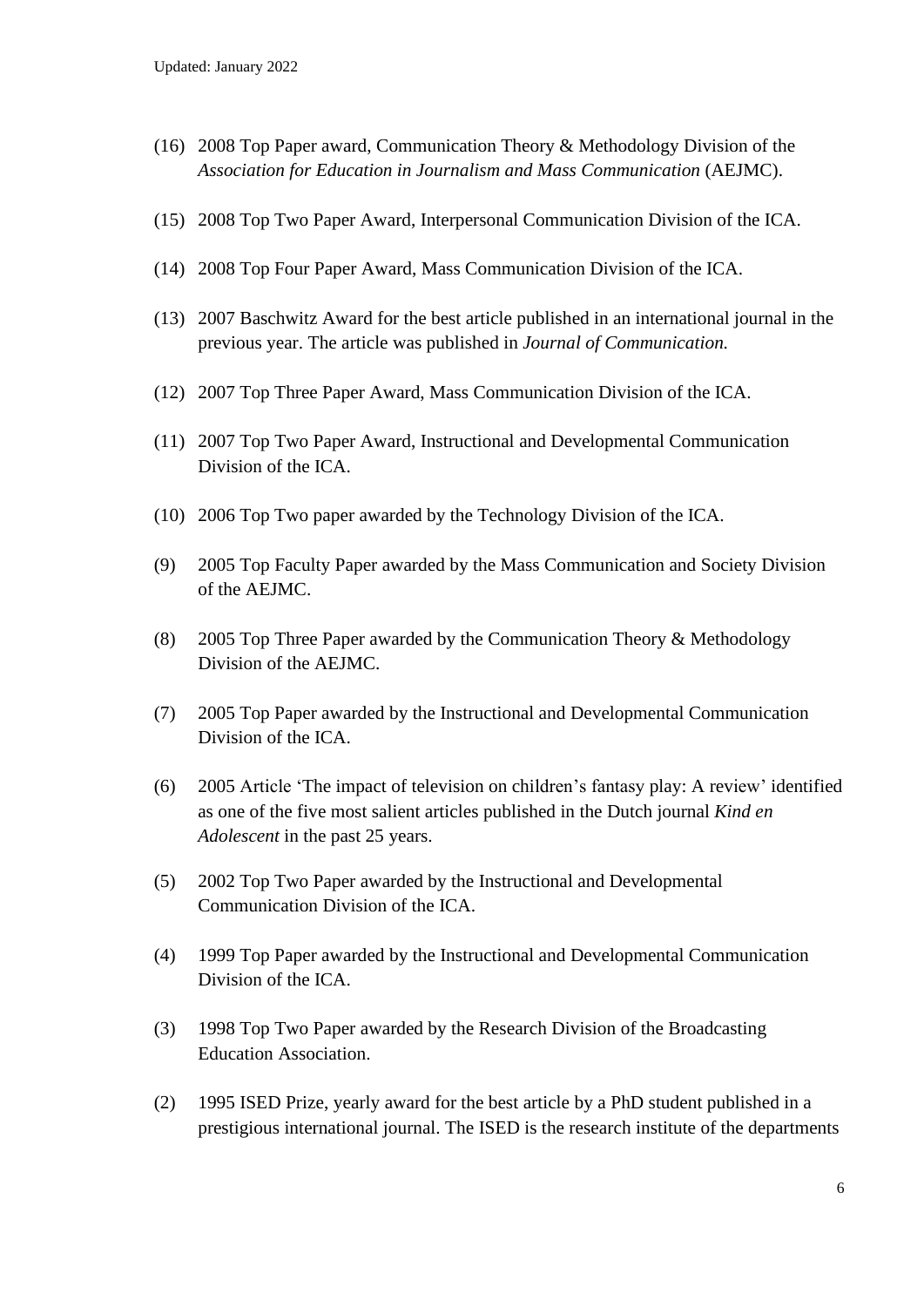(16) 2008 Top Paper award, Communication Theory & Methodology Division of the *Association for Education in Journalism and Mass Communication* (AEJMC).

(15) 2008 Top Two Paper Award, Interpersonal Communication Division of the ICA.

(14) 2008 Top Four Paper Award, Mass Communication Division of the ICA.

(13) 2007 Baschwitz Award for the best article published in an international journal in the previous year. The article was published in *Journal of Communication.*

(12) 2007 Top Three Paper Award, Mass Communication Division of the ICA.

(11) 2007 Top Two Paper Award, Instructional and Developmental Communication Division of the ICA.

(10) 2006 Top Two paper awarded by the Technology Division of the ICA.

(9) 2005 Top Faculty Paper awarded by the Mass Communication and Society Division of the AEJMC.

(8) 2005 Top Three Paper awarded by the Communication Theory & Methodology Division of the AEJMC.

(7) 2005 Top Paper awarded by the Instructional and Developmental Communication Division of the ICA.

(6) 2005 Article 'The impact of television on children's fantasy play: A review' identified as one of the five most salient articles published in the Dutch journal *Kind en Adolescent* in the past 25 years.

(5) 2002 Top Two Paper awarded by the Instructional and Developmental Communication Division of the ICA.

(4) 1999 Top Paper awarded by the Instructional and Developmental Communication Division of the ICA.

(3) 1998 Top Two Paper awarded by the Research Division of the Broadcasting Education Association.

(2) 1995 ISED Prize, yearly award for the best article by a PhD student published in a prestigious international journal. The ISED is the research institute of the departments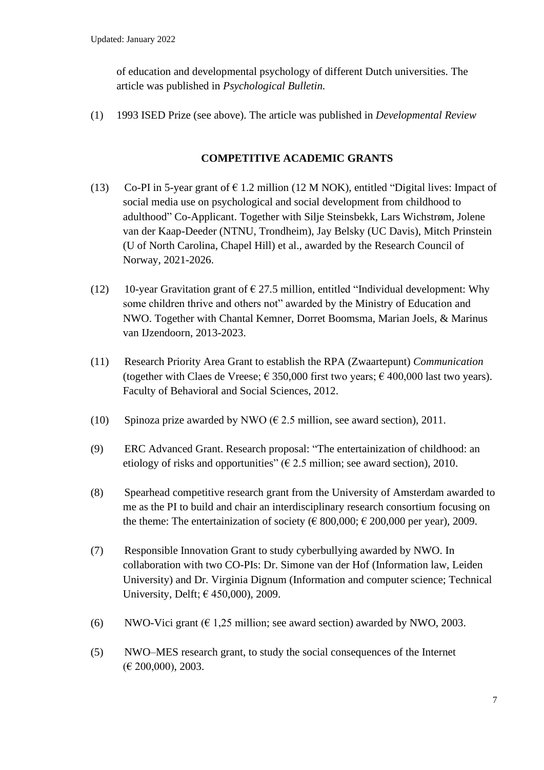of education and developmental psychology of different Dutch universities. The article was published in *Psychological Bulletin.*

(1) 1993 ISED Prize (see above). The article was published in *Developmental Review*

## COMPETITIVE ACADEMIC GRANTS

(13) Co-PI in 5-year grant of € 1.2 million (12 M NOK), entitled “Digital lives: Impact of social media use on psychological and social development from childhood to adulthood” Co-Applicant. Together with Silje Steinsbekk, Lars Wichstrøm, Jolene van der Kaap-Deeder (NTNU, Trondheim), Jay Belsky (UC Davis), Mitch Prinstein (U of North Carolina, Chapel Hill) et al., awarded by the Research Council of Norway, 2021-2026.

(12) 10-year Gravitation grant of € 27.5 million, entitled “Individual development: Why some children thrive and others not” awarded by the Ministry of Education and NWO. Together with Chantal Kemner, Dorret Boomsma, Marian Joels, & Marinus van IJzendoorn, 2013-2023.

(11) Research Priority Area Grant to establish the RPA (Zwaartepunt) *Communication* (together with Claes de Vreese; € 350,000 first two years; € 400,000 last two years). Faculty of Behavioral and Social Sciences, 2012.

(10) Spinoza prize awarded by NWO (€ 2.5 million, see award section), 2011.

(9) ERC Advanced Grant. Research proposal: “The entertainization of childhood: an etiology of risks and opportunities” (€ 2.5 million; see award section), 2010.

(8) Spearhead competitive research grant from the University of Amsterdam awarded to me as the PI to build and chair an interdisciplinary research consortium focusing on the theme: The entertainization of society (€ 800,000; € 200,000 per year), 2009.

(7) Responsible Innovation Grant to study cyberbullying awarded by NWO. In collaboration with two CO-PIs: Dr. Simone van der Hof (Information law, Leiden University) and Dr. Virginia Dignum (Information and computer science; Technical University, Delft; € 450,000), 2009.

(6) NWO-Vici grant (€ 1,25 million; see award section) awarded by NWO, 2003.

(5) NWO–MES research grant, to study the social consequences of the Internet (€ 200,000), 2003.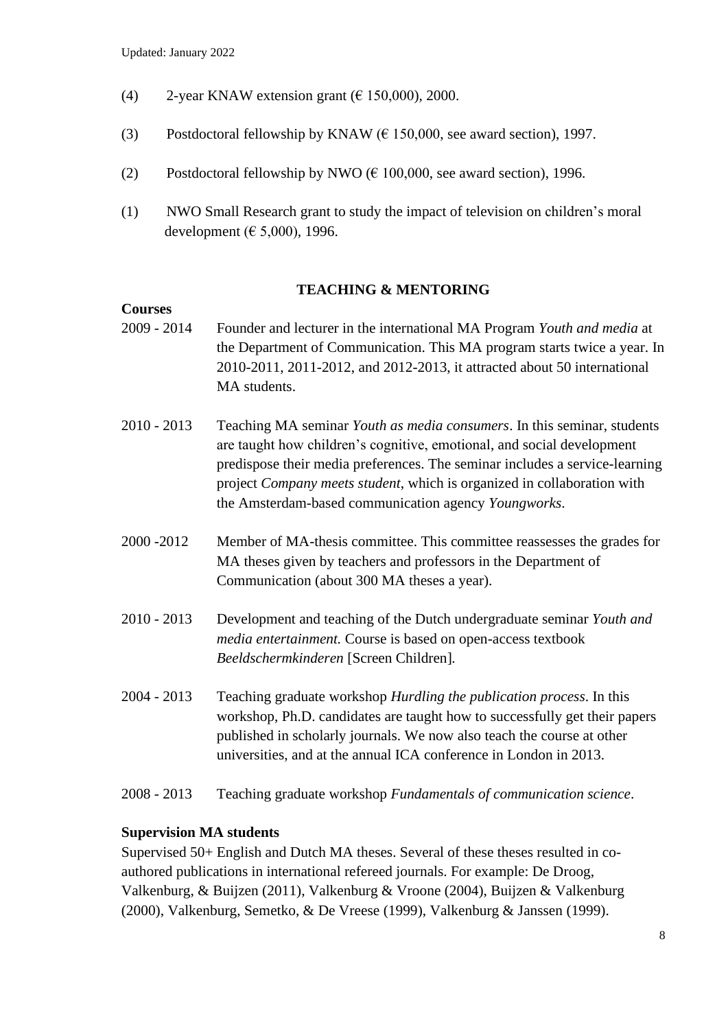(4) 2-year KNAW extension grant (€ 150,000), 2000.

(3) Postdoctoral fellowship by KNAW (€ 150,000, see award section), 1997.

(2) Postdoctoral fellowship by NWO (€ 100,000, see award section), 1996.

(1) NWO Small Research grant to study the impact of television on children's moral development (€ 5,000), 1996.

## TEACHING & MENTORING

**Courses**

2009 - 2014 Founder and lecturer in the international MA Program *Youth and media* at the Department of Communication. This MA program starts twice a year. In 2010-2011, 2011-2012, and 2012-2013, it attracted about 50 international MA students.

2010 - 2013 Teaching MA seminar *Youth as media consumers*. In this seminar, students are taught how children's cognitive, emotional, and social development predispose their media preferences. The seminar includes a service-learning project *Company meets student*, which is organized in collaboration with the Amsterdam-based communication agency *Youngworks*.

2000 -2012 Member of MA-thesis committee. This committee reassesses the grades for MA theses given by teachers and professors in the Department of Communication (about 300 MA theses a year).

2010 - 2013 Development and teaching of the Dutch undergraduate seminar *Youth and media entertainment.* Course is based on open-access textbook *Beeldschermkinderen* [Screen Children].

2004 - 2013 Teaching graduate workshop *Hurdling the publication process*. In this workshop, Ph.D. candidates are taught how to successfully get their papers published in scholarly journals. We now also teach the course at other universities, and at the annual ICA conference in London in 2013.

2008 - 2013 Teaching graduate workshop *Fundamentals of communication science*.

**Supervision MA students**

Supervised 50+ English and Dutch MA theses. Several of these theses resulted in co-authored publications in international refereed journals. For example: De Droog, Valkenburg, & Buijzen (2011), Valkenburg & Vroone (2004), Buijzen & Valkenburg (2000), Valkenburg, Semetko, & De Vreese (1999), Valkenburg & Janssen (1999).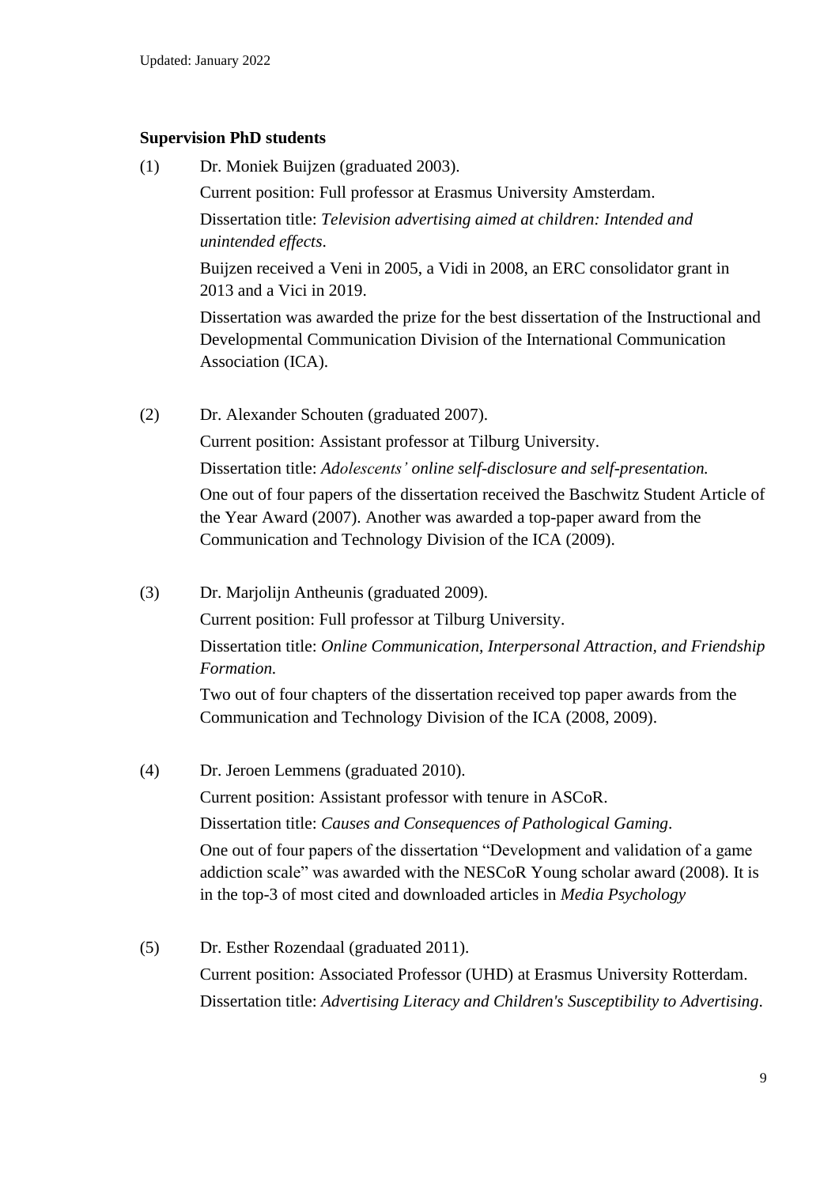Updated: January 2022

**Supervision PhD students**

(1) Dr. Moniek Buijzen (graduated 2003).

Current position: Full professor at Erasmus University Amsterdam.

Dissertation title: *Television advertising aimed at children: Intended and unintended effects*.

Buijzen received a Veni in 2005, a Vidi in 2008, an ERC consolidator grant in 2013 and a Vici in 2019.

Dissertation was awarded the prize for the best dissertation of the Instructional and Developmental Communication Division of the International Communication Association (ICA).

(2) Dr. Alexander Schouten (graduated 2007).

Current position: Assistant professor at Tilburg University.

Dissertation title: *Adolescents' online self-disclosure and self-presentation.*

One out of four papers of the dissertation received the Baschwitz Student Article of the Year Award (2007). Another was awarded a top-paper award from the Communication and Technology Division of the ICA (2009).

(3) Dr. Marjolijn Antheunis (graduated 2009).

Current position: Full professor at Tilburg University.

Dissertation title: *Online Communication, Interpersonal Attraction, and Friendship Formation.*

Two out of four chapters of the dissertation received top paper awards from the Communication and Technology Division of the ICA (2008, 2009).

(4) Dr. Jeroen Lemmens (graduated 2010).

Current position: Assistant professor with tenure in ASCoR.

Dissertation title: *Causes and Consequences of Pathological Gaming*.

One out of four papers of the dissertation "Development and validation of a game addiction scale" was awarded with the NESCoR Young scholar award (2008). It is in the top-3 of most cited and downloaded articles in *Media Psychology*

(5) Dr. Esther Rozendaal (graduated 2011).

Current position: Associated Professor (UHD) at Erasmus University Rotterdam.

Dissertation title: *Advertising Literacy and Children's Susceptibility to Advertising*.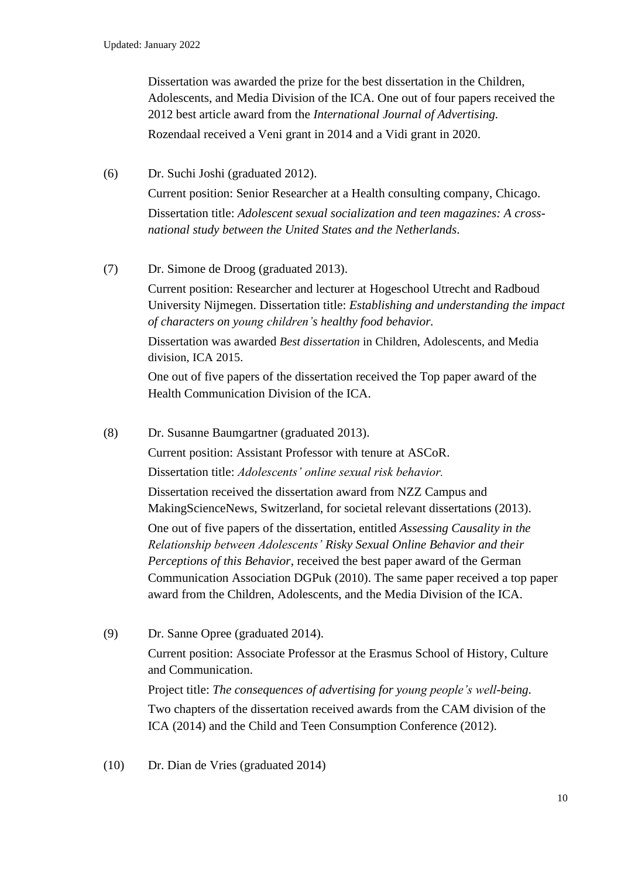Dissertation was awarded the prize for the best dissertation in the Children, Adolescents, and Media Division of the ICA. One out of four papers received the 2012 best article award from the *International Journal of Advertising*.

Rozendaal received a Veni grant in 2014 and a Vidi grant in 2020.

(6) Dr. Suchi Joshi (graduated 2012).

Current position: Senior Researcher at a Health consulting company, Chicago.

Dissertation title: *Adolescent sexual socialization and teen magazines: A cross-national study between the United States and the Netherlands*.

(7) Dr. Simone de Droog (graduated 2013).

Current position: Researcher and lecturer at Hogeschool Utrecht and Radboud University Nijmegen. Dissertation title: *Establishing and understanding the impact of characters on young children's healthy food behavior.*

Dissertation was awarded *Best dissertation* in Children, Adolescents, and Media division, ICA 2015.

One out of five papers of the dissertation received the Top paper award of the Health Communication Division of the ICA.

(8) Dr. Susanne Baumgartner (graduated 2013).

Current position: Assistant Professor with tenure at ASCoR.

Dissertation title: *Adolescents' online sexual risk behavior.*

Dissertation received the dissertation award from NZZ Campus and MakingScienceNews, Switzerland, for societal relevant dissertations (2013).

One out of five papers of the dissertation, entitled *Assessing Causality in the Relationship between Adolescents' Risky Sexual Online Behavior and their Perceptions of this Behavior*, received the best paper award of the German Communication Association DGPuk (2010). The same paper received a top paper award from the Children, Adolescents, and the Media Division of the ICA.

(9) Dr. Sanne Opree (graduated 2014).

Current position: Associate Professor at the Erasmus School of History, Culture and Communication.

Project title: *The consequences of advertising for young people's well-being.*

Two chapters of the dissertation received awards from the CAM division of the ICA (2014) and the Child and Teen Consumption Conference (2012).

(10) Dr. Dian de Vries (graduated 2014)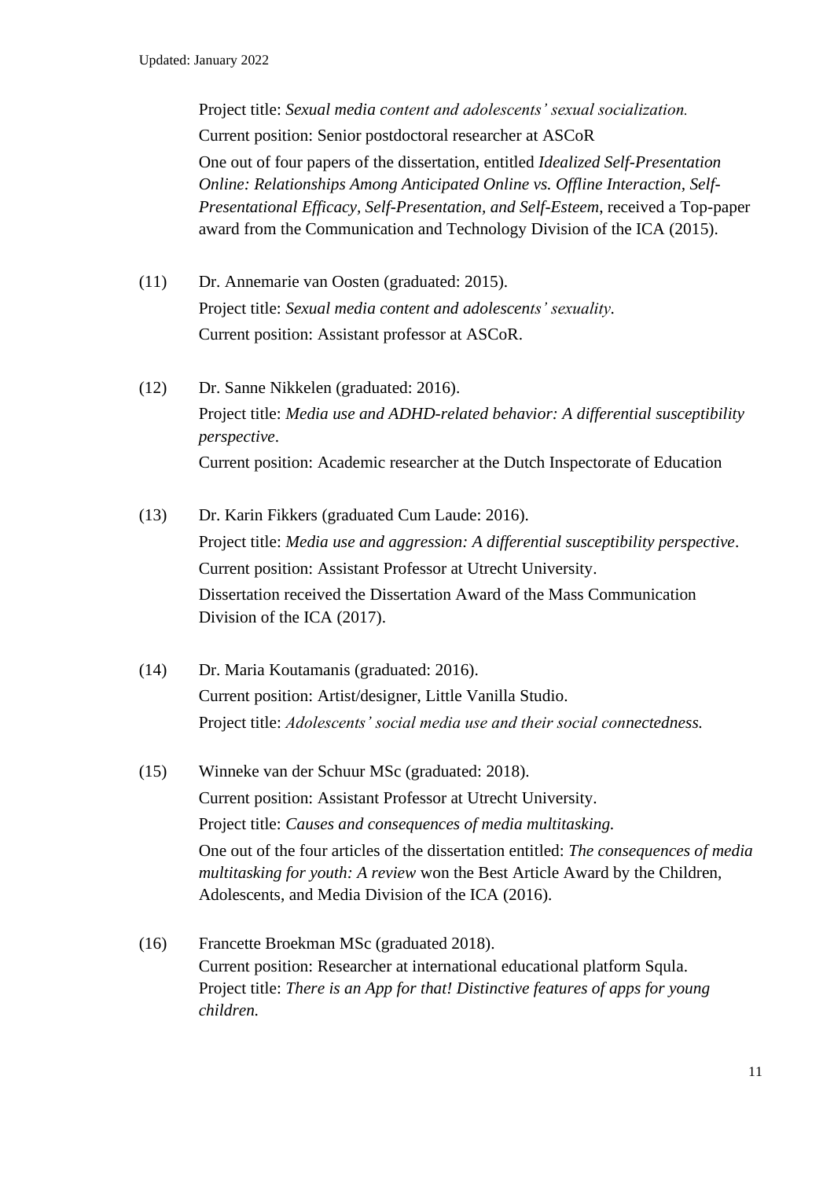Project title: *Sexual media content and adolescents' sexual socialization.*
Current position: Senior postdoctoral researcher at ASCoR
One out of four papers of the dissertation, entitled *Idealized Self-Presentation Online: Relationships Among Anticipated Online vs. Offline Interaction, Self-Presentational Efficacy, Self-Presentation, and Self-Esteem*, received a Top-paper award from the Communication and Technology Division of the ICA (2015).

(11) Dr. Annemarie van Oosten (graduated: 2015).
Project title: *Sexual media content and adolescents' sexuality*.
Current position: Assistant professor at ASCoR.

(12) Dr. Sanne Nikkelen (graduated: 2016).
Project title: *Media use and ADHD-related behavior: A differential susceptibility perspective*.
Current position: Academic researcher at the Dutch Inspectorate of Education

(13) Dr. Karin Fikkers (graduated Cum Laude: 2016).
Project title: *Media use and aggression: A differential susceptibility perspective*.
Current position: Assistant Professor at Utrecht University.
Dissertation received the Dissertation Award of the Mass Communication Division of the ICA (2017).

(14) Dr. Maria Koutamanis (graduated: 2016).
Current position: Artist/designer, Little Vanilla Studio.
Project title: *Adolescents' social media use and their social connectedness.*

(15) Winneke van der Schuur MSc (graduated: 2018).
Current position: Assistant Professor at Utrecht University.
Project title: *Causes and consequences of media multitasking.*
One out of the four articles of the dissertation entitled: *The consequences of media multitasking for youth: A review* won the Best Article Award by the Children, Adolescents, and Media Division of the ICA (2016).

(16) Francette Broekman MSc (graduated 2018).
Current position: Researcher at international educational platform Squla.
Project title: *There is an App for that! Distinctive features of apps for young children.*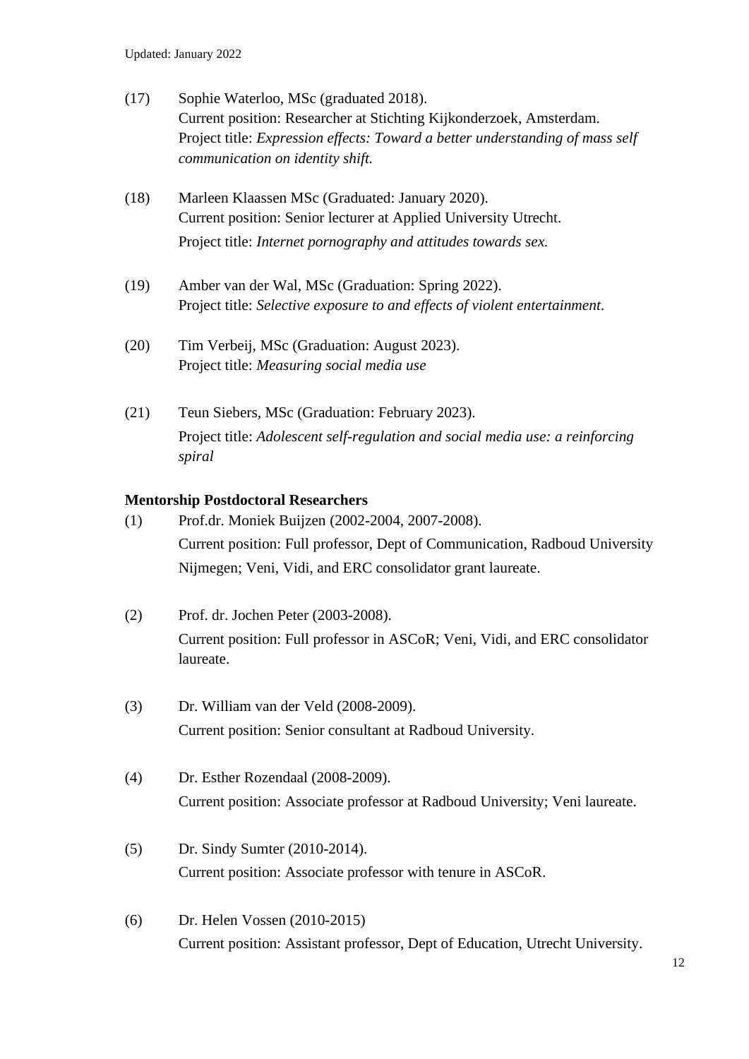(17) Sophie Waterloo, MSc (graduated 2018).
Current position: Researcher at Stichting Kijkonderzoek, Amsterdam.
Project title: *Expression effects: Toward a better understanding of mass self communication on identity shift.*

(18) Marleen Klaassen MSc (Graduated: January 2020).
Current position: Senior lecturer at Applied University Utrecht.
Project title: *Internet pornography and attitudes towards sex.*

(19) Amber van der Wal, MSc (Graduation: Spring 2022).
Project title: *Selective exposure to and effects of violent entertainment*.

(20) Tim Verbeij, MSc (Graduation: August 2023).
Project title: *Measuring social media use*

(21) Teun Siebers, MSc (Graduation: February 2023).
Project title: *Adolescent self-regulation and social media use: a reinforcing spiral*

**Mentorship Postdoctoral Researchers**

(1) Prof.dr. Moniek Buijzen (2002-2004, 2007-2008).
Current position: Full professor, Dept of Communication, Radboud University Nijmegen; Veni, Vidi, and ERC consolidator grant laureate.

(2) Prof. dr. Jochen Peter (2003-2008).
Current position: Full professor in ASCoR; Veni, Vidi, and ERC consolidator laureate.

(3) Dr. William van der Veld (2008-2009).
Current position: Senior consultant at Radboud University.

(4) Dr. Esther Rozendaal (2008-2009).
Current position: Associate professor at Radboud University; Veni laureate.

(5) Dr. Sindy Sumter (2010-2014).
Current position: Associate professor with tenure in ASCoR.

(6) Dr. Helen Vossen (2010-2015)
Current position: Assistant professor, Dept of Education, Utrecht University.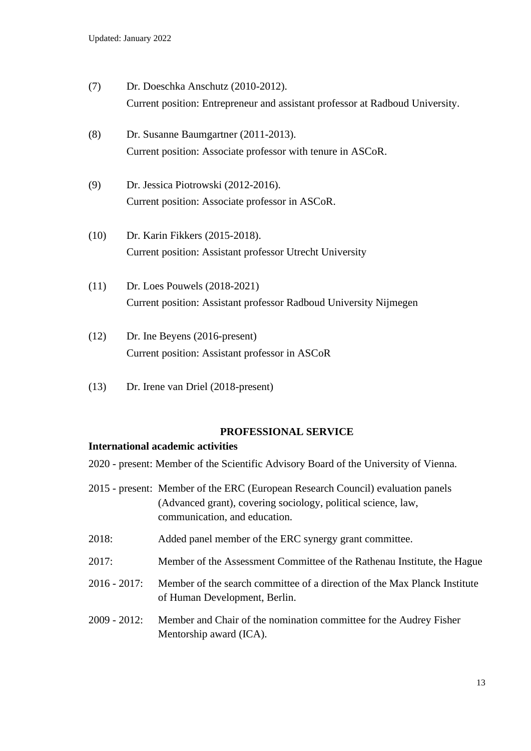(7) Dr. Doeschka Anschutz (2010-2012).
Current position: Entrepreneur and assistant professor at Radboud University.

(8) Dr. Susanne Baumgartner (2011-2013).
Current position: Associate professor with tenure in ASCoR.

(9) Dr. Jessica Piotrowski (2012-2016).
Current position: Associate professor in ASCoR.

(10) Dr. Karin Fikkers (2015-2018).
Current position: Assistant professor Utrecht University

(11) Dr. Loes Pouwels (2018-2021)
Current position: Assistant professor Radboud University Nijmegen

(12) Dr. Ine Beyens (2016-present)
Current position: Assistant professor in ASCoR

(13) Dr. Irene van Driel (2018-present)

## PROFESSIONAL SERVICE

**International academic activities**

2020 - present: Member of the Scientific Advisory Board of the University of Vienna.

2015 - present: Member of the ERC (European Research Council) evaluation panels (Advanced grant), covering sociology, political science, law, communication, and education.

2018: Added panel member of the ERC synergy grant committee.

2017: Member of the Assessment Committee of the Rathenau Institute, the Hague

2016 - 2017: Member of the search committee of a direction of the Max Planck Institute of Human Development, Berlin.

2009 - 2012: Member and Chair of the nomination committee for the Audrey Fisher Mentorship award (ICA).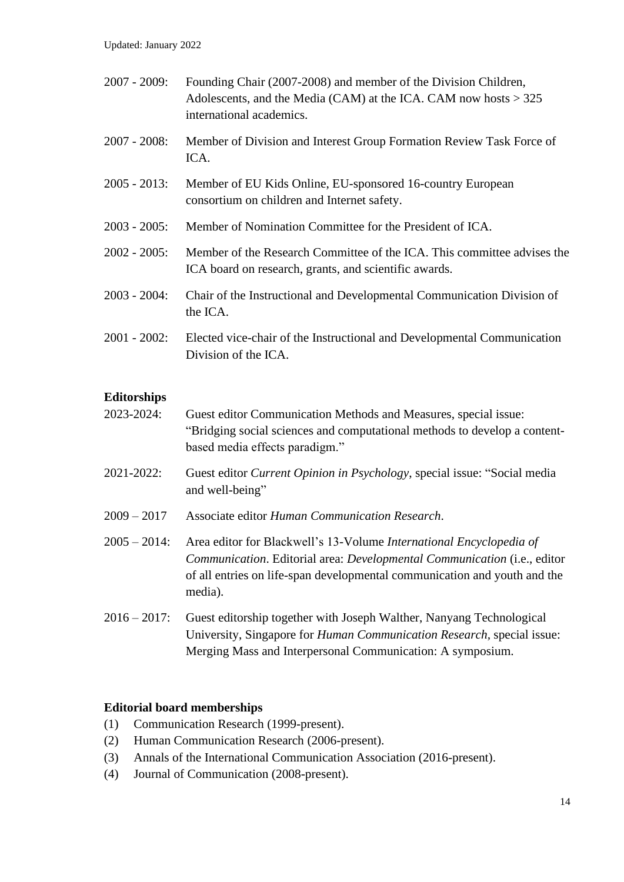2007 - 2009: Founding Chair (2007-2008) and member of the Division Children, Adolescents, and the Media (CAM) at the ICA. CAM now hosts > 325 international academics.

2007 - 2008: Member of Division and Interest Group Formation Review Task Force of ICA.

2005 - 2013: Member of EU Kids Online, EU-sponsored 16-country European consortium on children and Internet safety.

2003 - 2005: Member of Nomination Committee for the President of ICA.

2002 - 2005: Member of the Research Committee of the ICA. This committee advises the ICA board on research, grants, and scientific awards.

2003 - 2004: Chair of the Instructional and Developmental Communication Division of the ICA.

2001 - 2002: Elected vice-chair of the Instructional and Developmental Communication Division of the ICA.

**Editorships**

2023-2024: Guest editor Communication Methods and Measures, special issue: "Bridging social sciences and computational methods to develop a content-based media effects paradigm."

2021-2022: Guest editor *Current Opinion in Psychology*, special issue: "Social media and well-being"

2009 – 2017 Associate editor *Human Communication Research*.

2005 – 2014: Area editor for Blackwell's 13-Volume *International Encyclopedia of Communication*. Editorial area: *Developmental Communication* (i.e., editor of all entries on life-span developmental communication and youth and the media).

2016 – 2017: Guest editorship together with Joseph Walther, Nanyang Technological University, Singapore for *Human Communication Research*, special issue: Merging Mass and Interpersonal Communication: A symposium.

**Editorial board memberships**

(1) Communication Research (1999-present).
(2) Human Communication Research (2006-present).
(3) Annals of the International Communication Association (2016-present).
(4) Journal of Communication (2008-present).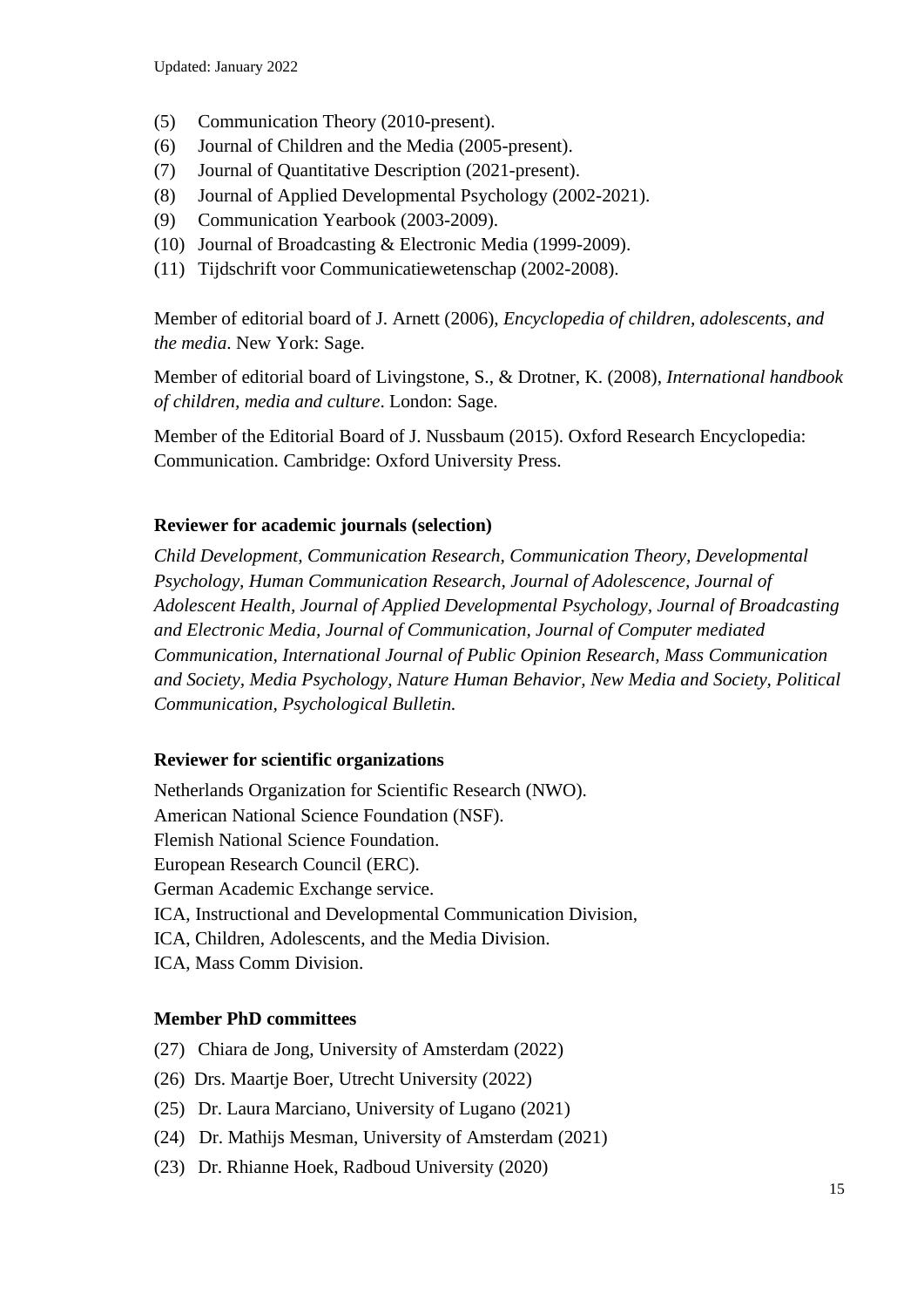(5) Communication Theory (2010-present).
(6) Journal of Children and the Media (2005-present).
(7) Journal of Quantitative Description (2021-present).
(8) Journal of Applied Developmental Psychology (2002-2021).
(9) Communication Yearbook (2003-2009).
(10) Journal of Broadcasting & Electronic Media (1999-2009).
(11) Tijdschrift voor Communicatiewetenschap (2002-2008).

Member of editorial board of J. Arnett (2006), *Encyclopedia of children, adolescents, and the media*. New York: Sage.

Member of editorial board of Livingstone, S., & Drotner, K. (2008), *International handbook of children, media and culture*. London: Sage.

Member of the Editorial Board of J. Nussbaum (2015). Oxford Research Encyclopedia: Communication. Cambridge: Oxford University Press.

**Reviewer for academic journals (selection)**

*Child Development, Communication Research, Communication Theory, Developmental Psychology, Human Communication Research, Journal of Adolescence, Journal of Adolescent Health, Journal of Applied Developmental Psychology, Journal of Broadcasting and Electronic Media, Journal of Communication, Journal of Computer mediated Communication, International Journal of Public Opinion Research, Mass Communication and Society, Media Psychology, Nature Human Behavior, New Media and Society, Political Communication, Psychological Bulletin.*

**Reviewer for scientific organizations**

Netherlands Organization for Scientific Research (NWO).
American National Science Foundation (NSF).
Flemish National Science Foundation.
European Research Council (ERC).
German Academic Exchange service.
ICA, Instructional and Developmental Communication Division,
ICA, Children, Adolescents, and the Media Division.
ICA, Mass Comm Division.

**Member PhD committees**

(27) Chiara de Jong, University of Amsterdam (2022)
(26) Drs. Maartje Boer, Utrecht University (2022)
(25) Dr. Laura Marciano, University of Lugano (2021)
(24) Dr. Mathijs Mesman, University of Amsterdam (2021)
(23) Dr. Rhianne Hoek, Radboud University (2020)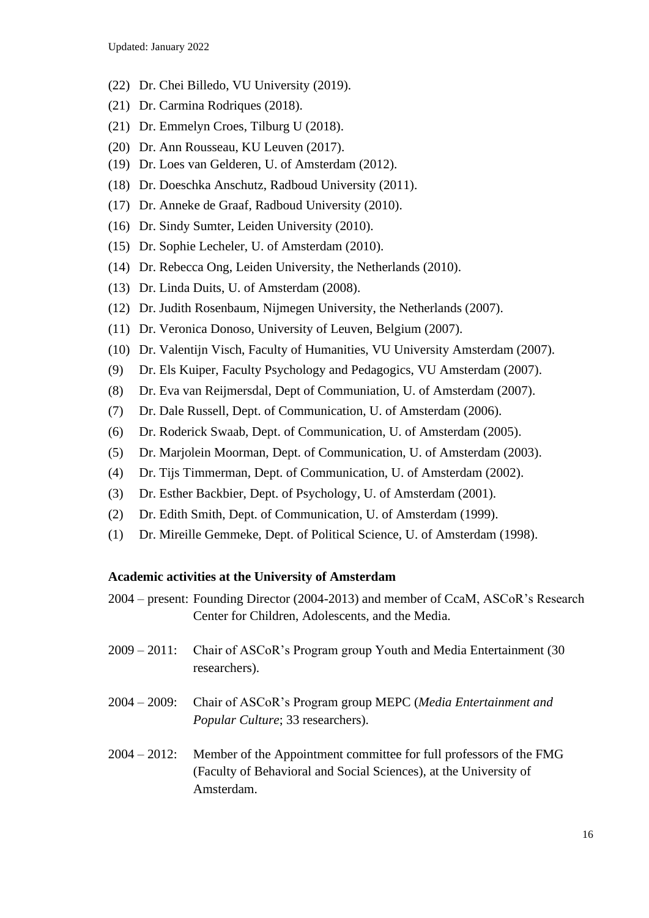(22) Dr. Chei Billedo, VU University (2019).

(21) Dr. Carmina Rodriques (2018).

(21) Dr. Emmelyn Croes, Tilburg U (2018).

(20) Dr. Ann Rousseau, KU Leuven (2017).

(19) Dr. Loes van Gelderen, U. of Amsterdam (2012).

(18) Dr. Doeschka Anschutz, Radboud University (2011).

(17) Dr. Anneke de Graaf, Radboud University (2010).

(16) Dr. Sindy Sumter, Leiden University (2010).

(15) Dr. Sophie Lecheler, U. of Amsterdam (2010).

(14) Dr. Rebecca Ong, Leiden University, the Netherlands (2010).

(13) Dr. Linda Duits, U. of Amsterdam (2008).

(12) Dr. Judith Rosenbaum, Nijmegen University, the Netherlands (2007).

(11) Dr. Veronica Donoso, University of Leuven, Belgium (2007).

(10) Dr. Valentijn Visch, Faculty of Humanities, VU University Amsterdam (2007).

(9) Dr. Els Kuiper, Faculty Psychology and Pedagogics, VU Amsterdam (2007).

(8) Dr. Eva van Reijmersdal, Dept of Communiation, U. of Amsterdam (2007).

(7) Dr. Dale Russell, Dept. of Communication, U. of Amsterdam (2006).

(6) Dr. Roderick Swaab, Dept. of Communication, U. of Amsterdam (2005).

(5) Dr. Marjolein Moorman, Dept. of Communication, U. of Amsterdam (2003).

(4) Dr. Tijs Timmerman, Dept. of Communication, U. of Amsterdam (2002).

(3) Dr. Esther Backbier, Dept. of Psychology, U. of Amsterdam (2001).

(2) Dr. Edith Smith, Dept. of Communication, U. of Amsterdam (1999).

(1) Dr. Mireille Gemmeke, Dept. of Political Science, U. of Amsterdam (1998).

**Academic activities at the University of Amsterdam**

2004 – present: Founding Director (2004-2013) and member of CcaM, ASCoR's Research Center for Children, Adolescents, and the Media.

2009 – 2011: Chair of ASCoR's Program group Youth and Media Entertainment (30 researchers).

2004 – 2009: Chair of ASCoR's Program group MEPC (*Media Entertainment and Popular Culture*; 33 researchers).

2004 – 2012: Member of the Appointment committee for full professors of the FMG (Faculty of Behavioral and Social Sciences), at the University of Amsterdam.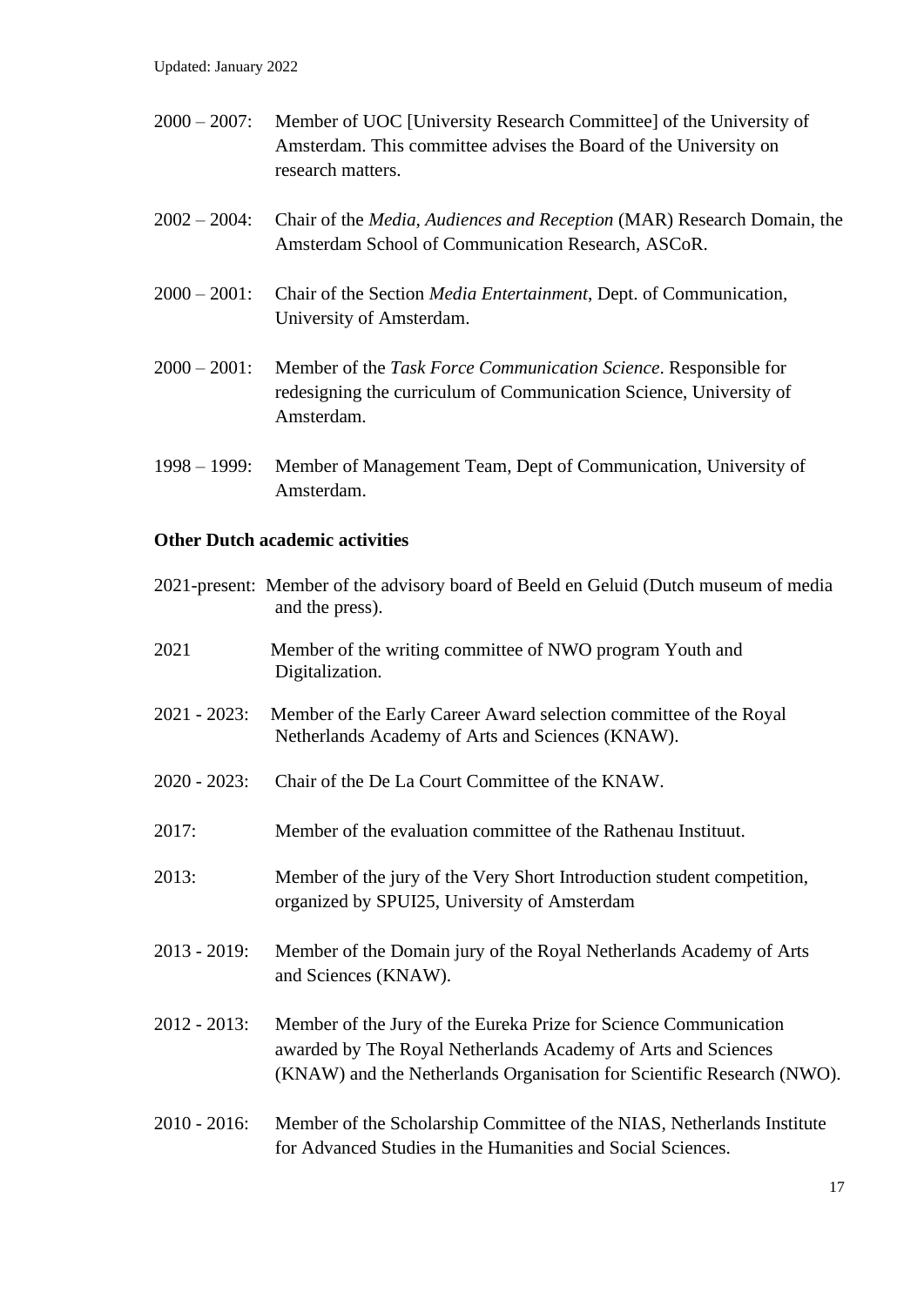2000 – 2007: Member of UOC [University Research Committee] of the University of Amsterdam. This committee advises the Board of the University on research matters.

2002 – 2004: Chair of the *Media, Audiences and Reception* (MAR) Research Domain, the Amsterdam School of Communication Research, ASCoR.

2000 – 2001: Chair of the Section *Media Entertainment*, Dept. of Communication, University of Amsterdam.

2000 – 2001: Member of the *Task Force Communication Science*. Responsible for redesigning the curriculum of Communication Science, University of Amsterdam.

1998 – 1999: Member of Management Team, Dept of Communication, University of Amsterdam.

**Other Dutch academic activities**

2021-present: Member of the advisory board of Beeld en Geluid (Dutch museum of media and the press).

2021 Member of the writing committee of NWO program Youth and Digitalization.

2021 - 2023: Member of the Early Career Award selection committee of the Royal Netherlands Academy of Arts and Sciences (KNAW).

2020 - 2023: Chair of the De La Court Committee of the KNAW.

2017: Member of the evaluation committee of the Rathenau Instituut.

2013: Member of the jury of the Very Short Introduction student competition, organized by SPUI25, University of Amsterdam

2013 - 2019: Member of the Domain jury of the Royal Netherlands Academy of Arts and Sciences (KNAW).

2012 - 2013: Member of the Jury of the Eureka Prize for Science Communication awarded by The Royal Netherlands Academy of Arts and Sciences (KNAW) and the Netherlands Organisation for Scientific Research (NWO).

2010 - 2016: Member of the Scholarship Committee of the NIAS, Netherlands Institute for Advanced Studies in the Humanities and Social Sciences.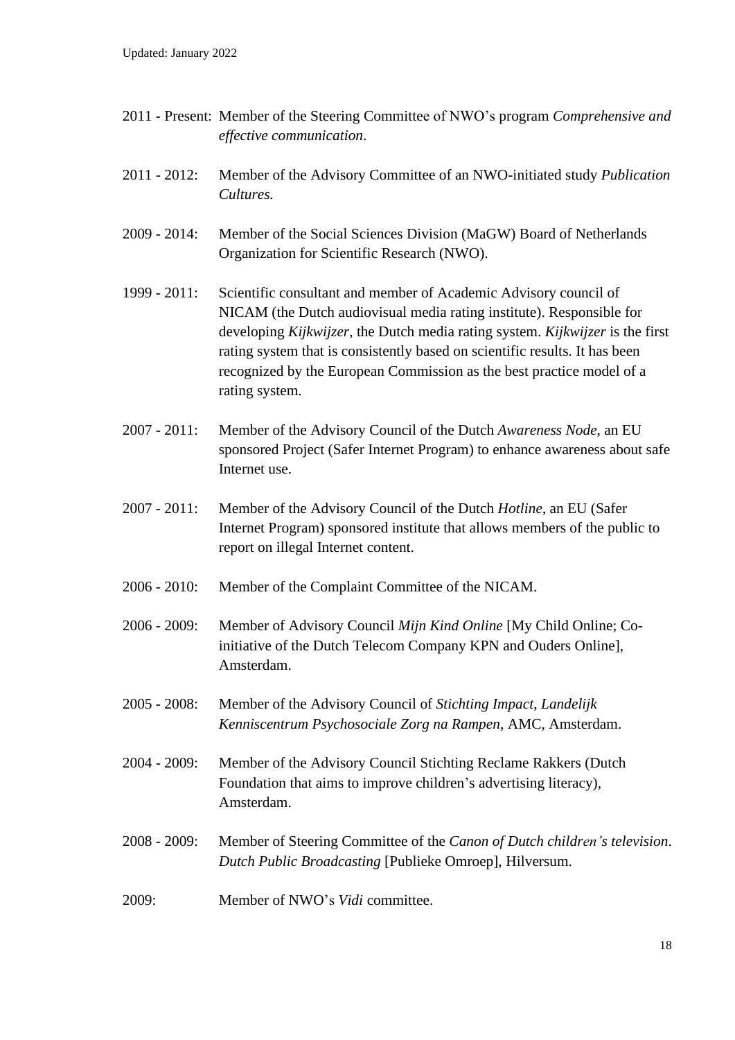2011 - Present: Member of the Steering Committee of NWO's program *Comprehensive and effective communication*.

2011 - 2012: Member of the Advisory Committee of an NWO-initiated study *Publication Cultures.*

2009 - 2014: Member of the Social Sciences Division (MaGW) Board of Netherlands Organization for Scientific Research (NWO).

1999 - 2011: Scientific consultant and member of Academic Advisory council of NICAM (the Dutch audiovisual media rating institute). Responsible for developing *Kijkwijzer*, the Dutch media rating system. *Kijkwijzer* is the first rating system that is consistently based on scientific results. It has been recognized by the European Commission as the best practice model of a rating system.

2007 - 2011: Member of the Advisory Council of the Dutch *Awareness Node*, an EU sponsored Project (Safer Internet Program) to enhance awareness about safe Internet use.

2007 - 2011: Member of the Advisory Council of the Dutch *Hotline*, an EU (Safer Internet Program) sponsored institute that allows members of the public to report on illegal Internet content.

2006 - 2010: Member of the Complaint Committee of the NICAM.

2006 - 2009: Member of Advisory Council *Mijn Kind Online* [My Child Online; Co-initiative of the Dutch Telecom Company KPN and Ouders Online], Amsterdam.

2005 - 2008: Member of the Advisory Council of *Stichting Impact*, *Landelijk Kenniscentrum Psychosociale Zorg na Rampen*, AMC, Amsterdam.

2004 - 2009: Member of the Advisory Council Stichting Reclame Rakkers (Dutch Foundation that aims to improve children's advertising literacy), Amsterdam.

2008 - 2009: Member of Steering Committee of the *Canon of Dutch children's television*. *Dutch Public Broadcasting* [Publieke Omroep], Hilversum.

2009: Member of NWO's *Vidi* committee.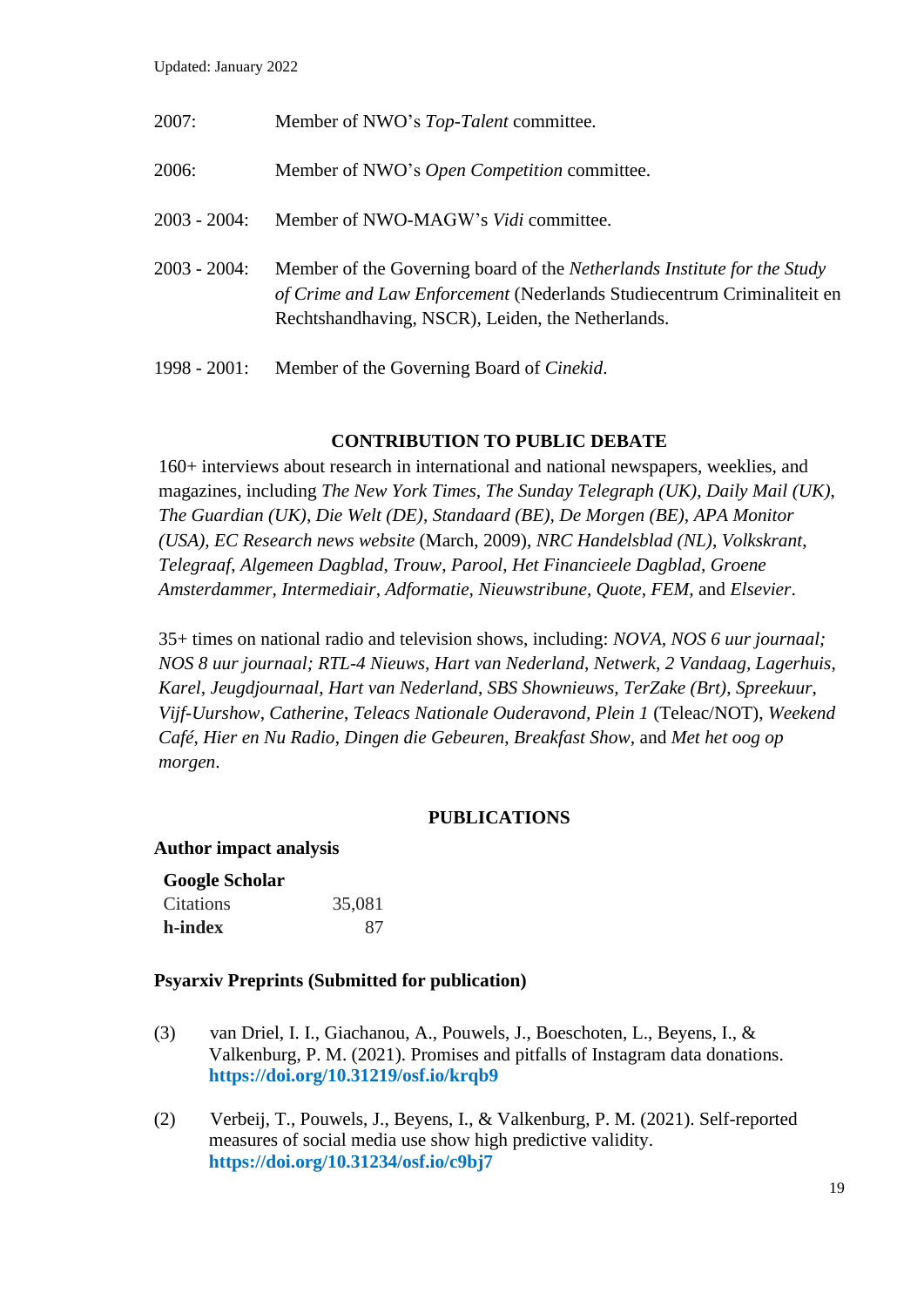Updated: January 2022

2007: Member of NWO's *Top-Talent* committee.

2006: Member of NWO's *Open Competition* committee.

2003 - 2004: Member of NWO-MAGW's *Vidi* committee.

2003 - 2004: Member of the Governing board of the *Netherlands Institute for the Study of Crime and Law Enforcement* (Nederlands Studiecentrum Criminaliteit en Rechtshandhaving, NSCR), Leiden, the Netherlands.

1998 - 2001: Member of the Governing Board of *Cinekid*.

## CONTRIBUTION TO PUBLIC DEBATE

160+ interviews about research in international and national newspapers, weeklies, and magazines, including *The New York Times, The Sunday Telegraph (UK), Daily Mail (UK), The Guardian (UK), Die Welt (DE), Standaard (BE), De Morgen (BE), APA Monitor (USA), EC Research news website* (March, 2009), *NRC Handelsblad (NL), Volkskrant, Telegraaf, Algemeen Dagblad, Trouw, Parool, Het Financieele Dagblad, Groene Amsterdammer, Intermediair, Adformatie, Nieuwstribune, Quote, FEM,* and *Elsevier*.

35+ times on national radio and television shows, including: *NOVA, NOS 6 uur journaal; NOS 8 uur journaal; RTL-4 Nieuws, Hart van Nederland, Netwerk, 2 Vandaag, Lagerhuis, Karel, Jeugdjournaal, Hart van Nederland, SBS Shownieuws, TerZake (Brt), Spreekuur, Vijf-Uurshow, Catherine, Teleacs Nationale Ouderavond, Plein 1* (Teleac/NOT), *Weekend Café, Hier en Nu Radio, Dingen die Gebeuren, Breakfast Show,* and *Met het oog op morgen*.

## PUBLICATIONS

### Author impact analysis

| **Google Scholar** | |
|---|---|
| Citations | 35,081 |
| **h-index** | 87 |

### Psyarxiv Preprints (Submitted for publication)

(3) van Driel, I. I., Giachanou, A., Pouwels, J., Boeschoten, L., Beyens, I., & Valkenburg, P. M. (2021). Promises and pitfalls of Instagram data donations. **https://doi.org/10.31219/osf.io/krqb9**

(2) Verbeij, T., Pouwels, J., Beyens, I., & Valkenburg, P. M. (2021). Self-reported measures of social media use show high predictive validity. **https://doi.org/10.31234/osf.io/c9bj7**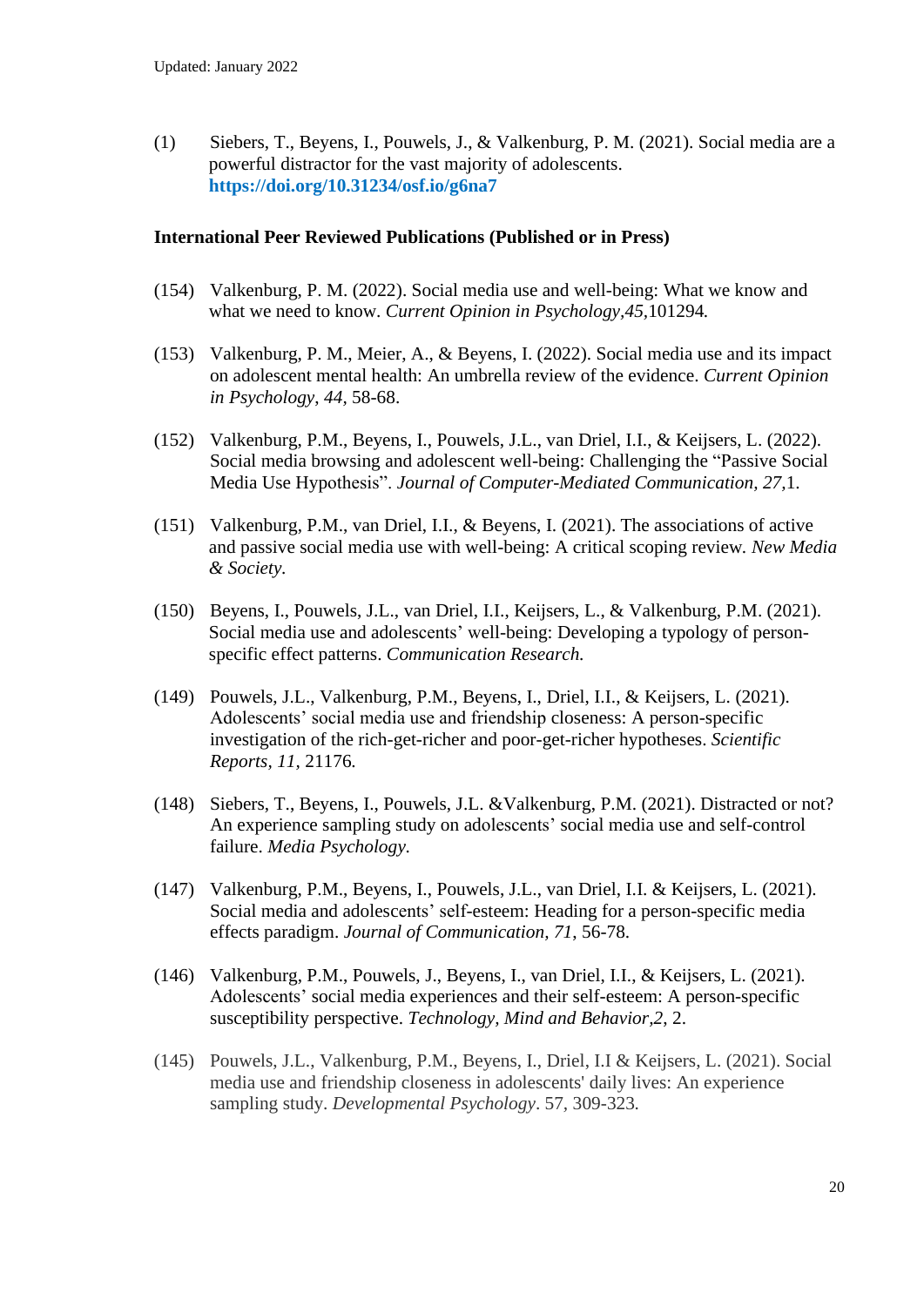Updated: January 2022

(1) Siebers, T., Beyens, I., Pouwels, J., & Valkenburg, P. M. (2021). Social media are a powerful distractor for the vast majority of adolescents. **https://doi.org/10.31234/osf.io/g6na7**

**International Peer Reviewed Publications (Published or in Press)**

(154) Valkenburg, P. M. (2022). Social media use and well-being: What we know and what we need to know. *Current Opinion in Psychology,45,*101294*.*

(153) Valkenburg, P. M., Meier, A., & Beyens, I. (2022). Social media use and its impact on adolescent mental health: An umbrella review of the evidence. *Current Opinion in Psychology, 44,* 58-68.

(152) Valkenburg, P.M., Beyens, I., Pouwels, J.L., van Driel, I.I., & Keijsers, L. (2022). Social media browsing and adolescent well-being: Challenging the "Passive Social Media Use Hypothesis". *Journal of Computer-Mediated Communication, 27,*1.

(151) Valkenburg, P.M., van Driel, I.I., & Beyens, I. (2021). The associations of active and passive social media use with well-being: A critical scoping review. *New Media & Society.*

(150) Beyens, I., Pouwels, J.L., van Driel, I.I., Keijsers, L., & Valkenburg, P.M. (2021). Social media use and adolescents' well-being: Developing a typology of person-specific effect patterns. *Communication Research.*

(149) Pouwels, J.L., Valkenburg, P.M., Beyens, I., Driel, I.I., & Keijsers, L. (2021). Adolescents' social media use and friendship closeness: A person-specific investigation of the rich-get-richer and poor-get-richer hypotheses. *Scientific Reports, 11,* 21176*.*

(148) Siebers, T., Beyens, I., Pouwels, J.L. &Valkenburg, P.M. (2021). Distracted or not? An experience sampling study on adolescents' social media use and self-control failure. *Media Psychology.*

(147) Valkenburg, P.M., Beyens, I., Pouwels, J.L., van Driel, I.I. & Keijsers, L. (2021). Social media and adolescents' self-esteem: Heading for a person-specific media effects paradigm. *Journal of Communication*, *71*, 56-78.

(146) Valkenburg, P.M., Pouwels, J., Beyens, I., van Driel, I.I., & Keijsers, L. (2021). Adolescents' social media experiences and their self-esteem: A person-specific susceptibility perspective. *Technology, Mind and Behavior,2,* 2.

(145) Pouwels, J.L., Valkenburg, P.M., Beyens, I., Driel, I.I & Keijsers, L. (2021). Social media use and friendship closeness in adolescents' daily lives: An experience sampling study. *Developmental Psychology*. 57, 309-323*.*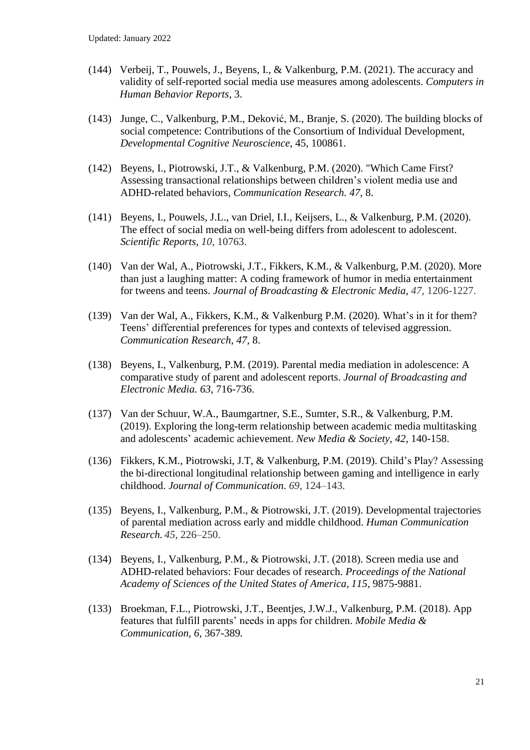(144) Verbeij, T., Pouwels, J., Beyens, I., & Valkenburg, P.M. (2021). The accuracy and validity of self-reported social media use measures among adolescents. *Computers in Human Behavior Reports*, 3.

(143) Junge, C., Valkenburg, P.M., Deković, M., Branje, S. (2020). The building blocks of social competence: Contributions of the Consortium of Individual Development, *Developmental Cognitive Neuroscience*, 45, 100861.

(142) Beyens, I., Piotrowski, J.T., & Valkenburg, P.M. (2020). "Which Came First? Assessing transactional relationships between children's violent media use and ADHD-related behaviors, *Communication Research. 47*, 8.

(141) Beyens, I., Pouwels, J.L., van Driel, I.I., Keijsers, L., & Valkenburg, P.M. (2020). The effect of social media on well-being differs from adolescent to adolescent. *Scientific Reports*, *10*, 10763.

(140) Van der Wal, A., Piotrowski, J.T., Fikkers, K.M., & Valkenburg, P.M. (2020). More than just a laughing matter: A coding framework of humor in media entertainment for tweens and teens. *Journal of Broadcasting & Electronic Media, 47*, 1206-1227.

(139) Van der Wal, A., Fikkers, K.M., & Valkenburg P.M. (2020). What's in it for them? Teens' differential preferences for types and contexts of televised aggression. *Communication Research*, *47,* 8.

(138) Beyens, I., Valkenburg, P.M. (2019). Parental media mediation in adolescence: A comparative study of parent and adolescent reports. *Journal of Broadcasting and Electronic Media. 63*, 716-736.

(137) Van der Schuur, W.A., Baumgartner, S.E., Sumter, S.R., & Valkenburg, P.M. (2019). Exploring the long-term relationship between academic media multitasking and adolescents' academic achievement. *New Media & Society*, *42,* 140-158.

(136) Fikkers, K.M., Piotrowski, J.T, & Valkenburg, P.M. (2019). Child's Play? Assessing the bi-directional longitudinal relationship between gaming and intelligence in early childhood. *Journal of Communication*. *69*, 124–143.

(135) Beyens, I., Valkenburg, P.M., & Piotrowski, J.T. (2019). Developmental trajectories of parental mediation across early and middle childhood. *Human Communication Research. 45*, 226–250.

(134) Beyens, I., Valkenburg, P.M., & Piotrowski, J.T. (2018). Screen media use and ADHD-related behaviors: Four decades of research. *Proceedings of the National Academy of Sciences of the United States of America, 115*, 9875-9881.

(133) Broekman, F.L., Piotrowski, J.T., Beentjes, J.W.J., Valkenburg, P.M. (2018). App features that fulfill parents' needs in apps for children. *Mobile Media & Communication*, *6*, 367-389*.*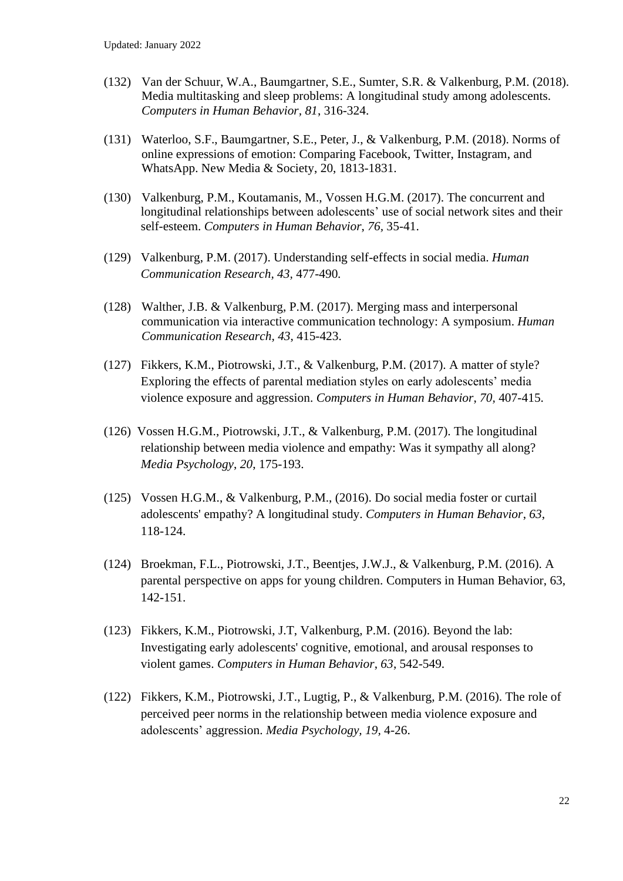(132) Van der Schuur, W.A., Baumgartner, S.E., Sumter, S.R. & Valkenburg, P.M. (2018). Media multitasking and sleep problems: A longitudinal study among adolescents. *Computers in Human Behavior, 81*, 316-324.

(131) Waterloo, S.F., Baumgartner, S.E., Peter, J., & Valkenburg, P.M. (2018). Norms of online expressions of emotion: Comparing Facebook, Twitter, Instagram, and WhatsApp. New Media & Society, 20, 1813-1831.

(130) Valkenburg, P.M., Koutamanis, M., Vossen H.G.M. (2017). The concurrent and longitudinal relationships between adolescents' use of social network sites and their self-esteem. *Computers in Human Behavior, 76,* 35-41.

(129) Valkenburg, P.M. (2017). Understanding self-effects in social media. *Human Communication Research, 43,* 477-490*.*

(128) Walther, J.B. & Valkenburg, P.M. (2017). Merging mass and interpersonal communication via interactive communication technology: A symposium. *Human Communication Research, 43*, 415-423.

(127) Fikkers, K.M., Piotrowski, J.T., & Valkenburg, P.M. (2017). A matter of style? Exploring the effects of parental mediation styles on early adolescents' media violence exposure and aggression. *Computers in Human Behavior, 70*, 407-415.

(126) Vossen H.G.M., Piotrowski, J.T., & Valkenburg, P.M. (2017). The longitudinal relationship between media violence and empathy: Was it sympathy all along? *Media Psychology, 20,* 175-193.

(125) Vossen H.G.M., & Valkenburg, P.M., (2016). Do social media foster or curtail adolescents' empathy? A longitudinal study. *Computers in Human Behavior*, *63*, 118-124.

(124) Broekman, F.L., Piotrowski, J.T., Beentjes, J.W.J., & Valkenburg, P.M. (2016). A parental perspective on apps for young children. Computers in Human Behavior, 63, 142-151.

(123) Fikkers, K.M., Piotrowski, J.T, Valkenburg, P.M. (2016). Beyond the lab: Investigating early adolescents' cognitive, emotional, and arousal responses to violent games. *Computers in Human Behavior*, *63*, 542-549.

(122) Fikkers, K.M., Piotrowski, J.T., Lugtig, P., & Valkenburg, P.M. (2016). The role of perceived peer norms in the relationship between media violence exposure and adolescents' aggression. *Media Psychology, 19,* 4-26.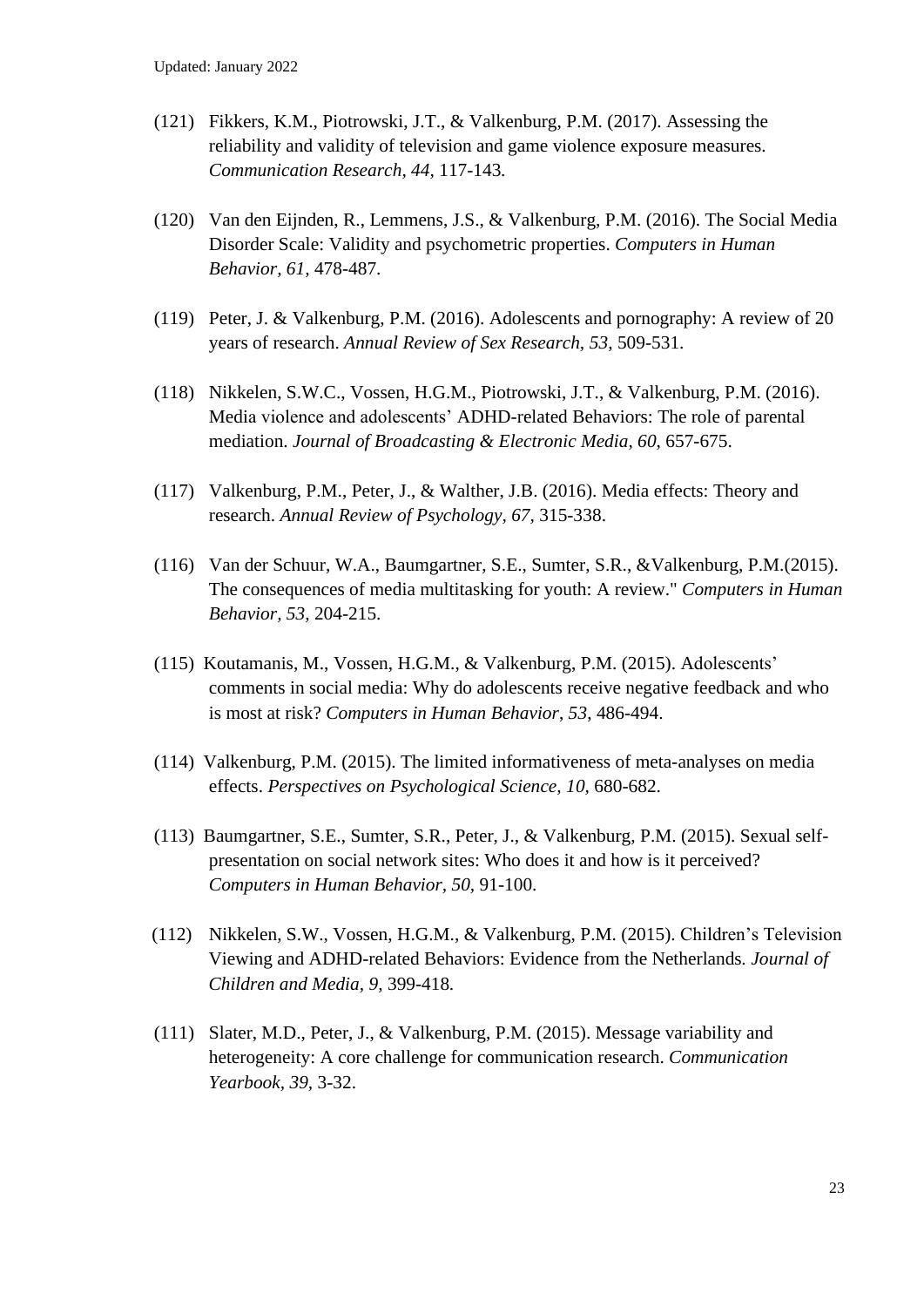(121) Fikkers, K.M., Piotrowski, J.T., & Valkenburg, P.M. (2017). Assessing the reliability and validity of television and game violence exposure measures. *Communication Research, 44,* 117-143.

(120) Van den Eijnden, R., Lemmens, J.S., & Valkenburg, P.M. (2016). The Social Media Disorder Scale: Validity and psychometric properties. *Computers in Human Behavior, 61,* 478-487.

(119) Peter, J. & Valkenburg, P.M. (2016). Adolescents and pornography: A review of 20 years of research. *Annual Review of Sex Research, 53,* 509-531.

(118) Nikkelen, S.W.C., Vossen, H.G.M., Piotrowski, J.T., & Valkenburg, P.M. (2016). Media violence and adolescents' ADHD-related Behaviors: The role of parental mediation. *Journal of Broadcasting & Electronic Media, 60*, 657-675.

(117) Valkenburg, P.M., Peter, J., & Walther, J.B. (2016). Media effects: Theory and research. *Annual Review of Psychology, 67,* 315-338.

(116) Van der Schuur, W.A., Baumgartner, S.E., Sumter, S.R., &Valkenburg, P.M.(2015). The consequences of media multitasking for youth: A review." *Computers in Human Behavior, 53,* 204-215.

(115) Koutamanis, M., Vossen, H.G.M., & Valkenburg, P.M. (2015). Adolescents' comments in social media: Why do adolescents receive negative feedback and who is most at risk? *Computers in Human Behavior*, *53*, 486-494.

(114) Valkenburg, P.M. (2015). The limited informativeness of meta-analyses on media effects. *Perspectives on Psychological Science, 10,* 680-682.

(113) Baumgartner, S.E., Sumter, S.R., Peter, J., & Valkenburg, P.M. (2015). Sexual self-presentation on social network sites: Who does it and how is it perceived? *Computers in Human Behavior, 50,* 91-100.

(112) Nikkelen, S.W., Vossen, H.G.M., & Valkenburg, P.M. (2015). Children's Television Viewing and ADHD-related Behaviors: Evidence from the Netherlands*. Journal of Children and Media, 9,* 399-418*.*

(111) Slater, M.D., Peter, J., & Valkenburg, P.M. (2015). Message variability and heterogeneity: A core challenge for communication research. *Communication Yearbook, 39,* 3-32.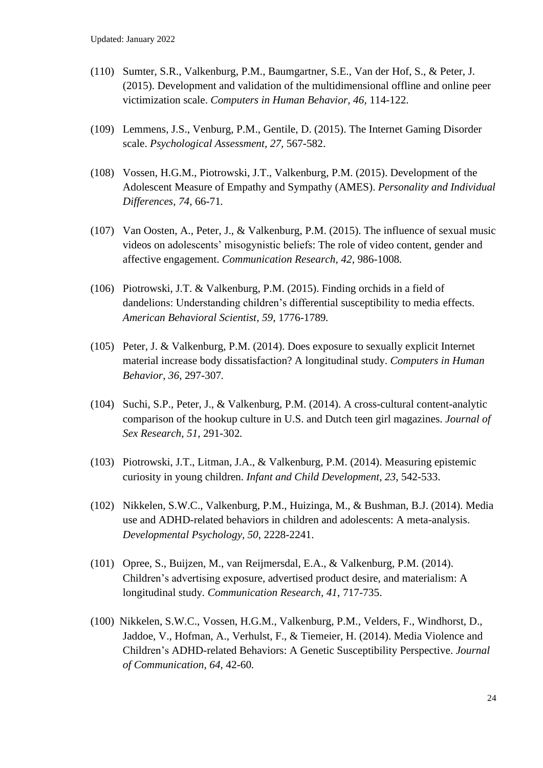(110) Sumter, S.R., Valkenburg, P.M., Baumgartner, S.E., Van der Hof, S., & Peter, J. (2015). Development and validation of the multidimensional offline and online peer victimization scale. *Computers in Human Behavior, 46*, 114-122.

(109) Lemmens, J.S., Venburg, P.M., Gentile, D. (2015). The Internet Gaming Disorder scale. *Psychological Assessment, 27*, 567-582.

(108) Vossen, H.G.M., Piotrowski, J.T., Valkenburg, P.M. (2015). Development of the Adolescent Measure of Empathy and Sympathy (AMES). *Personality and Individual Differences, 74,* 66-71*.*

(107) Van Oosten, A., Peter, J., & Valkenburg, P.M. (2015). The influence of sexual music videos on adolescents' misogynistic beliefs: The role of video content, gender and affective engagement. *Communication Research, 42,* 986-1008*.*

(106) Piotrowski, J.T. & Valkenburg, P.M. (2015). Finding orchids in a field of dandelions: Understanding children's differential susceptibility to media effects. *American Behavioral Scientist, 59,* 1776-1789*.*

(105) Peter, J. & Valkenburg, P.M. (2014). Does exposure to sexually explicit Internet material increase body dissatisfaction? A longitudinal study. *Computers in Human Behavior, 36,* 297-307*.*

(104) Suchi, S.P., Peter, J., & Valkenburg, P.M. (2014). A cross-cultural content-analytic comparison of the hookup culture in U.S. and Dutch teen girl magazines. *Journal of Sex Research, 51,* 291-302*.*

(103) Piotrowski, J.T., Litman, J.A., & Valkenburg, P.M. (2014). Measuring epistemic curiosity in young children. *Infant and Child Development*, *23*, 542-533.

(102) Nikkelen, S.W.C., Valkenburg, P.M., Huizinga, M., & Bushman, B.J. (2014). Media use and ADHD-related behaviors in children and adolescents: A meta-analysis. *Developmental Psychology, 50*, 2228-2241.

(101) Opree, S., Buijzen, M., van Reijmersdal, E.A., & Valkenburg, P.M. (2014). Children's advertising exposure, advertised product desire, and materialism: A longitudinal study*. Communication Research*, *41*, 717-735.

(100) Nikkelen, S.W.C., Vossen, H.G.M., Valkenburg, P.M., Velders, F., Windhorst, D., Jaddoe, V., Hofman, A., Verhulst, F., & Tiemeier, H. (2014). Media Violence and Children's ADHD-related Behaviors: A Genetic Susceptibility Perspective. *Journal of Communication, 64,* 42-60*.*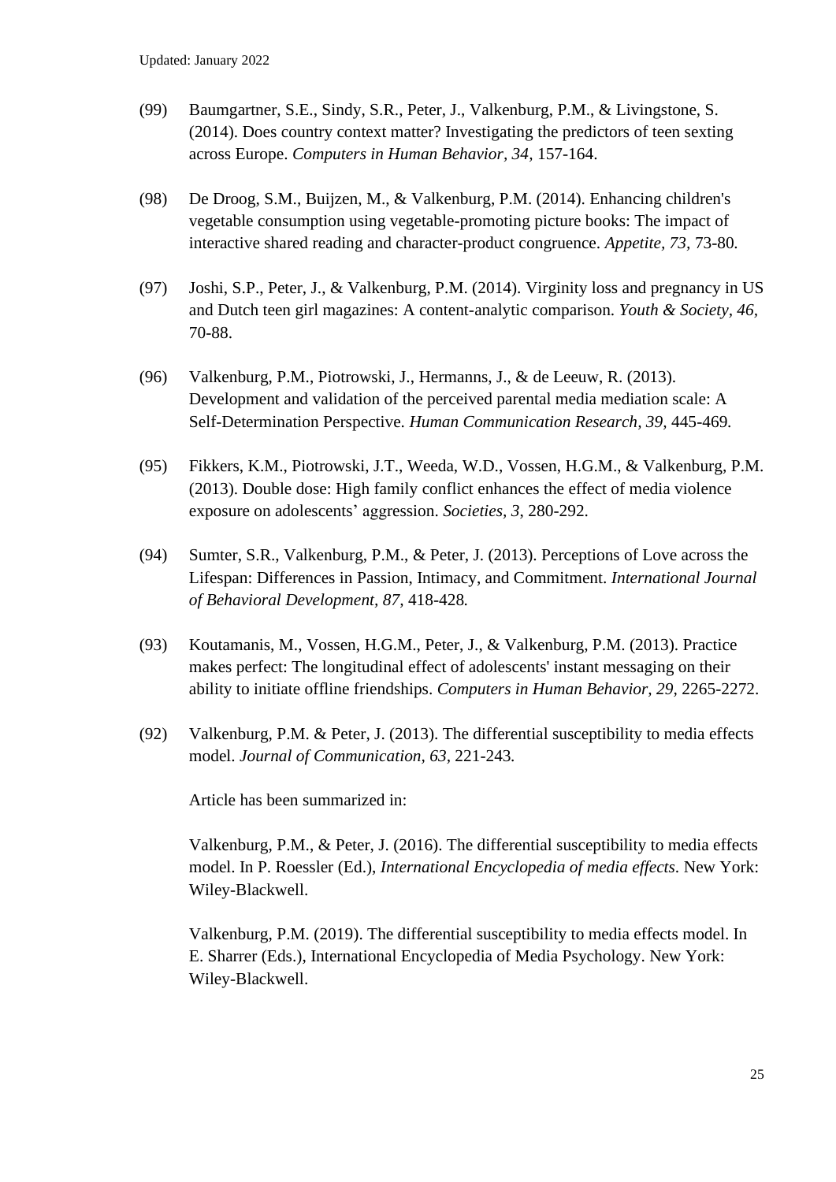(99) Baumgartner, S.E., Sindy, S.R., Peter, J., Valkenburg, P.M., & Livingstone, S. (2014). Does country context matter? Investigating the predictors of teen sexting across Europe. *Computers in Human Behavior, 34,* 157-164.

(98) De Droog, S.M., Buijzen, M., & Valkenburg, P.M. (2014). Enhancing children's vegetable consumption using vegetable-promoting picture books: The impact of interactive shared reading and character-product congruence. *Appetite, 73,* 73-80.

(97) Joshi, S.P., Peter, J., & Valkenburg, P.M. (2014). Virginity loss and pregnancy in US and Dutch teen girl magazines: A content-analytic comparison. *Youth & Society, 46,* 70-88.

(96) Valkenburg, P.M., Piotrowski, J., Hermanns, J., & de Leeuw, R. (2013). Development and validation of the perceived parental media mediation scale: A Self-Determination Perspective. *Human Communication Research, 39,* 445-469.

(95) Fikkers, K.M., Piotrowski, J.T., Weeda, W.D., Vossen, H.G.M., & Valkenburg, P.M. (2013). Double dose: High family conflict enhances the effect of media violence exposure on adolescents' aggression. *Societies, 3,* 280-292.

(94) Sumter, S.R., Valkenburg, P.M., & Peter, J. (2013). Perceptions of Love across the Lifespan: Differences in Passion, Intimacy, and Commitment. *International Journal of Behavioral Development, 87,* 418-428.

(93) Koutamanis, M., Vossen, H.G.M., Peter, J., & Valkenburg, P.M. (2013). Practice makes perfect: The longitudinal effect of adolescents' instant messaging on their ability to initiate offline friendships. *Computers in Human Behavior, 29,* 2265-2272.

(92) Valkenburg, P.M. & Peter, J. (2013). The differential susceptibility to media effects model. *Journal of Communication, 63,* 221-243.

Article has been summarized in:

Valkenburg, P.M., & Peter, J. (2016). The differential susceptibility to media effects model. In P. Roessler (Ed.), *International Encyclopedia of media effects*. New York: Wiley-Blackwell.

Valkenburg, P.M. (2019). The differential susceptibility to media effects model. In E. Sharrer (Eds.), International Encyclopedia of Media Psychology. New York: Wiley-Blackwell.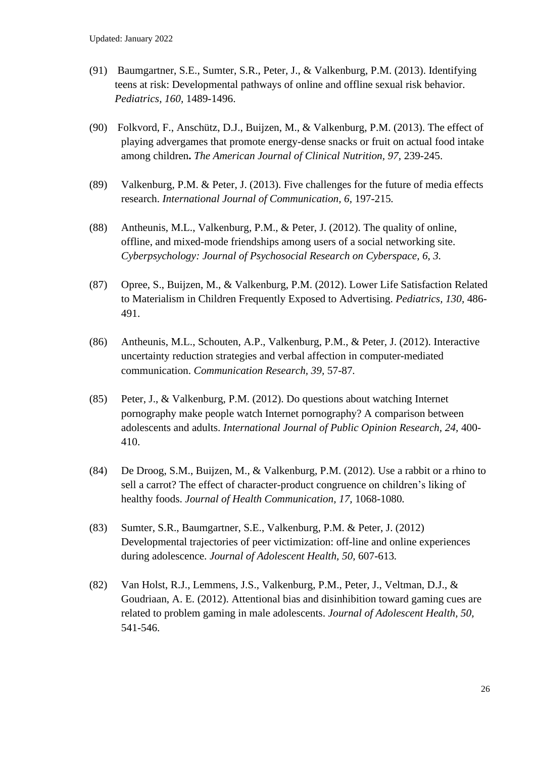(91) Baumgartner, S.E., Sumter, S.R., Peter, J., & Valkenburg, P.M. (2013). Identifying teens at risk: Developmental pathways of online and offline sexual risk behavior. *Pediatrics, 160,* 1489-1496.

(90) Folkvord, F., Anschütz, D.J., Buijzen, M., & Valkenburg, P.M. (2013). The effect of playing advergames that promote energy-dense snacks or fruit on actual food intake among children**.** *The American Journal of Clinical Nutrition, 97,* 239-245.

(89) Valkenburg, P.M. & Peter, J. (2013). Five challenges for the future of media effects research. *International Journal of Communication, 6,* 197-215.

(88) Antheunis, M.L., Valkenburg, P.M., & Peter, J. (2012). The quality of online, offline, and mixed-mode friendships among users of a social networking site. *Cyberpsychology: Journal of Psychosocial Research on Cyberspace, 6, 3.*

(87) Opree, S., Buijzen, M., & Valkenburg, P.M. (2012). Lower Life Satisfaction Related to Materialism in Children Frequently Exposed to Advertising. *Pediatrics, 130,* 486-491.

(86) Antheunis, M.L., Schouten, A.P., Valkenburg, P.M., & Peter, J. (2012). Interactive uncertainty reduction strategies and verbal affection in computer-mediated communication. *Communication Research, 39,* 57-87.

(85) Peter, J., & Valkenburg, P.M. (2012). Do questions about watching Internet pornography make people watch Internet pornography? A comparison between adolescents and adults. *International Journal of Public Opinion Research, 24,* 400-410.

(84) De Droog, S.M., Buijzen, M., & Valkenburg, P.M. (2012). Use a rabbit or a rhino to sell a carrot? The effect of character-product congruence on children's liking of healthy foods. *Journal of Health Communication, 17,* 1068-1080.

(83) Sumter, S.R., Baumgartner, S.E., Valkenburg, P.M. & Peter, J. (2012) Developmental trajectories of peer victimization: off-line and online experiences during adolescence. *Journal of Adolescent Health, 50,* 607-613.

(82) Van Holst, R.J., Lemmens, J.S., Valkenburg, P.M., Peter, J., Veltman, D.J., & Goudriaan, A. E. (2012). Attentional bias and disinhibition toward gaming cues are related to problem gaming in male adolescents. *Journal of Adolescent Health, 50,* 541-546.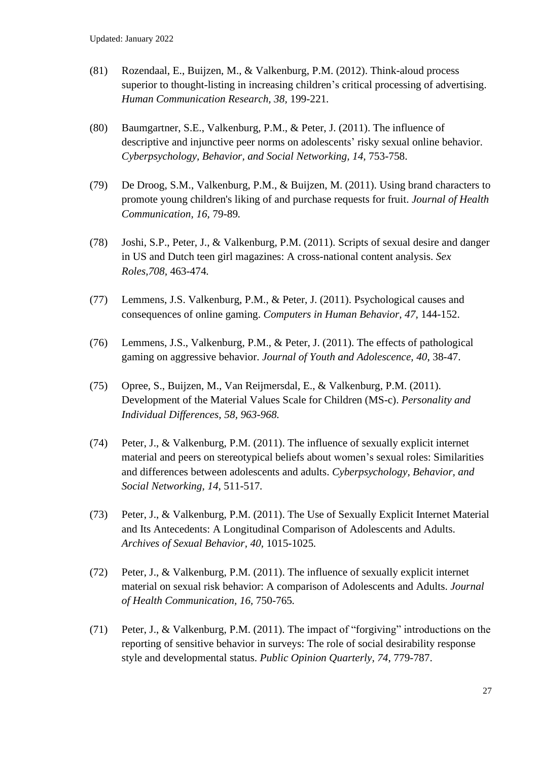(81) Rozendaal, E., Buijzen, M., & Valkenburg, P.M. (2012). Think-aloud process superior to thought-listing in increasing children's critical processing of advertising. *Human Communication Research, 38,* 199-221.

(80) Baumgartner, S.E., Valkenburg, P.M., & Peter, J. (2011). The influence of descriptive and injunctive peer norms on adolescents' risky sexual online behavior. *Cyberpsychology, Behavior, and Social Networking, 14,* 753-758.

(79) De Droog, S.M., Valkenburg, P.M., & Buijzen, M. (2011). Using brand characters to promote young children's liking of and purchase requests for fruit. *Journal of Health Communication, 16*, 79-89.

(78) Joshi, S.P., Peter, J., & Valkenburg, P.M. (2011). Scripts of sexual desire and danger in US and Dutch teen girl magazines: A cross-national content analysis. *Sex Roles,708*, 463-474.

(77) Lemmens, J.S. Valkenburg, P.M., & Peter, J. (2011). Psychological causes and consequences of online gaming. *Computers in Human Behavior, 47,* 144-152.

(76) Lemmens, J.S., Valkenburg, P.M., & Peter, J. (2011). The effects of pathological gaming on aggressive behavior. *Journal of Youth and Adolescence, 40*, 38-47.

(75) Opree, S., Buijzen, M., Van Reijmersdal, E., & Valkenburg, P.M. (2011). Development of the Material Values Scale for Children (MS-c). *Personality and Individual Differences, 58, 963-968.*

(74) Peter, J., & Valkenburg, P.M. (2011). The influence of sexually explicit internet material and peers on stereotypical beliefs about women's sexual roles: Similarities and differences between adolescents and adults. *Cyberpsychology, Behavior, and Social Networking, 14,* 511-517.

(73) Peter, J., & Valkenburg, P.M. (2011). The Use of Sexually Explicit Internet Material and Its Antecedents: A Longitudinal Comparison of Adolescents and Adults. *Archives of Sexual Behavior, 40,* 1015-1025.

(72) Peter, J., & Valkenburg, P.M. (2011). The influence of sexually explicit internet material on sexual risk behavior: A comparison of Adolescents and Adults. *Journal of Health Communication, 16,* 750-765.

(71) Peter, J., & Valkenburg, P.M. (2011). The impact of "forgiving" introductions on the reporting of sensitive behavior in surveys: The role of social desirability response style and developmental status. *Public Opinion Quarterly, 74*, 779-787.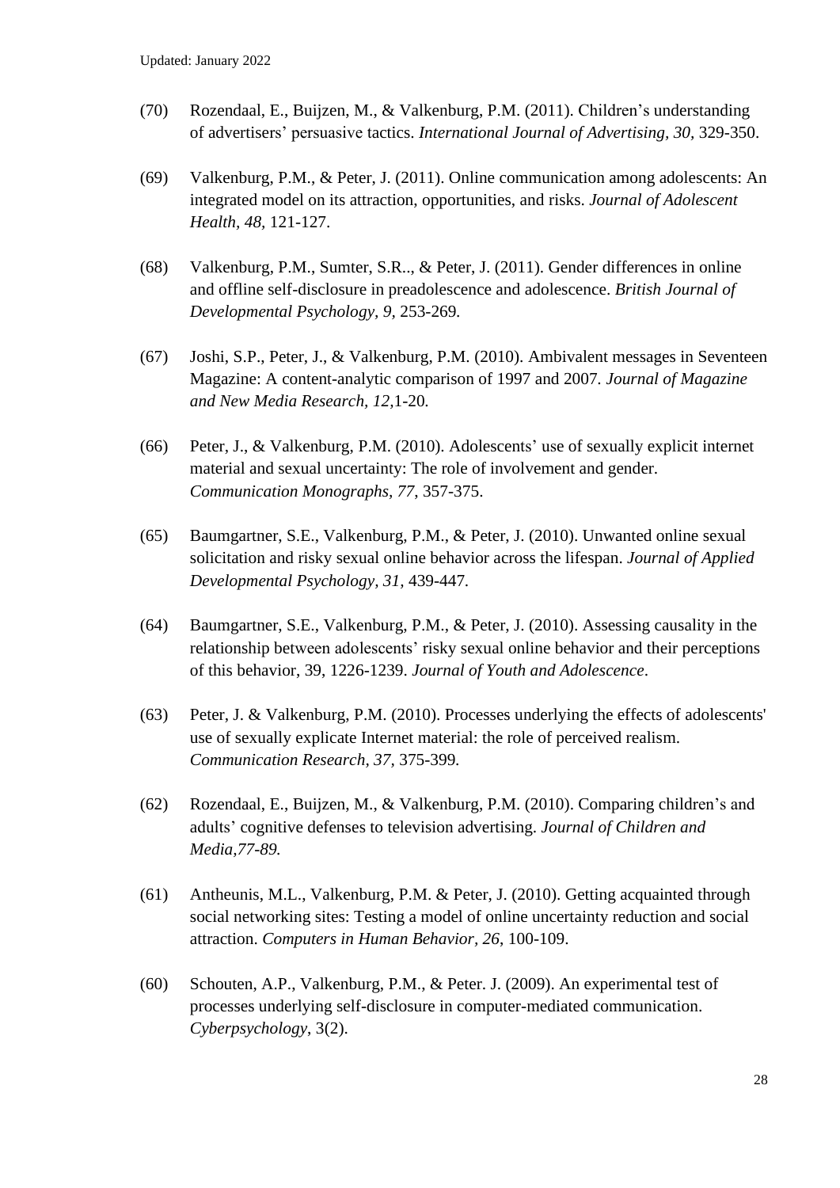(70) Rozendaal, E., Buijzen, M., & Valkenburg, P.M. (2011). Children's understanding of advertisers' persuasive tactics. *International Journal of Advertising, 30,* 329-350.

(69) Valkenburg, P.M., & Peter, J. (2011). Online communication among adolescents: An integrated model on its attraction, opportunities, and risks. *Journal of Adolescent Health, 48,* 121-127.

(68) Valkenburg, P.M., Sumter, S.R.., & Peter, J. (2011). Gender differences in online and offline self-disclosure in preadolescence and adolescence. *British Journal of Developmental Psychology, 9,* 253-269.

(67) Joshi, S.P., Peter, J., & Valkenburg, P.M. (2010). Ambivalent messages in Seventeen Magazine: A content-analytic comparison of 1997 and 2007. *Journal of Magazine and New Media Research, 12,*1-20.

(66) Peter, J., & Valkenburg, P.M. (2010). Adolescents' use of sexually explicit internet material and sexual uncertainty: The role of involvement and gender. *Communication Monographs, 77,* 357-375.

(65) Baumgartner, S.E., Valkenburg, P.M., & Peter, J. (2010). Unwanted online sexual solicitation and risky sexual online behavior across the lifespan. *Journal of Applied Developmental Psychology, 31,* 439-447.

(64) Baumgartner, S.E., Valkenburg, P.M., & Peter, J. (2010). Assessing causality in the relationship between adolescents' risky sexual online behavior and their perceptions of this behavior, 39, 1226-1239. *Journal of Youth and Adolescence*.

(63) Peter, J. & Valkenburg, P.M. (2010). Processes underlying the effects of adolescents' use of sexually explicate Internet material: the role of perceived realism. *Communication Research, 37,* 375-399.

(62) Rozendaal, E., Buijzen, M., & Valkenburg, P.M. (2010). Comparing children's and adults' cognitive defenses to television advertising. *Journal of Children and Media,77-89.*

(61) Antheunis, M.L., Valkenburg, P.M. & Peter, J. (2010). Getting acquainted through social networking sites: Testing a model of online uncertainty reduction and social attraction. *Computers in Human Behavior, 26,* 100-109.

(60) Schouten, A.P., Valkenburg, P.M., & Peter. J. (2009). An experimental test of processes underlying self-disclosure in computer-mediated communication. *Cyberpsychology,* 3(2).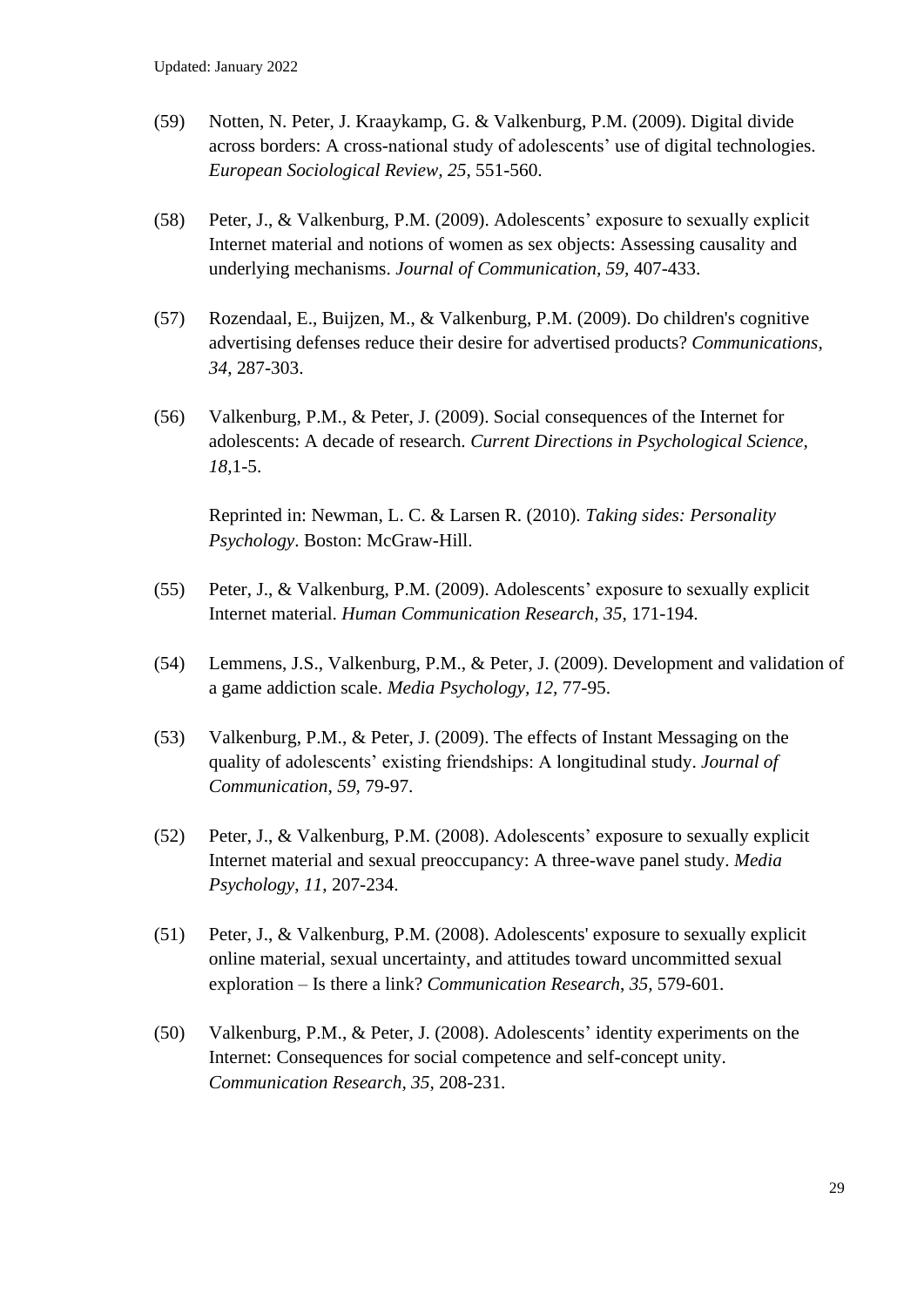(59) Notten, N. Peter, J. Kraaykamp, G. & Valkenburg, P.M. (2009). Digital divide across borders: A cross-national study of adolescents' use of digital technologies. *European Sociological Review, 25*, 551-560.

(58) Peter, J., & Valkenburg, P.M. (2009). Adolescents' exposure to sexually explicit Internet material and notions of women as sex objects: Assessing causality and underlying mechanisms. *Journal of Communication, 59,* 407-433.

(57) Rozendaal, E., Buijzen, M., & Valkenburg, P.M. (2009). Do children's cognitive advertising defenses reduce their desire for advertised products? *Communications, 34*, 287-303.

(56) Valkenburg, P.M., & Peter, J. (2009). Social consequences of the Internet for adolescents: A decade of research. *Current Directions in Psychological Science, 18,*1-5.

Reprinted in: Newman, L. C. & Larsen R. (2010). *Taking sides: Personality Psychology*. Boston: McGraw-Hill.

(55) Peter, J., & Valkenburg, P.M. (2009). Adolescents' exposure to sexually explicit Internet material. *Human Communication Research, 35,* 171-194.

(54) Lemmens, J.S., Valkenburg, P.M., & Peter, J. (2009). Development and validation of a game addiction scale. *Media Psychology, 12*, 77-95.

(53) Valkenburg, P.M., & Peter, J. (2009). The effects of Instant Messaging on the quality of adolescents' existing friendships: A longitudinal study. *Journal of Communication, 59,* 79-97.

(52) Peter, J., & Valkenburg, P.M. (2008). Adolescents' exposure to sexually explicit Internet material and sexual preoccupancy: A three-wave panel study. *Media Psychology, 11*, 207-234.

(51) Peter, J., & Valkenburg, P.M. (2008). Adolescents' exposure to sexually explicit online material, sexual uncertainty, and attitudes toward uncommitted sexual exploration – Is there a link? *Communication Research, 35,* 579-601.

(50) Valkenburg, P.M., & Peter, J. (2008). Adolescents' identity experiments on the Internet: Consequences for social competence and self-concept unity. *Communication Research, 35,* 208-231.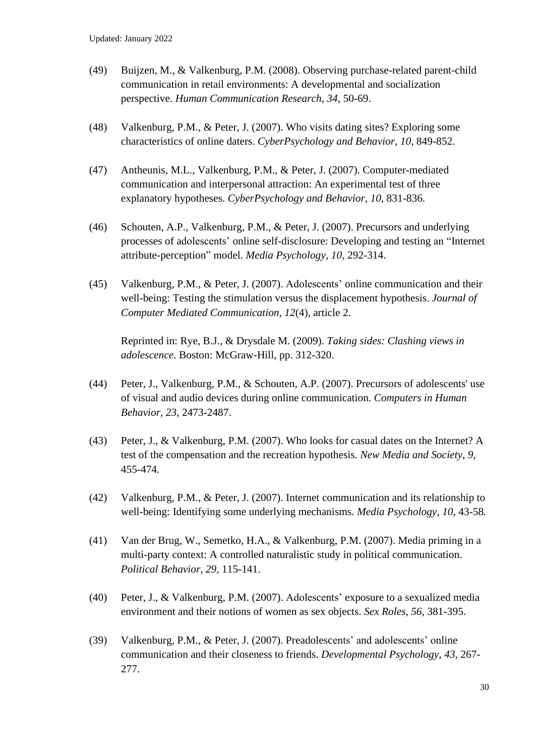(49) Buijzen, M., & Valkenburg, P.M. (2008). Observing purchase-related parent-child communication in retail environments: A developmental and socialization perspective. *Human Communication Research*, *34*, 50-69.

(48) Valkenburg, P.M., & Peter, J. (2007). Who visits dating sites? Exploring some characteristics of online daters. *CyberPsychology and Behavior, 10,* 849-852.

(47) Antheunis, M.L., Valkenburg, P.M., & Peter, J. (2007). Computer-mediated communication and interpersonal attraction: An experimental test of three explanatory hypotheses. *CyberPsychology and Behavior, 10,* 831-836.

(46) Schouten, A.P., Valkenburg, P.M., & Peter, J. (2007). Precursors and underlying processes of adolescents' online self-disclosure: Developing and testing an "Internet attribute-perception" model. *Media Psychology, 10,* 292-314.

(45) Valkenburg, P.M., & Peter, J. (2007). Adolescents' online communication and their well-being: Testing the stimulation versus the displacement hypothesis. *Journal of Computer Mediated Communication, 12*(4), article 2.

Reprinted in: Rye, B.J., & Drysdale M. (2009). *Taking sides: Clashing views in adolescence*. Boston: McGraw-Hill, pp. 312-320.

(44) Peter, J., Valkenburg, P.M., & Schouten, A.P. (2007). Precursors of adolescents' use of visual and audio devices during online communication. *Computers in Human Behavior, 23,* 2473-2487.

(43) Peter, J., & Valkenburg, P.M. (2007). Who looks for casual dates on the Internet? A test of the compensation and the recreation hypothesis. *New Media and Society, 9,* 455-474.

(42) Valkenburg, P.M., & Peter, J. (2007). Internet communication and its relationship to well-being: Identifying some underlying mechanisms. *Media Psychology, 10,* 43-58.

(41) Van der Brug, W., Semetko, H.A., & Valkenburg, P.M. (2007). Media priming in a multi-party context: A controlled naturalistic study in political communication. *Political Behavior, 29,* 115-141.

(40) Peter, J., & Valkenburg, P.M. (2007). Adolescents' exposure to a sexualized media environment and their notions of women as sex objects. *Sex Roles, 56*, 381-395.

(39) Valkenburg, P.M., & Peter, J. (2007). Preadolescents' and adolescents' online communication and their closeness to friends. *Developmental Psychology, 43,* 267-277.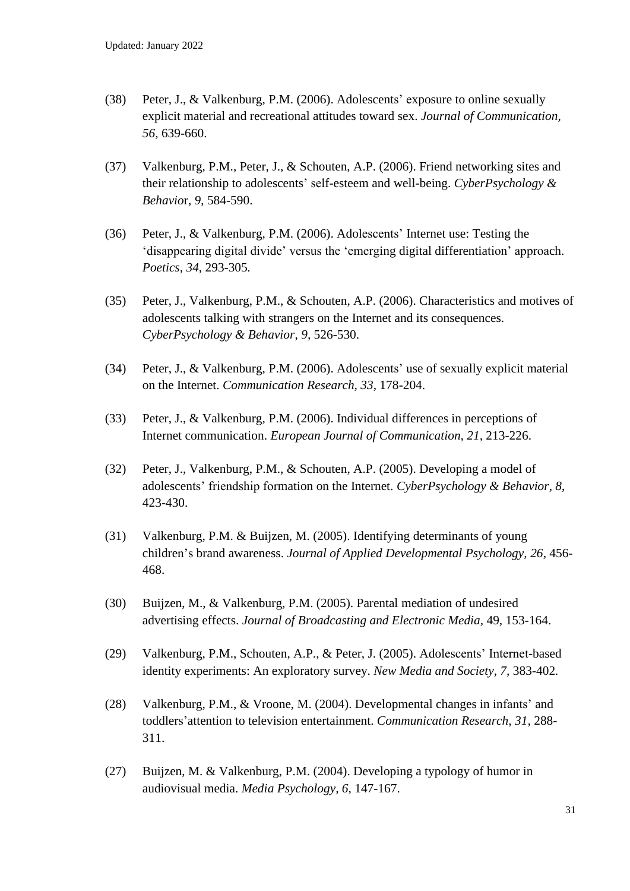(38) Peter, J., & Valkenburg, P.M. (2006). Adolescents' exposure to online sexually explicit material and recreational attitudes toward sex. *Journal of Communication, 56,* 639-660.

(37) Valkenburg, P.M., Peter, J., & Schouten, A.P. (2006). Friend networking sites and their relationship to adolescents' self-esteem and well-being. *CyberPsychology & Behavio*r, *9*, 584-590.

(36) Peter, J., & Valkenburg, P.M. (2006). Adolescents' Internet use: Testing the 'disappearing digital divide' versus the 'emerging digital differentiation' approach. *Poetics*, *34*, 293-305.

(35) Peter, J., Valkenburg, P.M., & Schouten, A.P. (2006). Characteristics and motives of adolescents talking with strangers on the Internet and its consequences. *CyberPsychology & Behavior*, *9*, 526-530.

(34) Peter, J., & Valkenburg, P.M. (2006). Adolescents' use of sexually explicit material on the Internet. *Communication Research, 33*, 178-204.

(33) Peter, J., & Valkenburg, P.M. (2006). Individual differences in perceptions of Internet communication. *European Journal of Communication, 21*, 213-226.

(32) Peter, J., Valkenburg, P.M., & Schouten, A.P. (2005). Developing a model of adolescents' friendship formation on the Internet. *CyberPsychology & Behavior*, *8*, 423-430.

(31) Valkenburg, P.M. & Buijzen, M. (2005). Identifying determinants of young children's brand awareness. *Journal of Applied Developmental Psychology, 26*, 456-468.

(30) Buijzen, M., & Valkenburg, P.M. (2005). Parental mediation of undesired advertising effects. *Journal of Broadcasting and Electronic Media*, 49, 153-164.

(29) Valkenburg, P.M., Schouten, A.P., & Peter, J. (2005). Adolescents' Internet-based identity experiments: An exploratory survey. *New Media and Society*, *7*, 383-402.

(28) Valkenburg, P.M., & Vroone, M. (2004). Developmental changes in infants' and toddlers'attention to television entertainment. *Communication Research, 31,* 288-311.

(27) Buijzen, M. & Valkenburg, P.M. (2004). Developing a typology of humor in audiovisual media. *Media Psychology, 6,* 147-167.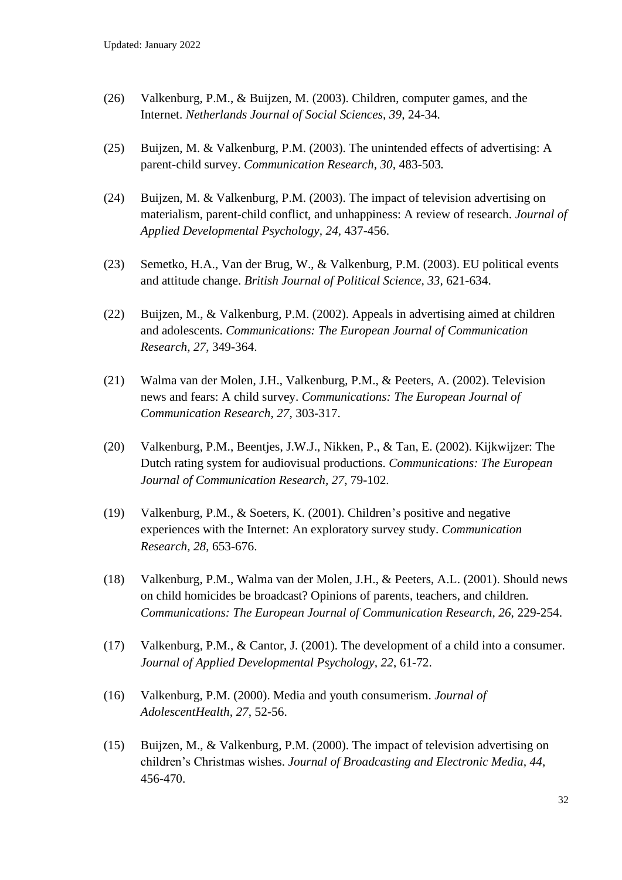(26) Valkenburg, P.M., & Buijzen, M. (2003). Children, computer games, and the Internet. *Netherlands Journal of Social Sciences, 39*, 24-34.

(25) Buijzen, M. & Valkenburg, P.M. (2003). The unintended effects of advertising: A parent-child survey. *Communication Research, 30*, 483-503.

(24) Buijzen, M. & Valkenburg, P.M. (2003). The impact of television advertising on materialism, parent-child conflict, and unhappiness: A review of research. *Journal of Applied Developmental Psychology, 24*, 437-456.

(23) Semetko, H.A., Van der Brug, W., & Valkenburg, P.M. (2003). EU political events and attitude change. *British Journal of Political Science, 33*, 621-634.

(22) Buijzen, M., & Valkenburg, P.M. (2002). Appeals in advertising aimed at children and adolescents. *Communications: The European Journal of Communication Research, 27*, 349-364.

(21) Walma van der Molen, J.H., Valkenburg, P.M., & Peeters, A. (2002). Television news and fears: A child survey. *Communications: The European Journal of Communication Research, 27*, 303-317.

(20) Valkenburg, P.M., Beentjes, J.W.J., Nikken, P., & Tan, E. (2002). Kijkwijzer: The Dutch rating system for audiovisual productions. *Communications: The European Journal of Communication Research, 27*, 79-102.

(19) Valkenburg, P.M., & Soeters, K. (2001). Children's positive and negative experiences with the Internet: An exploratory survey study. *Communication Research, 28*, 653-676.

(18) Valkenburg, P.M., Walma van der Molen, J.H., & Peeters, A.L. (2001). Should news on child homicides be broadcast? Opinions of parents, teachers, and children. *Communications: The European Journal of Communication Research, 26*, 229-254.

(17) Valkenburg, P.M., & Cantor, J. (2001). The development of a child into a consumer. *Journal of Applied Developmental Psychology, 22*, 61-72.

(16) Valkenburg, P.M. (2000). Media and youth consumerism. *Journal of AdolescentHealth, 27*, 52-56.

(15) Buijzen, M., & Valkenburg, P.M. (2000). The impact of television advertising on children's Christmas wishes. *Journal of Broadcasting and Electronic Media, 44*, 456-470.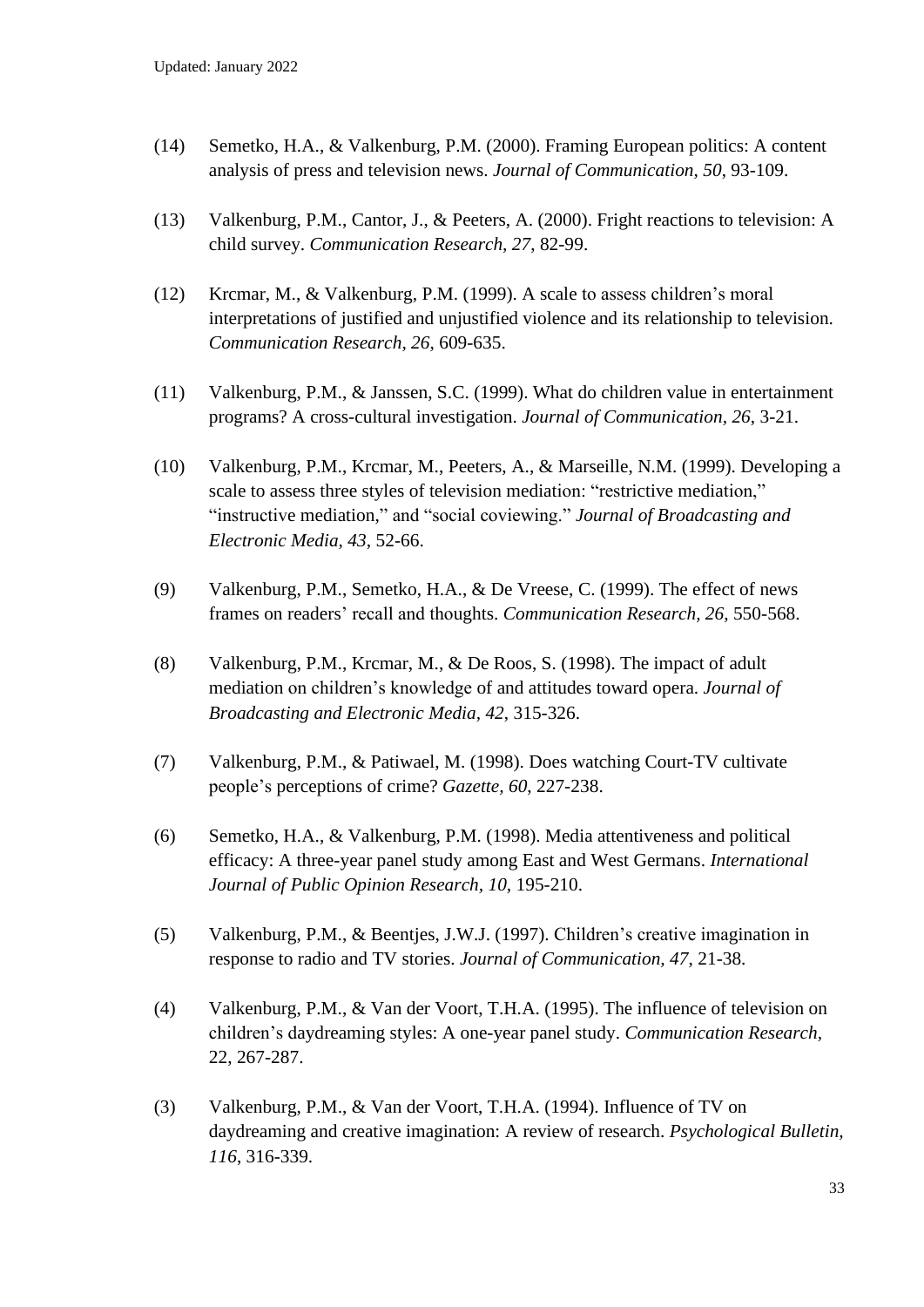(14) Semetko, H.A., & Valkenburg, P.M. (2000). Framing European politics: A content analysis of press and television news. *Journal of Communication, 50*, 93-109.

(13) Valkenburg, P.M., Cantor, J., & Peeters, A. (2000). Fright reactions to television: A child survey. *Communication Research, 27*, 82-99.

(12) Krcmar, M., & Valkenburg, P.M. (1999). A scale to assess children's moral interpretations of justified and unjustified violence and its relationship to television. *Communication Research, 26*, 609-635.

(11) Valkenburg, P.M., & Janssen, S.C. (1999). What do children value in entertainment programs? A cross-cultural investigation. *Journal of Communication, 26*, 3-21.

(10) Valkenburg, P.M., Krcmar, M., Peeters, A., & Marseille, N.M. (1999). Developing a scale to assess three styles of television mediation: "restrictive mediation," "instructive mediation," and "social coviewing." *Journal of Broadcasting and Electronic Media, 43*, 52-66.

(9) Valkenburg, P.M., Semetko, H.A., & De Vreese, C. (1999). The effect of news frames on readers' recall and thoughts. *Communication Research, 26*, 550-568.

(8) Valkenburg, P.M., Krcmar, M., & De Roos, S. (1998). The impact of adult mediation on children's knowledge of and attitudes toward opera. *Journal of Broadcasting and Electronic Media, 42*, 315-326.

(7) Valkenburg, P.M., & Patiwael, M. (1998). Does watching Court-TV cultivate people's perceptions of crime? *Gazette, 60*, 227-238.

(6) Semetko, H.A., & Valkenburg, P.M. (1998). Media attentiveness and political efficacy: A three-year panel study among East and West Germans. *International Journal of Public Opinion Research, 10*, 195-210.

(5) Valkenburg, P.M., & Beentjes, J.W.J. (1997). Children's creative imagination in response to radio and TV stories. *Journal of Communication, 47*, 21-38.

(4) Valkenburg, P.M., & Van der Voort, T.H.A. (1995). The influence of television on children's daydreaming styles: A one-year panel study. *Communication Research*, 22, 267-287.

(3) Valkenburg, P.M., & Van der Voort, T.H.A. (1994). Influence of TV on daydreaming and creative imagination: A review of research. *Psychological Bulletin, 116*, 316-339.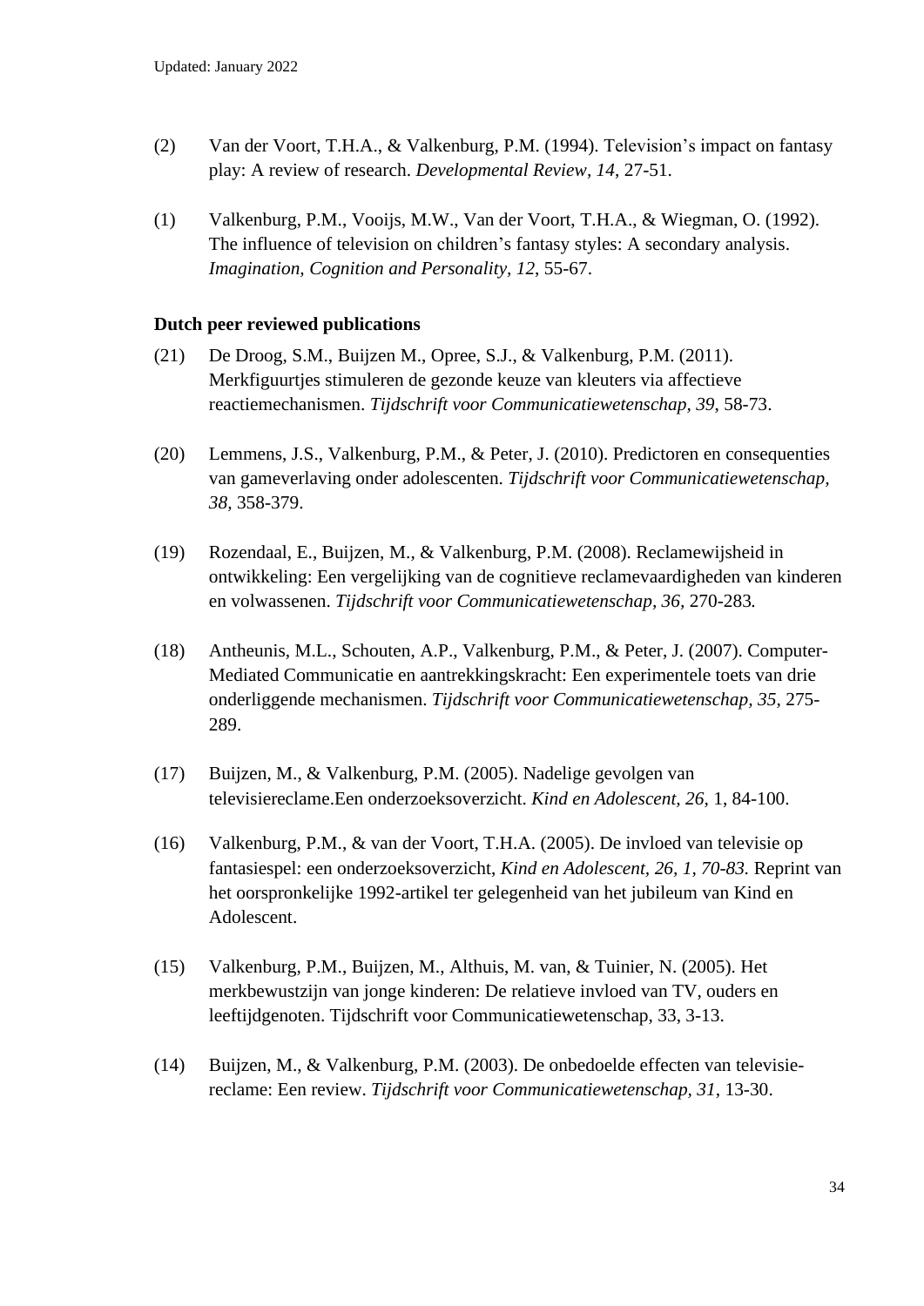(2) Van der Voort, T.H.A., & Valkenburg, P.M. (1994). Television's impact on fantasy play: A review of research. *Developmental Review, 14*, 27-51.

(1) Valkenburg, P.M., Vooijs, M.W., Van der Voort, T.H.A., & Wiegman, O. (1992). The influence of television on children's fantasy styles: A secondary analysis. *Imagination, Cognition and Personality, 12*, 55-67.

**Dutch peer reviewed publications**

(21) De Droog, S.M., Buijzen M., Opree, S.J., & Valkenburg, P.M. (2011). Merkfiguurtjes stimuleren de gezonde keuze van kleuters via affectieve reactiemechanismen. *Tijdschrift voor Communicatiewetenschap, 39*, 58-73.

(20) Lemmens, J.S., Valkenburg, P.M., & Peter, J. (2010). Predictoren en consequenties van gameverlaving onder adolescenten. *Tijdschrift voor Communicatiewetenschap, 38*, 358-379.

(19) Rozendaal, E., Buijzen, M., & Valkenburg, P.M. (2008). Reclamewijsheid in ontwikkeling: Een vergelijking van de cognitieve reclamevaardigheden van kinderen en volwassenen. *Tijdschrift voor Communicatiewetenschap, 36*, 270-283.

(18) Antheunis, M.L., Schouten, A.P., Valkenburg, P.M., & Peter, J. (2007). Computer-Mediated Communicatie en aantrekkingskracht: Een experimentele toets van drie onderliggende mechanismen. *Tijdschrift voor Communicatiewetenschap, 35*, 275-289.

(17) Buijzen, M., & Valkenburg, P.M. (2005). Nadelige gevolgen van televisiereclame.Een onderzoeksoverzicht. *Kind en Adolescent, 26*, 1, 84-100.

(16) Valkenburg, P.M., & van der Voort, T.H.A. (2005). De invloed van televisie op fantasiespel: een onderzoeksoverzicht, *Kind en Adolescent, 26, 1, 70-83.* Reprint van het oorspronkelijke 1992-artikel ter gelegenheid van het jubileum van Kind en Adolescent.

(15) Valkenburg, P.M., Buijzen, M., Althuis, M. van, & Tuinier, N. (2005). Het merkbewustzijn van jonge kinderen: De relatieve invloed van TV, ouders en leeftijdgenoten. Tijdschrift voor Communicatiewetenschap, 33, 3-13.

(14) Buijzen, M., & Valkenburg, P.M. (2003). De onbedoelde effecten van televisie-reclame: Een review. *Tijdschrift voor Communicatiewetenschap, 31*, 13-30.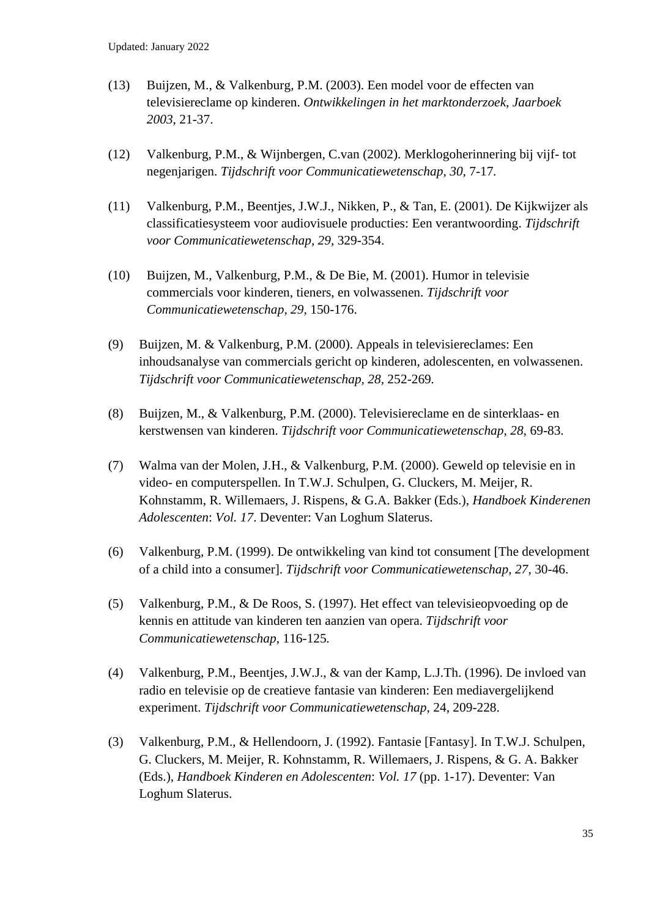(13) Buijzen, M., & Valkenburg, P.M. (2003). Een model voor de effecten van televisiereclame op kinderen. *Ontwikkelingen in het marktonderzoek, Jaarboek 2003*, 21-37.

(12) Valkenburg, P.M., & Wijnbergen, C.van (2002). Merklogoherinnering bij vijf- tot negenjarigen. *Tijdschrift voor Communicatiewetenschap, 30,* 7-17.

(11) Valkenburg, P.M., Beentjes, J.W.J., Nikken, P., & Tan, E. (2001). De Kijkwijzer als classificatiesysteem voor audiovisuele producties: Een verantwoording. *Tijdschrift voor Communicatiewetenschap, 29*, 329-354.

(10) Buijzen, M., Valkenburg, P.M., & De Bie, M. (2001). Humor in televisie commercials voor kinderen, tieners, en volwassenen. *Tijdschrift voor Communicatiewetenschap, 29*, 150-176.

(9) Buijzen, M. & Valkenburg, P.M. (2000). Appeals in televisiereclames: Een inhoudsanalyse van commercials gericht op kinderen, adolescenten, en volwassenen. *Tijdschrift voor Communicatiewetenschap, 28,* 252-269.

(8) Buijzen, M., & Valkenburg, P.M. (2000). Televisiereclame en de sinterklaas- en kerstwensen van kinderen. *Tijdschrift voor Communicatiewetenschap, 28*, 69-83.

(7) Walma van der Molen, J.H., & Valkenburg, P.M. (2000). Geweld op televisie en in video- en computerspellen. In T.W.J. Schulpen, G. Cluckers, M. Meijer, R. Kohnstamm, R. Willemaers, J. Rispens, & G.A. Bakker (Eds.), *Handboek Kinderenen Adolescenten*: *Vol. 17*. Deventer: Van Loghum Slaterus.

(6) Valkenburg, P.M. (1999). De ontwikkeling van kind tot consument [The development of a child into a consumer]. *Tijdschrift voor Communicatiewetenschap, 27*, 30-46.

(5) Valkenburg, P.M., & De Roos, S. (1997). Het effect van televisieopvoeding op de kennis en attitude van kinderen ten aanzien van opera. *Tijdschrift voor Communicatiewetenschap*, 116-125.

(4) Valkenburg, P.M., Beentjes, J.W.J., & van der Kamp, L.J.Th. (1996). De invloed van radio en televisie op de creatieve fantasie van kinderen: Een mediavergelijkend experiment. *Tijdschrift voor Communicatiewetenschap,* 24, 209-228.

(3) Valkenburg, P.M., & Hellendoorn, J. (1992). Fantasie [Fantasy]. In T.W.J. Schulpen, G. Cluckers, M. Meijer, R. Kohnstamm, R. Willemaers, J. Rispens, & G. A. Bakker (Eds.), *Handboek Kinderen en Adolescenten*: *Vol. 17* (pp. 1-17). Deventer: Van Loghum Slaterus.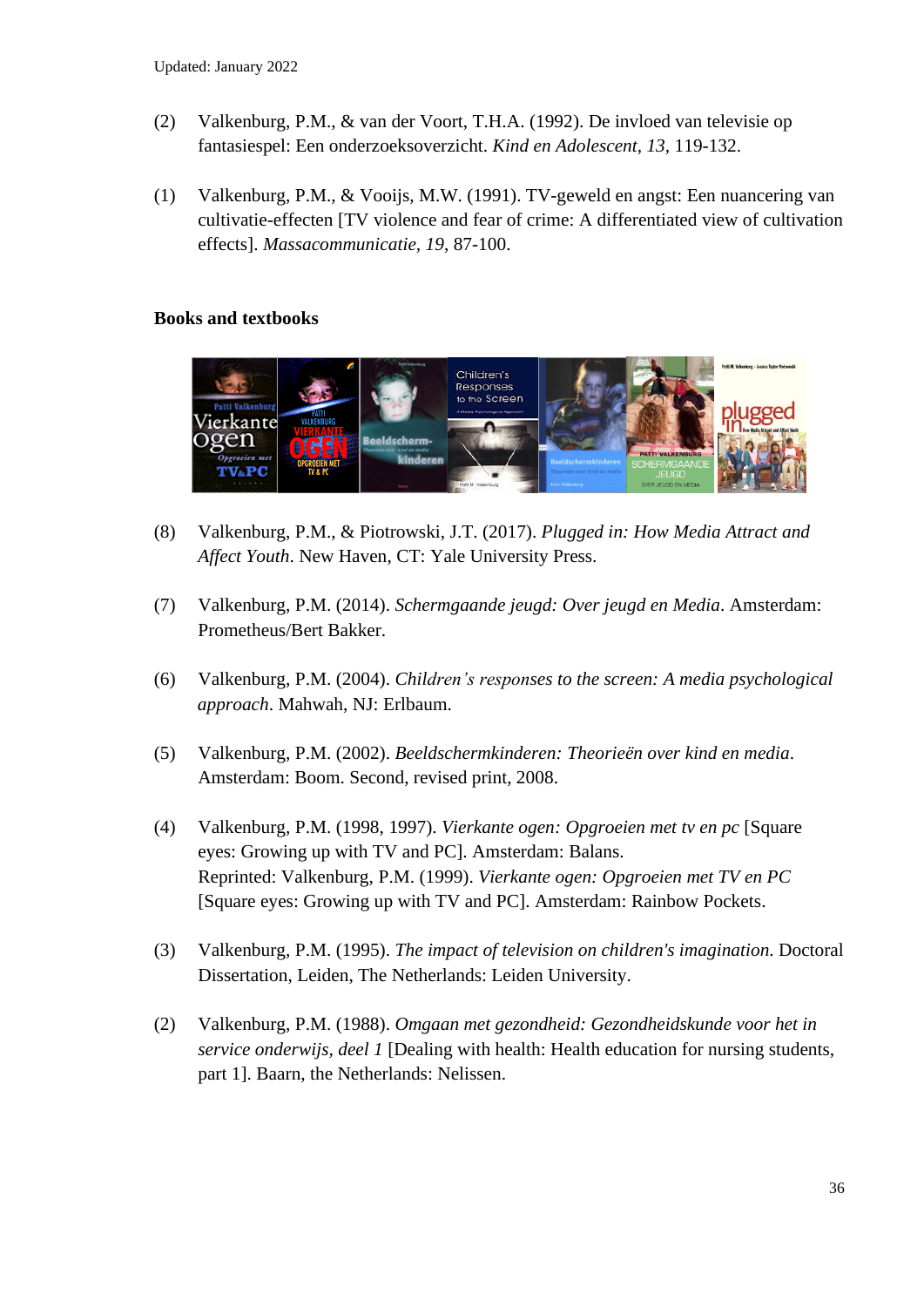(2) Valkenburg, P.M., & van der Voort, T.H.A. (1992). De invloed van televisie op fantasiespel: Een onderzoeksoverzicht. *Kind en Adolescent, 13*, 119-132.

(1) Valkenburg, P.M., & Vooijs, M.W. (1991). TV-geweld en angst: Een nuancering van cultivatie-effecten [TV violence and fear of crime: A differentiated view of cultivation effects]. *Massacommunicatie, 19*, 87-100.

### Books and textbooks

(8) Valkenburg, P.M., & Piotrowski, J.T. (2017). *Plugged in: How Media Attract and Affect Youth*. New Haven, CT: Yale University Press.

(7) Valkenburg, P.M. (2014). *Schermgaande jeugd: Over jeugd en Media*. Amsterdam: Prometheus/Bert Bakker.

(6) Valkenburg, P.M. (2004). *Children's responses to the screen: A media psychological approach*. Mahwah, NJ: Erlbaum.

(5) Valkenburg, P.M. (2002). *Beeldschermkinderen: Theorieën over kind en media*. Amsterdam: Boom. Second, revised print, 2008.

(4) Valkenburg, P.M. (1998, 1997). *Vierkante ogen: Opgroeien met tv en pc* [Square eyes: Growing up with TV and PC]. Amsterdam: Balans.
Reprinted: Valkenburg, P.M. (1999). *Vierkante ogen: Opgroeien met TV en PC* [Square eyes: Growing up with TV and PC]. Amsterdam: Rainbow Pockets.

(3) Valkenburg, P.M. (1995). *The impact of television on children's imagination*. Doctoral Dissertation, Leiden, The Netherlands: Leiden University.

(2) Valkenburg, P.M. (1988). *Omgaan met gezondheid: Gezondheidskunde voor het in service onderwijs, deel 1* [Dealing with health: Health education for nursing students, part 1]. Baarn, the Netherlands: Nelissen.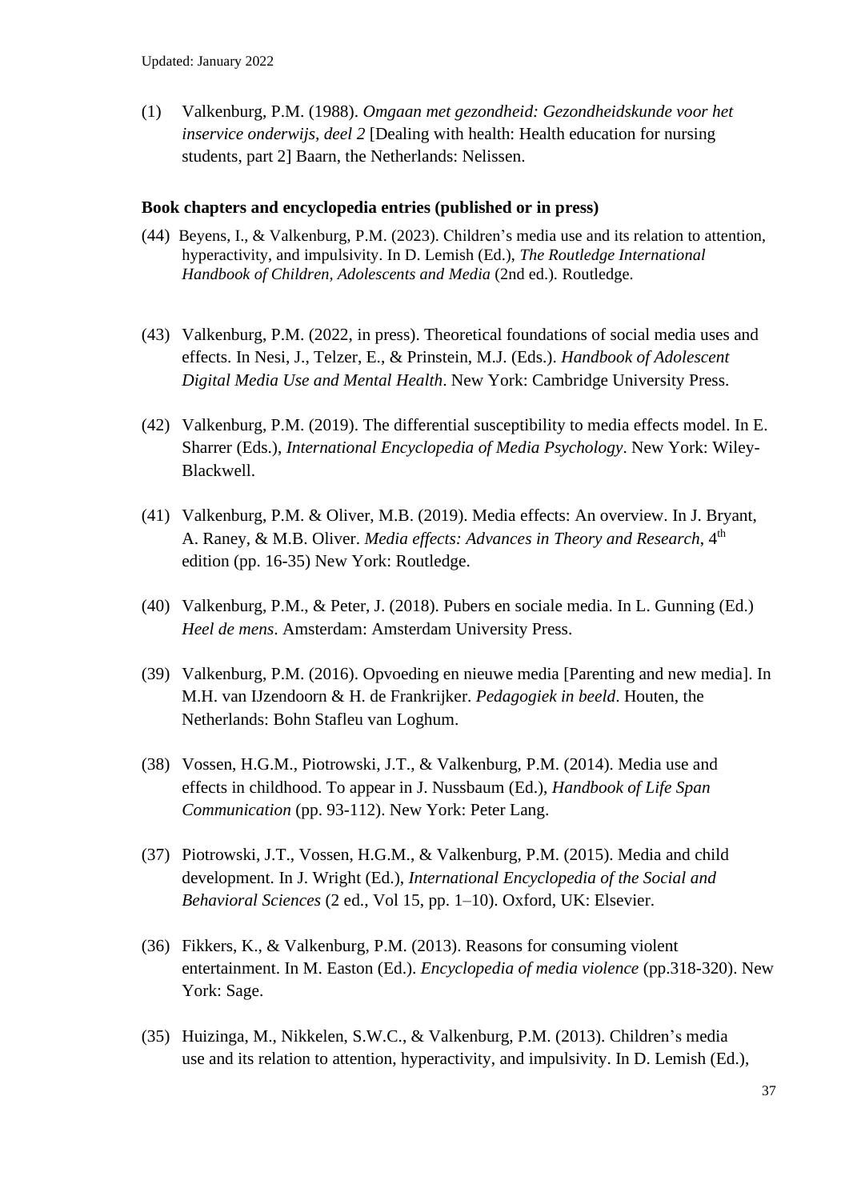Updated: January 2022

(1) Valkenburg, P.M. (1988). *Omgaan met gezondheid: Gezondheidskunde voor het inservice onderwijs, deel 2* [Dealing with health: Health education for nursing students, part 2] Baarn, the Netherlands: Nelissen.

**Book chapters and encyclopedia entries (published or in press)**

(44) Beyens, I., & Valkenburg, P.M. (2023). Children's media use and its relation to attention, hyperactivity, and impulsivity. In D. Lemish (Ed.), *The Routledge International Handbook of Children, Adolescents and Media* (2nd ed.). Routledge.

(43) Valkenburg, P.M. (2022, in press). Theoretical foundations of social media uses and effects. In Nesi, J., Telzer, E., & Prinstein, M.J. (Eds.). *Handbook of Adolescent Digital Media Use and Mental Health*. New York: Cambridge University Press.

(42) Valkenburg, P.M. (2019). The differential susceptibility to media effects model. In E. Sharrer (Eds.), *International Encyclopedia of Media Psychology*. New York: Wiley-Blackwell.

(41) Valkenburg, P.M. & Oliver, M.B. (2019). Media effects: An overview. In J. Bryant, A. Raney, & M.B. Oliver. *Media effects: Advances in Theory and Research*, 4th edition (pp. 16-35) New York: Routledge.

(40) Valkenburg, P.M., & Peter, J. (2018). Pubers en sociale media. In L. Gunning (Ed.) *Heel de mens*. Amsterdam: Amsterdam University Press.

(39) Valkenburg, P.M. (2016). Opvoeding en nieuwe media [Parenting and new media]. In M.H. van IJzendoorn & H. de Frankrijker. *Pedagogiek in beeld*. Houten, the Netherlands: Bohn Stafleu van Loghum.

(38) Vossen, H.G.M., Piotrowski, J.T., & Valkenburg, P.M. (2014). Media use and effects in childhood. To appear in J. Nussbaum (Ed.), *Handbook of Life Span Communication* (pp. 93-112). New York: Peter Lang.

(37) Piotrowski, J.T., Vossen, H.G.M., & Valkenburg, P.M. (2015). Media and child development. In J. Wright (Ed.), *International Encyclopedia of the Social and Behavioral Sciences* (2 ed., Vol 15, pp. 1–10). Oxford, UK: Elsevier.

(36) Fikkers, K., & Valkenburg, P.M. (2013). Reasons for consuming violent entertainment. In M. Easton (Ed.). *Encyclopedia of media violence* (pp.318-320). New York: Sage.

(35) Huizinga, M., Nikkelen, S.W.C., & Valkenburg, P.M. (2013). Children's media use and its relation to attention, hyperactivity, and impulsivity. In D. Lemish (Ed.),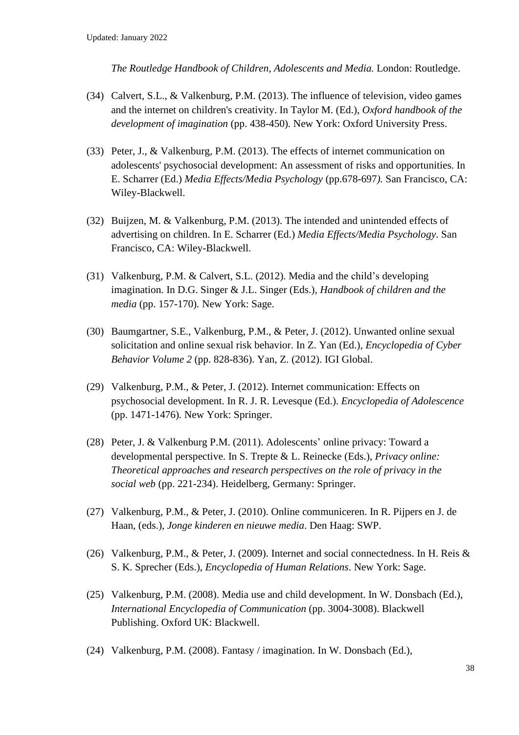*The Routledge Handbook of Children, Adolescents and Media.* London: Routledge.

(34) Calvert, S.L., & Valkenburg, P.M. (2013). The influence of television, video games and the internet on children's creativity. In Taylor M. (Ed.), *Oxford handbook of the development of imagination* (pp. 438-450). New York: Oxford University Press.

(33) Peter, J., & Valkenburg, P.M. (2013). The effects of internet communication on adolescents' psychosocial development: An assessment of risks and opportunities. In E. Scharrer (Ed.) *Media Effects/Media Psychology* (pp.678-697*).* San Francisco, CA: Wiley-Blackwell.

(32) Buijzen, M. & Valkenburg, P.M. (2013). The intended and unintended effects of advertising on children. In E. Scharrer (Ed.) *Media Effects/Media Psychology*. San Francisco, CA: Wiley-Blackwell.

(31) Valkenburg, P.M. & Calvert, S.L. (2012). Media and the child's developing imagination. In D.G. Singer & J.L. Singer (Eds.), *Handbook of children and the media* (pp. 157-170). New York: Sage.

(30) Baumgartner, S.E., Valkenburg, P.M., & Peter, J. (2012). Unwanted online sexual solicitation and online sexual risk behavior. In Z. Yan (Ed.), *Encyclopedia of Cyber Behavior Volume 2* (pp. 828-836). Yan, Z. (2012). IGI Global.

(29) Valkenburg, P.M., & Peter, J. (2012). Internet communication: Effects on psychosocial development. In R. J. R. Levesque (Ed.). *Encyclopedia of Adolescence* (pp. 1471-1476). New York: Springer.

(28) Peter, J. & Valkenburg P.M. (2011). Adolescents' online privacy: Toward a developmental perspective. In S. Trepte & L. Reinecke (Eds.), *Privacy online: Theoretical approaches and research perspectives on the role of privacy in the social web* (pp. 221-234). Heidelberg, Germany: Springer.

(27) Valkenburg, P.M., & Peter, J. (2010). Online communiceren. In R. Pijpers en J. de Haan, (eds.), *Jonge kinderen en nieuwe media*. Den Haag: SWP.

(26) Valkenburg, P.M., & Peter, J. (2009). Internet and social connectedness. In H. Reis & S. K. Sprecher (Eds.), *Encyclopedia of Human Relations*. New York: Sage.

(25) Valkenburg, P.M. (2008). Media use and child development. In W. Donsbach (Ed.), *International Encyclopedia of Communication* (pp. 3004-3008). Blackwell Publishing. Oxford UK: Blackwell.

(24) Valkenburg, P.M. (2008). Fantasy / imagination. In W. Donsbach (Ed.),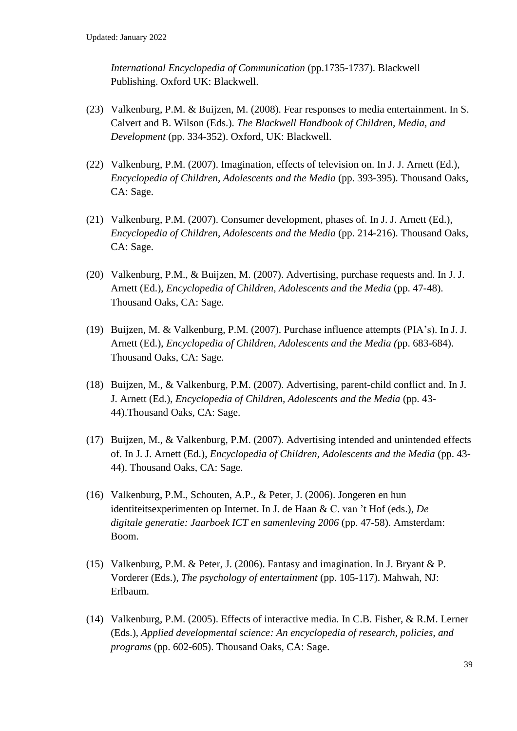*International Encyclopedia of Communication* (pp.1735-1737). Blackwell Publishing. Oxford UK: Blackwell.

(23) Valkenburg, P.M. & Buijzen, M. (2008). Fear responses to media entertainment. In S. Calvert and B. Wilson (Eds.). *The Blackwell Handbook of Children, Media, and Development* (pp. 334-352). Oxford, UK: Blackwell.

(22) Valkenburg, P.M. (2007). Imagination, effects of television on. In J. J. Arnett (Ed.), *Encyclopedia of Children, Adolescents and the Media* (pp. 393-395). Thousand Oaks, CA: Sage.

(21) Valkenburg, P.M. (2007). Consumer development, phases of. In J. J. Arnett (Ed.), *Encyclopedia of Children, Adolescents and the Media* (pp. 214-216). Thousand Oaks, CA: Sage.

(20) Valkenburg, P.M., & Buijzen, M. (2007). Advertising, purchase requests and. In J. J. Arnett (Ed.), *Encyclopedia of Children, Adolescents and the Media* (pp. 47-48). Thousand Oaks, CA: Sage.

(19) Buijzen, M. & Valkenburg, P.M. (2007). Purchase influence attempts (PIA's). In J. J. Arnett (Ed.), *Encyclopedia of Children, Adolescents and the Media (*pp. 683-684). Thousand Oaks, CA: Sage.

(18) Buijzen, M., & Valkenburg, P.M. (2007). Advertising, parent-child conflict and. In J. J. Arnett (Ed.), *Encyclopedia of Children, Adolescents and the Media* (pp. 43-44).Thousand Oaks, CA: Sage.

(17) Buijzen, M., & Valkenburg, P.M. (2007). Advertising intended and unintended effects of. In J. J. Arnett (Ed.), *Encyclopedia of Children, Adolescents and the Media* (pp. 43-44). Thousand Oaks, CA: Sage.

(16) Valkenburg, P.M., Schouten, A.P., & Peter, J. (2006). Jongeren en hun identiteitsexperimenten op Internet. In J. de Haan & C. van 't Hof (eds.), *De digitale generatie: Jaarboek ICT en samenleving 2006* (pp. 47-58). Amsterdam: Boom.

(15) Valkenburg, P.M. & Peter, J. (2006). Fantasy and imagination. In J. Bryant & P. Vorderer (Eds.), *The psychology of entertainment* (pp. 105-117). Mahwah, NJ: Erlbaum.

(14) Valkenburg, P.M. (2005). Effects of interactive media. In C.B. Fisher, & R.M. Lerner (Eds.), *Applied developmental science: An encyclopedia of research, policies, and programs* (pp. 602-605). Thousand Oaks, CA: Sage.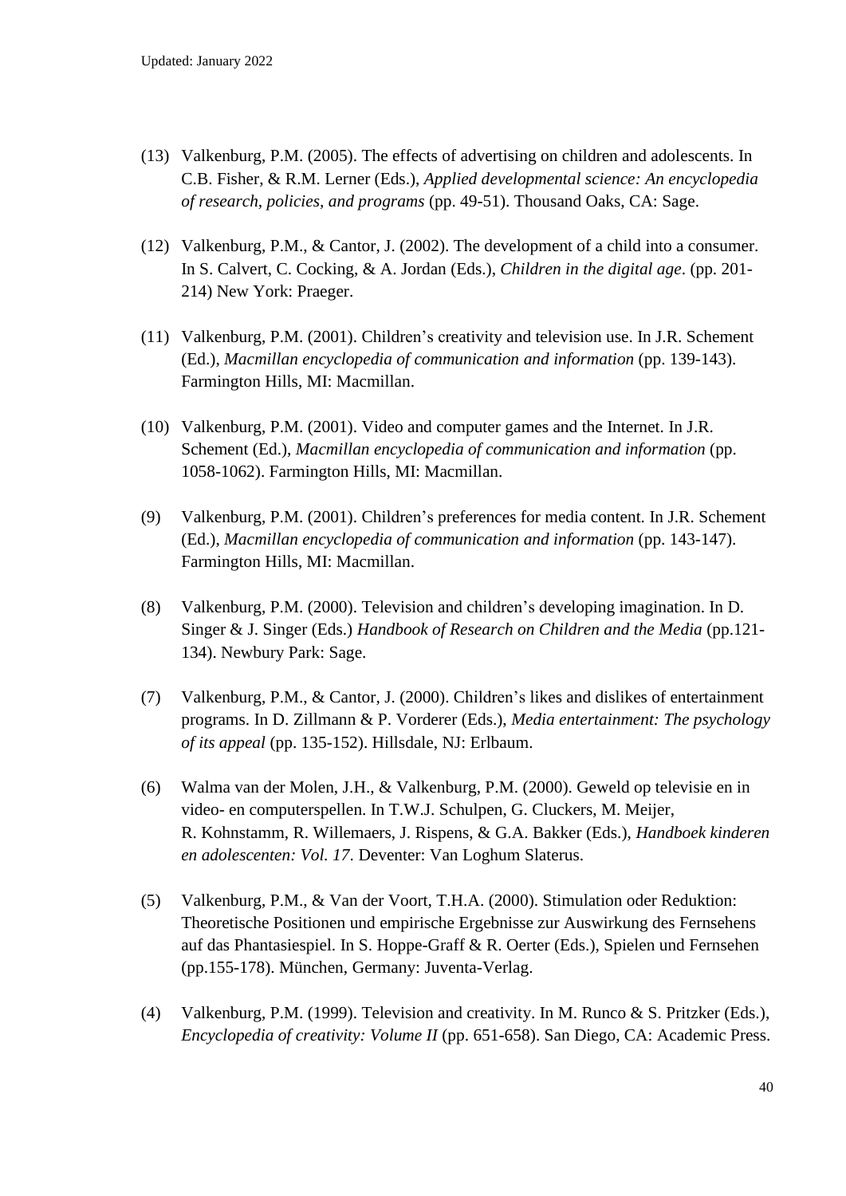(13) Valkenburg, P.M. (2005). The effects of advertising on children and adolescents. In C.B. Fisher, & R.M. Lerner (Eds.), *Applied developmental science: An encyclopedia of research, policies, and programs* (pp. 49-51). Thousand Oaks, CA: Sage.

(12) Valkenburg, P.M., & Cantor, J. (2002). The development of a child into a consumer. In S. Calvert, C. Cocking, & A. Jordan (Eds.), *Children in the digital age*. (pp. 201-214) New York: Praeger.

(11) Valkenburg, P.M. (2001). Children's creativity and television use. In J.R. Schement (Ed.), *Macmillan encyclopedia of communication and information* (pp. 139-143). Farmington Hills, MI: Macmillan.

(10) Valkenburg, P.M. (2001). Video and computer games and the Internet. In J.R. Schement (Ed.), *Macmillan encyclopedia of communication and information* (pp. 1058-1062). Farmington Hills, MI: Macmillan.

(9) Valkenburg, P.M. (2001). Children's preferences for media content. In J.R. Schement (Ed.), *Macmillan encyclopedia of communication and information* (pp. 143-147). Farmington Hills, MI: Macmillan.

(8) Valkenburg, P.M. (2000). Television and children's developing imagination. In D. Singer & J. Singer (Eds.) *Handbook of Research on Children and the Media* (pp.121-134). Newbury Park: Sage.

(7) Valkenburg, P.M., & Cantor, J. (2000). Children's likes and dislikes of entertainment programs. In D. Zillmann & P. Vorderer (Eds.), *Media entertainment: The psychology of its appeal* (pp. 135-152). Hillsdale, NJ: Erlbaum.

(6) Walma van der Molen, J.H., & Valkenburg, P.M. (2000). Geweld op televisie en in video- en computerspellen. In T.W.J. Schulpen, G. Cluckers, M. Meijer, R. Kohnstamm, R. Willemaers, J. Rispens, & G.A. Bakker (Eds.), *Handboek kinderen en adolescenten: Vol. 17*. Deventer: Van Loghum Slaterus.

(5) Valkenburg, P.M., & Van der Voort, T.H.A. (2000). Stimulation oder Reduktion: Theoretische Positionen und empirische Ergebnisse zur Auswirkung des Fernsehens auf das Phantasiespiel. In S. Hoppe-Graff & R. Oerter (Eds.), Spielen und Fernsehen (pp.155-178). München, Germany: Juventa-Verlag.

(4) Valkenburg, P.M. (1999). Television and creativity. In M. Runco & S. Pritzker (Eds.), *Encyclopedia of creativity: Volume II* (pp. 651-658). San Diego, CA: Academic Press.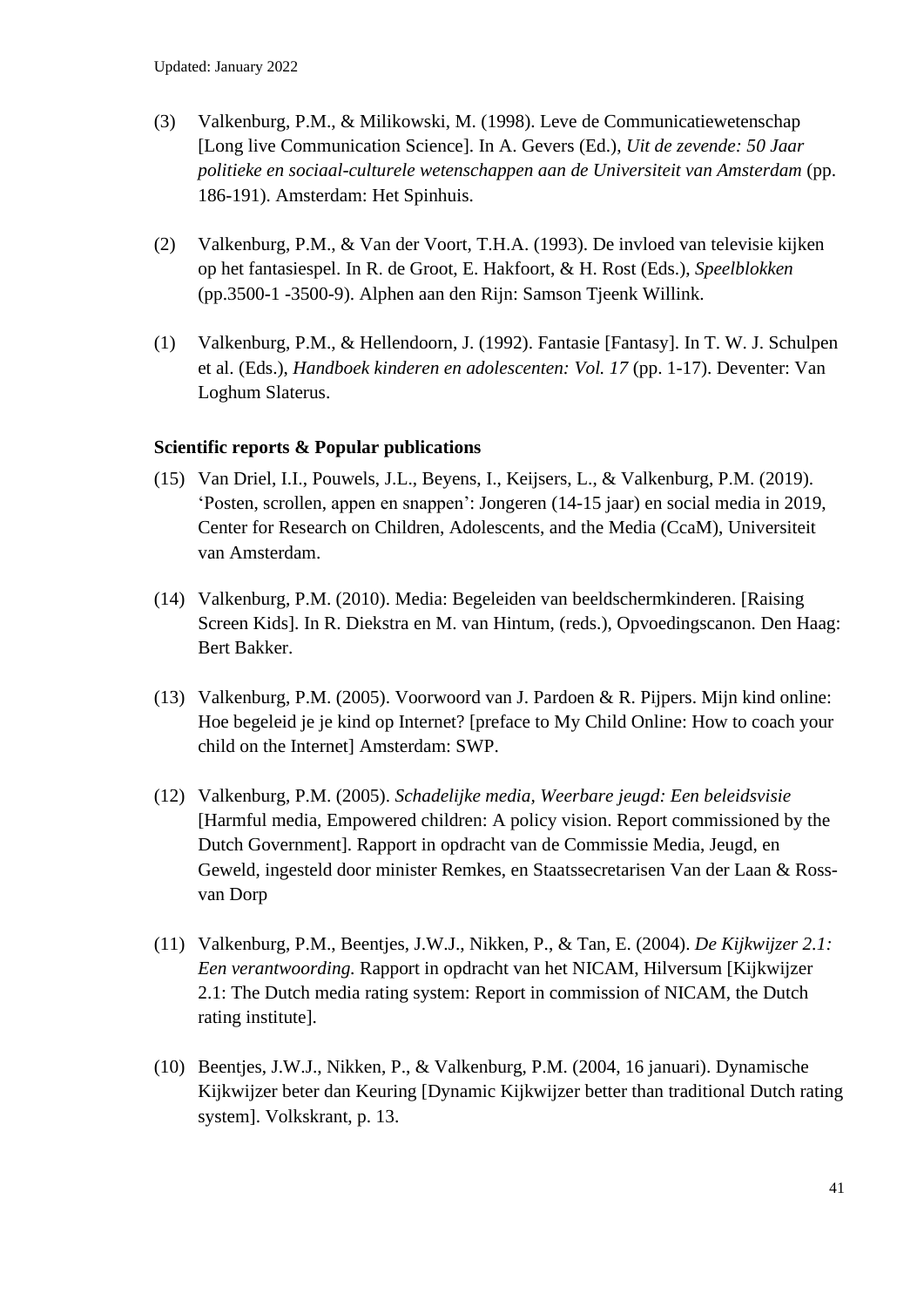(3) Valkenburg, P.M., & Milikowski, M. (1998). Leve de Communicatiewetenschap [Long live Communication Science]. In A. Gevers (Ed.), *Uit de zevende: 50 Jaar politieke en sociaal-culturele wetenschappen aan de Universiteit van Amsterdam* (pp. 186-191). Amsterdam: Het Spinhuis.

(2) Valkenburg, P.M., & Van der Voort, T.H.A. (1993). De invloed van televisie kijken op het fantasiespel. In R. de Groot, E. Hakfoort, & H. Rost (Eds.), *Speelblokken* (pp.3500-1 -3500-9). Alphen aan den Rijn: Samson Tjeenk Willink.

(1) Valkenburg, P.M., & Hellendoorn, J. (1992). Fantasie [Fantasy]. In T. W. J. Schulpen et al. (Eds.), *Handboek kinderen en adolescenten: Vol. 17* (pp. 1-17). Deventer: Van Loghum Slaterus.

**Scientific reports & Popular publications**

(15) Van Driel, I.I., Pouwels, J.L., Beyens, I., Keijsers, L., & Valkenburg, P.M. (2019). 'Posten, scrollen, appen en snappen': Jongeren (14-15 jaar) en social media in 2019, Center for Research on Children, Adolescents, and the Media (CcaM), Universiteit van Amsterdam.

(14) Valkenburg, P.M. (2010). Media: Begeleiden van beeldschermkinderen. [Raising Screen Kids]. In R. Diekstra en M. van Hintum, (reds.), Opvoedingscanon. Den Haag: Bert Bakker.

(13) Valkenburg, P.M. (2005). Voorwoord van J. Pardoen & R. Pijpers. Mijn kind online: Hoe begeleid je je kind op Internet? [preface to My Child Online: How to coach your child on the Internet] Amsterdam: SWP.

(12) Valkenburg, P.M. (2005). *Schadelijke media, Weerbare jeugd: Een beleidsvisie* [Harmful media, Empowered children: A policy vision. Report commissioned by the Dutch Government]. Rapport in opdracht van de Commissie Media, Jeugd, en Geweld, ingesteld door minister Remkes, en Staatssecretarisen Van der Laan & Ross-van Dorp

(11) Valkenburg, P.M., Beentjes, J.W.J., Nikken, P., & Tan, E. (2004). *De Kijkwijzer 2.1: Een verantwoording.* Rapport in opdracht van het NICAM, Hilversum [Kijkwijzer 2.1: The Dutch media rating system: Report in commission of NICAM, the Dutch rating institute].

(10) Beentjes, J.W.J., Nikken, P., & Valkenburg, P.M. (2004, 16 januari). Dynamische Kijkwijzer beter dan Keuring [Dynamic Kijkwijzer better than traditional Dutch rating system]. Volkskrant, p. 13.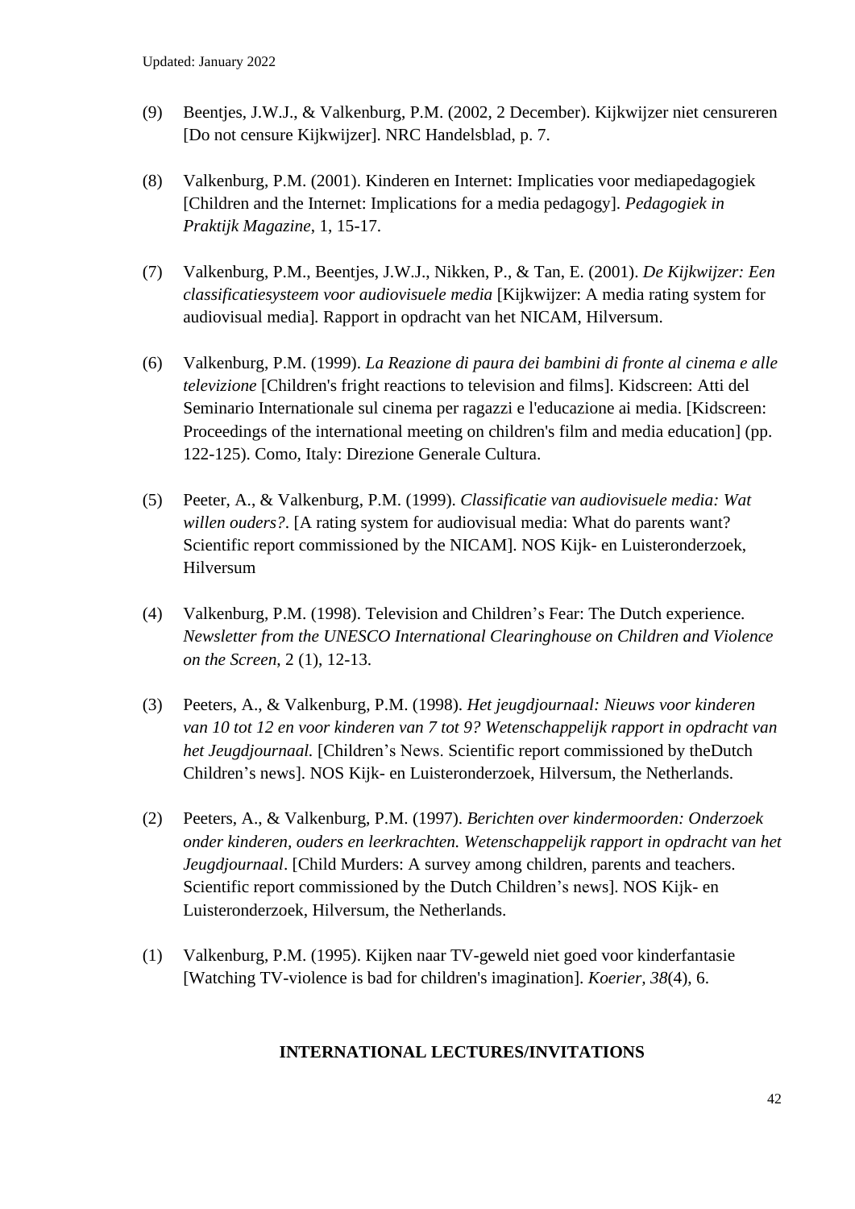(9) Beentjes, J.W.J., & Valkenburg, P.M. (2002, 2 December). Kijkwijzer niet censureren [Do not censure Kijkwijzer]. NRC Handelsblad, p. 7.

(8) Valkenburg, P.M. (2001). Kinderen en Internet: Implicaties voor mediapedagogiek [Children and the Internet: Implications for a media pedagogy]. *Pedagogiek in Praktijk Magazine*, 1, 15-17.

(7) Valkenburg, P.M., Beentjes, J.W.J., Nikken, P., & Tan, E. (2001). *De Kijkwijzer: Een classificatiesysteem voor audiovisuele media* [Kijkwijzer: A media rating system for audiovisual media]. Rapport in opdracht van het NICAM, Hilversum.

(6) Valkenburg, P.M. (1999). *La Reazione di paura dei bambini di fronte al cinema e alle televizione* [Children's fright reactions to television and films]. Kidscreen: Atti del Seminario Internationale sul cinema per ragazzi e l'educazione ai media. [Kidscreen: Proceedings of the international meeting on children's film and media education] (pp. 122-125). Como, Italy: Direzione Generale Cultura.

(5) Peeter, A., & Valkenburg, P.M. (1999). *Classificatie van audiovisuele media: Wat willen ouders?*. [A rating system for audiovisual media: What do parents want? Scientific report commissioned by the NICAM]. NOS Kijk- en Luisteronderzoek, Hilversum

(4) Valkenburg, P.M. (1998). Television and Children's Fear: The Dutch experience. *Newsletter from the UNESCO International Clearinghouse on Children and Violence on the Screen*, 2 (1), 12-13.

(3) Peeters, A., & Valkenburg, P.M. (1998). *Het jeugdjournaal: Nieuws voor kinderen van 10 tot 12 en voor kinderen van 7 tot 9? Wetenschappelijk rapport in opdracht van het Jeugdjournaal.* [Children's News. Scientific report commissioned by theDutch Children's news]. NOS Kijk- en Luisteronderzoek, Hilversum, the Netherlands.

(2) Peeters, A., & Valkenburg, P.M. (1997). *Berichten over kindermoorden: Onderzoek onder kinderen, ouders en leerkrachten. Wetenschappelijk rapport in opdracht van het Jeugdjournaal*. [Child Murders: A survey among children, parents and teachers. Scientific report commissioned by the Dutch Children's news]. NOS Kijk- en Luisteronderzoek, Hilversum, the Netherlands.

(1) Valkenburg, P.M. (1995). Kijken naar TV-geweld niet goed voor kinderfantasie [Watching TV-violence is bad for children's imagination]. *Koerier*, *38*(4), 6.

## INTERNATIONAL LECTURES/INVITATIONS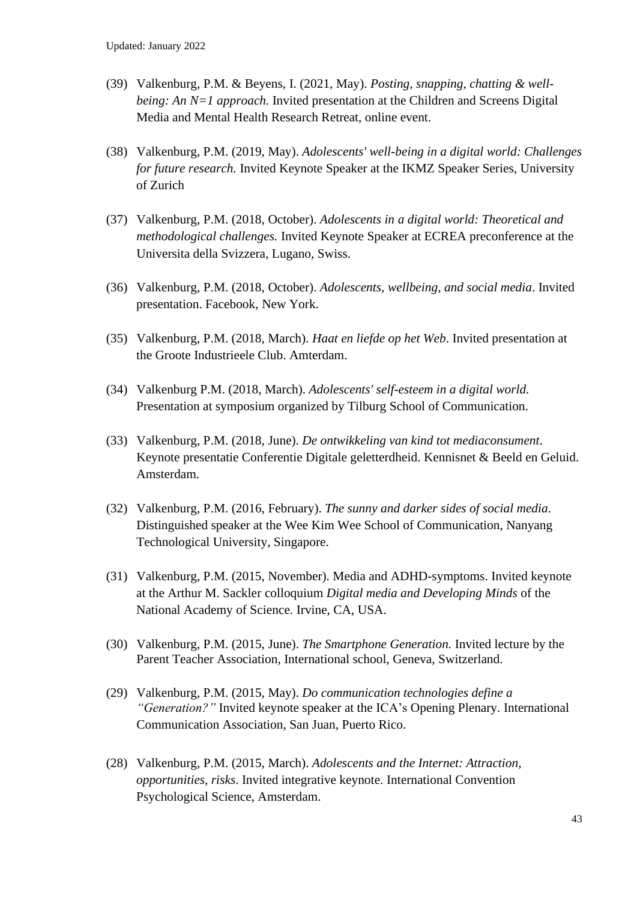Updated: January 2022

(39) Valkenburg, P.M. & Beyens, I. (2021, May). *Posting, snapping, chatting & well-being: An N=1 approach.* Invited presentation at the Children and Screens Digital Media and Mental Health Research Retreat, online event.

(38) Valkenburg, P.M. (2019, May). *Adolescents' well-being in a digital world: Challenges for future research.* Invited Keynote Speaker at the IKMZ Speaker Series, University of Zurich

(37) Valkenburg, P.M. (2018, October). *Adolescents in a digital world: Theoretical and methodological challenges.* Invited Keynote Speaker at ECREA preconference at the Universita della Svizzera, Lugano, Swiss.

(36) Valkenburg, P.M. (2018, October). *Adolescents, wellbeing, and social media*. Invited presentation. Facebook, New York.

(35) Valkenburg, P.M. (2018, March). *Haat en liefde op het Web*. Invited presentation at the Groote Industrieele Club. Amterdam.

(34) Valkenburg P.M. (2018, March). *Adolescents' self-esteem in a digital world.* Presentation at symposium organized by Tilburg School of Communication.

(33) Valkenburg, P.M. (2018, June). *De ontwikkeling van kind tot mediaconsument*. Keynote presentatie Conferentie Digitale geletterdheid. Kennisnet & Beeld en Geluid. Amsterdam.

(32) Valkenburg, P.M. (2016, February). *The sunny and darker sides of social media*. Distinguished speaker at the Wee Kim Wee School of Communication, Nanyang Technological University, Singapore.

(31) Valkenburg, P.M. (2015, November). Media and ADHD-symptoms. Invited keynote at the Arthur M. Sackler colloquium *Digital media and Developing Minds* of the National Academy of Science. Irvine, CA, USA.

(30) Valkenburg, P.M. (2015, June). *The Smartphone Generation.* Invited lecture by the Parent Teacher Association, International school, Geneva, Switzerland.

(29) Valkenburg, P.M. (2015, May). *Do communication technologies define a "Generation?"* Invited keynote speaker at the ICA's Opening Plenary. International Communication Association, San Juan, Puerto Rico.

(28) Valkenburg, P.M. (2015, March). *Adolescents and the Internet: Attraction, opportunities, risks*. Invited integrative keynote. International Convention Psychological Science, Amsterdam.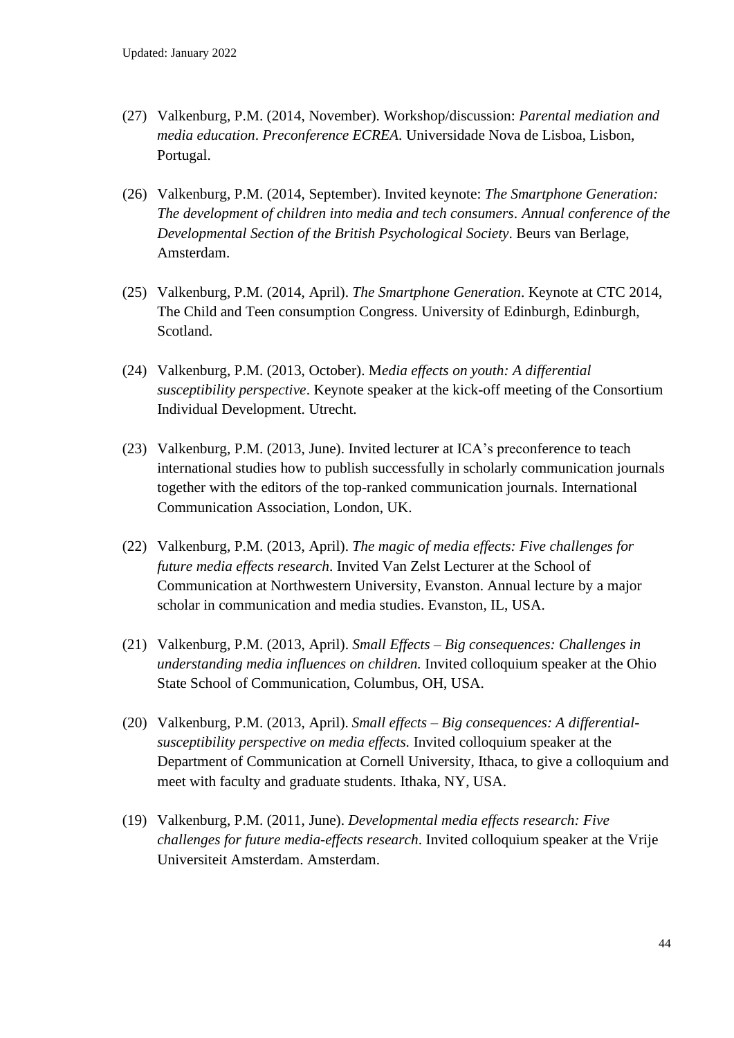(27) Valkenburg, P.M. (2014, November). Workshop/discussion: *Parental mediation and media education*. *Preconference ECREA*. Universidade Nova de Lisboa, Lisbon, Portugal.

(26) Valkenburg, P.M. (2014, September). Invited keynote: *The Smartphone Generation: The development of children into media and tech consumers*. *Annual conference of the Developmental Section of the British Psychological Society*. Beurs van Berlage, Amsterdam.

(25) Valkenburg, P.M. (2014, April). *The Smartphone Generation*. Keynote at CTC 2014, The Child and Teen consumption Congress. University of Edinburgh, Edinburgh, Scotland.

(24) Valkenburg, P.M. (2013, October). M*edia effects on youth: A differential susceptibility perspective*. Keynote speaker at the kick-off meeting of the Consortium Individual Development. Utrecht.

(23) Valkenburg, P.M. (2013, June). Invited lecturer at ICA's preconference to teach international studies how to publish successfully in scholarly communication journals together with the editors of the top-ranked communication journals. International Communication Association, London, UK.

(22) Valkenburg, P.M. (2013, April). *The magic of media effects: Five challenges for future media effects research*. Invited Van Zelst Lecturer at the School of Communication at Northwestern University, Evanston. Annual lecture by a major scholar in communication and media studies. Evanston, IL, USA.

(21) Valkenburg, P.M. (2013, April). *Small Effects – Big consequences: Challenges in understanding media influences on children.* Invited colloquium speaker at the Ohio State School of Communication, Columbus, OH, USA.

(20) Valkenburg, P.M. (2013, April). *Small effects – Big consequences: A differential-susceptibility perspective on media effects.* Invited colloquium speaker at the Department of Communication at Cornell University, Ithaca, to give a colloquium and meet with faculty and graduate students. Ithaka, NY, USA.

(19) Valkenburg, P.M. (2011, June). *Developmental media effects research: Five challenges for future media-effects research*. Invited colloquium speaker at the Vrije Universiteit Amsterdam. Amsterdam.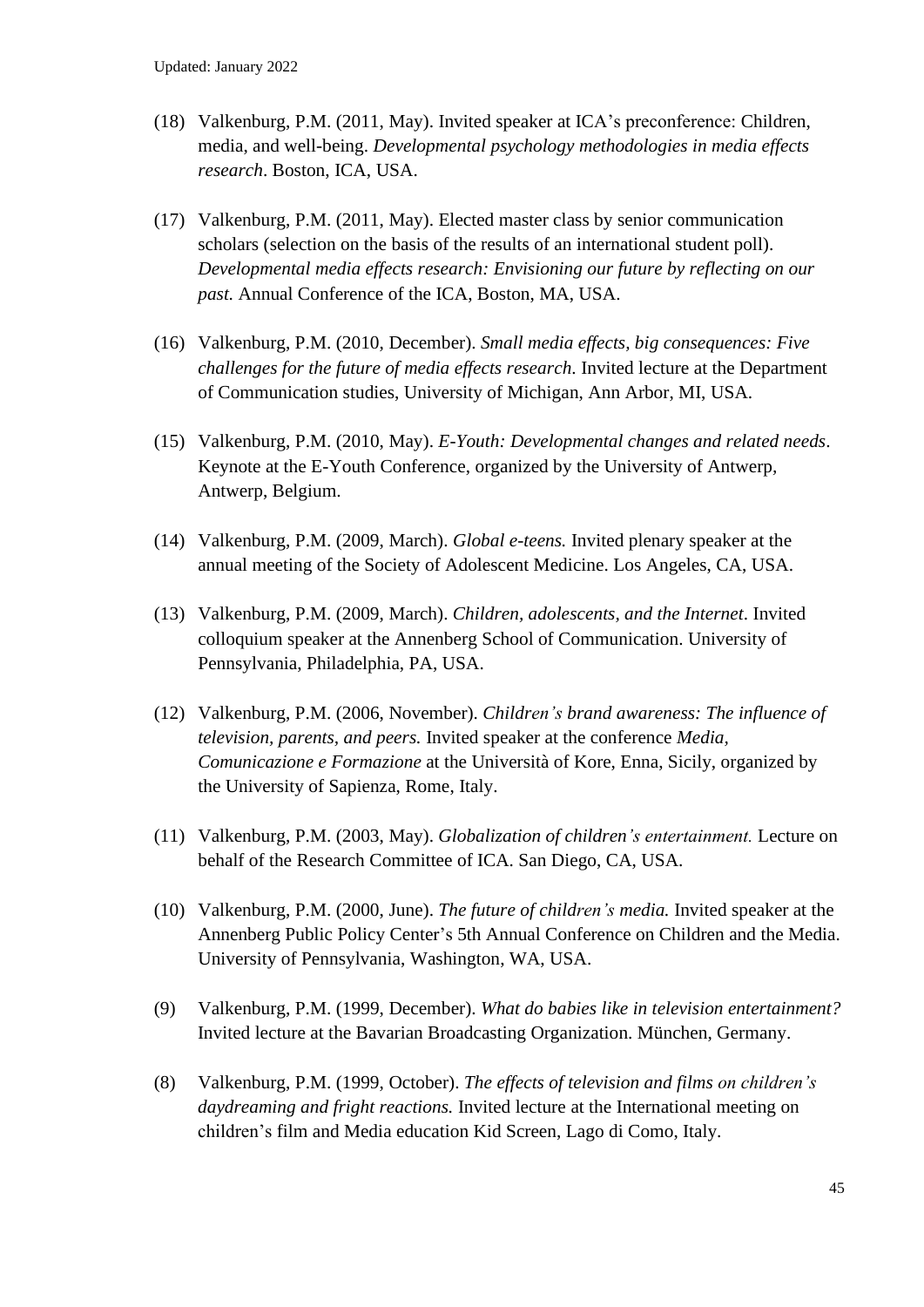(18) Valkenburg, P.M. (2011, May). Invited speaker at ICA's preconference: Children, media, and well-being. *Developmental psychology methodologies in media effects research*. Boston, ICA, USA.

(17) Valkenburg, P.M. (2011, May). Elected master class by senior communication scholars (selection on the basis of the results of an international student poll). *Developmental media effects research: Envisioning our future by reflecting on our past.* Annual Conference of the ICA, Boston, MA, USA.

(16) Valkenburg, P.M. (2010, December). *Small media effects, big consequences: Five challenges for the future of media effects research.* Invited lecture at the Department of Communication studies, University of Michigan, Ann Arbor, MI, USA.

(15) Valkenburg, P.M. (2010, May). *E-Youth: Developmental changes and related needs*. Keynote at the E-Youth Conference, organized by the University of Antwerp, Antwerp, Belgium.

(14) Valkenburg, P.M. (2009, March). *Global e-teens.* Invited plenary speaker at the annual meeting of the Society of Adolescent Medicine. Los Angeles, CA, USA.

(13) Valkenburg, P.M. (2009, March). *Children, adolescents, and the Internet*. Invited colloquium speaker at the Annenberg School of Communication. University of Pennsylvania, Philadelphia, PA, USA.

(12) Valkenburg, P.M. (2006, November). *Children's brand awareness: The influence of television, parents, and peers.* Invited speaker at the conference *Media, Comunicazione e Formazione* at the Università of Kore, Enna, Sicily, organized by the University of Sapienza, Rome, Italy.

(11) Valkenburg, P.M. (2003, May). *Globalization of children's entertainment.* Lecture on behalf of the Research Committee of ICA. San Diego, CA, USA.

(10) Valkenburg, P.M. (2000, June). *The future of children's media.* Invited speaker at the Annenberg Public Policy Center's 5th Annual Conference on Children and the Media. University of Pennsylvania, Washington, WA, USA.

(9) Valkenburg, P.M. (1999, December). *What do babies like in television entertainment?* Invited lecture at the Bavarian Broadcasting Organization. München, Germany.

(8) Valkenburg, P.M. (1999, October). *The effects of television and films on children's daydreaming and fright reactions.* Invited lecture at the International meeting on children's film and Media education Kid Screen, Lago di Como, Italy.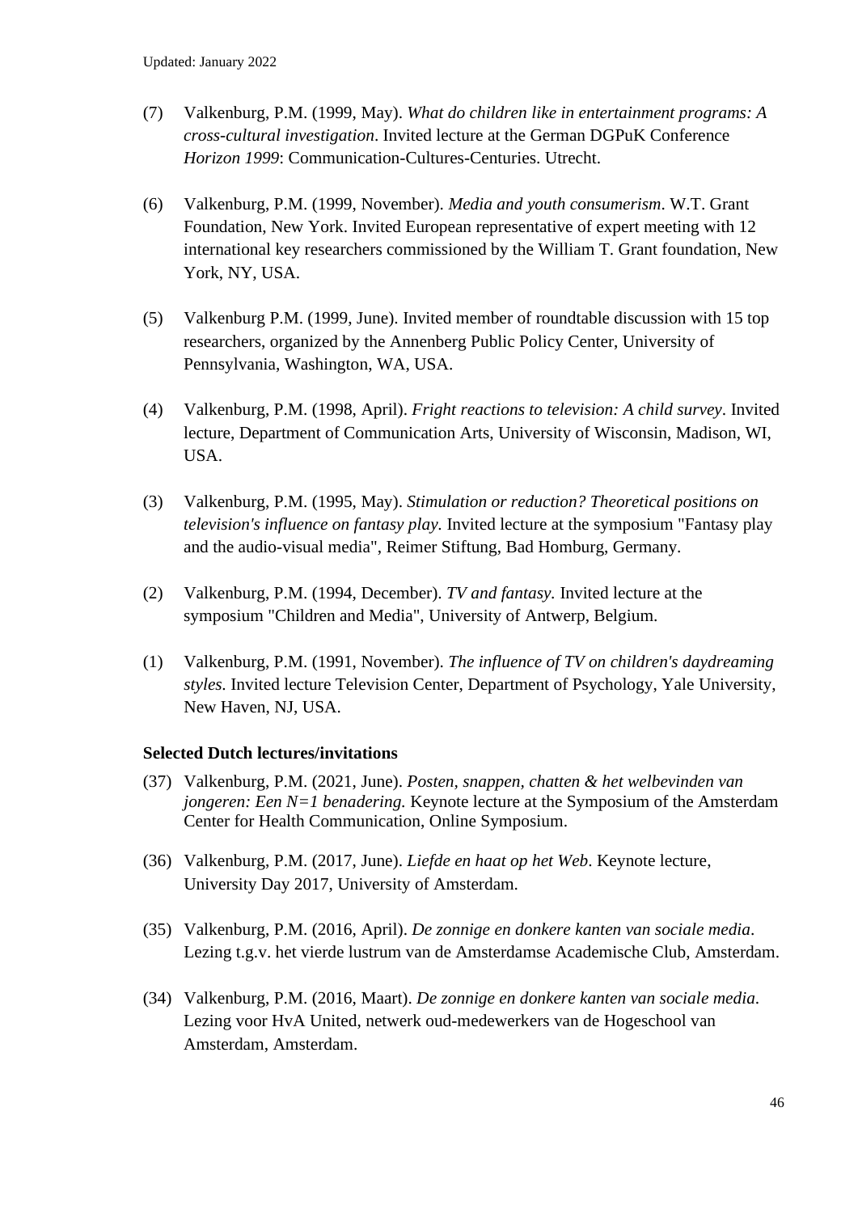(7) Valkenburg, P.M. (1999, May). *What do children like in entertainment programs: A cross-cultural investigation*. Invited lecture at the German DGPuK Conference *Horizon 1999*: Communication-Cultures-Centuries. Utrecht.

(6) Valkenburg, P.M. (1999, November). *Media and youth consumerism*. W.T. Grant Foundation, New York. Invited European representative of expert meeting with 12 international key researchers commissioned by the William T. Grant foundation, New York, NY, USA.

(5) Valkenburg P.M. (1999, June). Invited member of roundtable discussion with 15 top researchers, organized by the Annenberg Public Policy Center, University of Pennsylvania, Washington, WA, USA.

(4) Valkenburg, P.M. (1998, April). *Fright reactions to television: A child survey*. Invited lecture, Department of Communication Arts, University of Wisconsin, Madison, WI, USA.

(3) Valkenburg, P.M. (1995, May). *Stimulation or reduction? Theoretical positions on television's influence on fantasy play.* Invited lecture at the symposium "Fantasy play and the audio-visual media", Reimer Stiftung, Bad Homburg, Germany.

(2) Valkenburg, P.M. (1994, December). *TV and fantasy.* Invited lecture at the symposium "Children and Media", University of Antwerp, Belgium.

(1) Valkenburg, P.M. (1991, November). *The influence of TV on children's daydreaming styles.* Invited lecture Television Center, Department of Psychology, Yale University, New Haven, NJ, USA.

**Selected Dutch lectures/invitations**

(37) Valkenburg, P.M. (2021, June). *Posten, snappen, chatten & het welbevinden van jongeren: Een N=1 benadering.* Keynote lecture at the Symposium of the Amsterdam Center for Health Communication, Online Symposium.

(36) Valkenburg, P.M. (2017, June). *Liefde en haat op het Web*. Keynote lecture, University Day 2017, University of Amsterdam.

(35) Valkenburg, P.M. (2016, April). *De zonnige en donkere kanten van sociale media*. Lezing t.g.v. het vierde lustrum van de Amsterdamse Academische Club, Amsterdam.

(34) Valkenburg, P.M. (2016, Maart). *De zonnige en donkere kanten van sociale media*. Lezing voor HvA United, netwerk oud-medewerkers van de Hogeschool van Amsterdam, Amsterdam.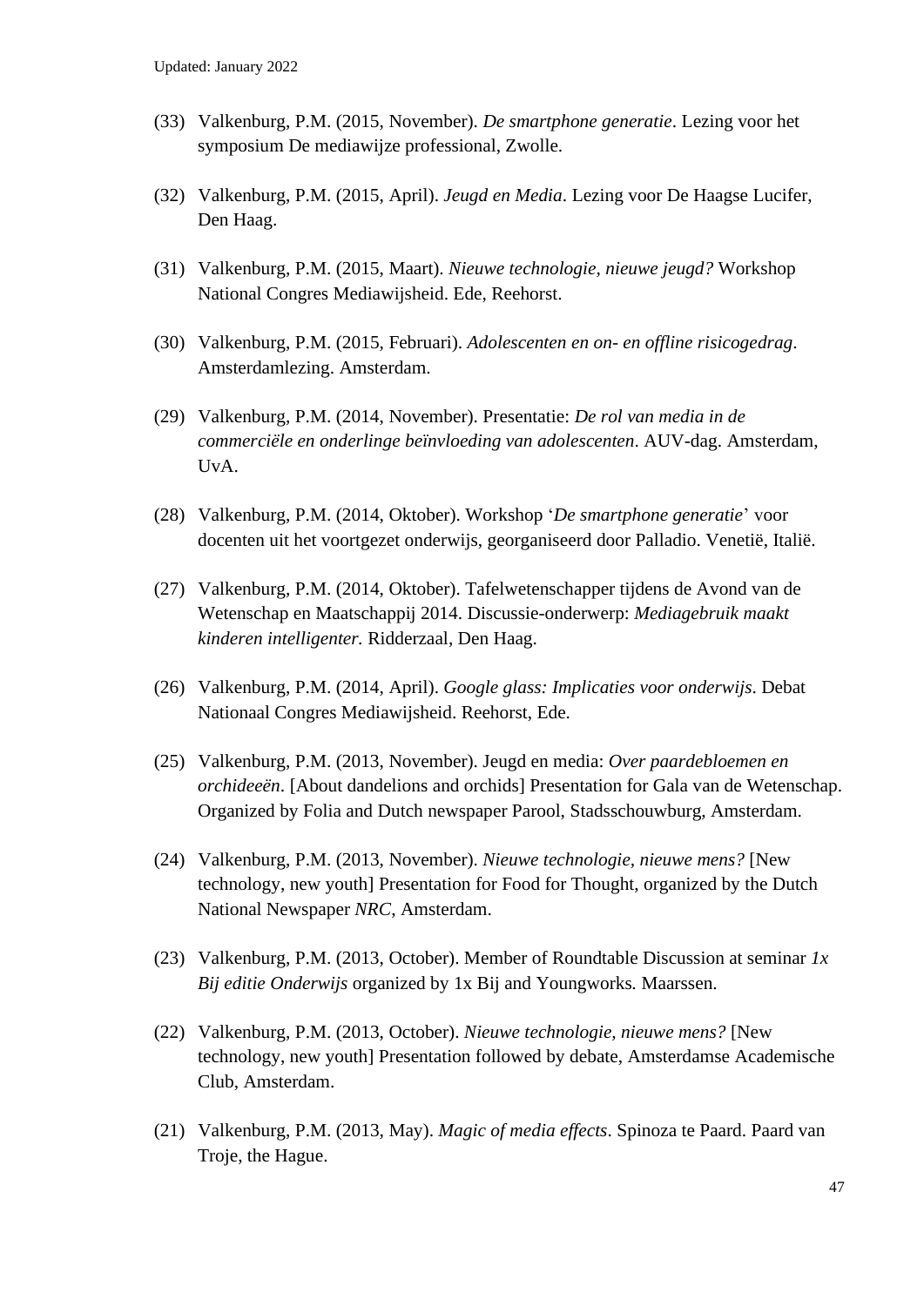(33) Valkenburg, P.M. (2015, November). *De smartphone generatie*. Lezing voor het symposium De mediawijze professional, Zwolle.

(32) Valkenburg, P.M. (2015, April). *Jeugd en Media*. Lezing voor De Haagse Lucifer, Den Haag.

(31) Valkenburg, P.M. (2015, Maart). *Nieuwe technologie, nieuwe jeugd?* Workshop National Congres Mediawijsheid. Ede, Reehorst.

(30) Valkenburg, P.M. (2015, Februari). *Adolescenten en on- en offline risicogedrag*. Amsterdamlezing. Amsterdam.

(29) Valkenburg, P.M. (2014, November). Presentatie: *De rol van media in de commerciële en onderlinge beïnvloeding van adolescenten*. AUV-dag. Amsterdam, UvA.

(28) Valkenburg, P.M. (2014, Oktober). Workshop '*De smartphone generatie*' voor docenten uit het voortgezet onderwijs, georganiseerd door Palladio. Venetië, Italië.

(27) Valkenburg, P.M. (2014, Oktober). Tafelwetenschapper tijdens de Avond van de Wetenschap en Maatschappij 2014. Discussie-onderwerp: *Mediagebruik maakt kinderen intelligenter.* Ridderzaal, Den Haag.

(26) Valkenburg, P.M. (2014, April). *Google glass: Implicaties voor onderwijs*. Debat Nationaal Congres Mediawijsheid. Reehorst, Ede.

(25) Valkenburg, P.M. (2013, November). Jeugd en media: *Over paardebloemen en orchideeën*. [About dandelions and orchids] Presentation for Gala van de Wetenschap. Organized by Folia and Dutch newspaper Parool, Stadsschouwburg, Amsterdam.

(24) Valkenburg, P.M. (2013, November). *Nieuwe technologie, nieuwe mens?* [New technology, new youth] Presentation for Food for Thought, organized by the Dutch National Newspaper *NRC*, Amsterdam.

(23) Valkenburg, P.M. (2013, October). Member of Roundtable Discussion at seminar *1x Bij editie Onderwijs* organized by 1x Bij and Youngworks. Maarssen.

(22) Valkenburg, P.M. (2013, October). *Nieuwe technologie, nieuwe mens?* [New technology, new youth] Presentation followed by debate, Amsterdamse Academische Club, Amsterdam.

(21) Valkenburg, P.M. (2013, May). *Magic of media effects*. Spinoza te Paard. Paard van Troje, the Hague.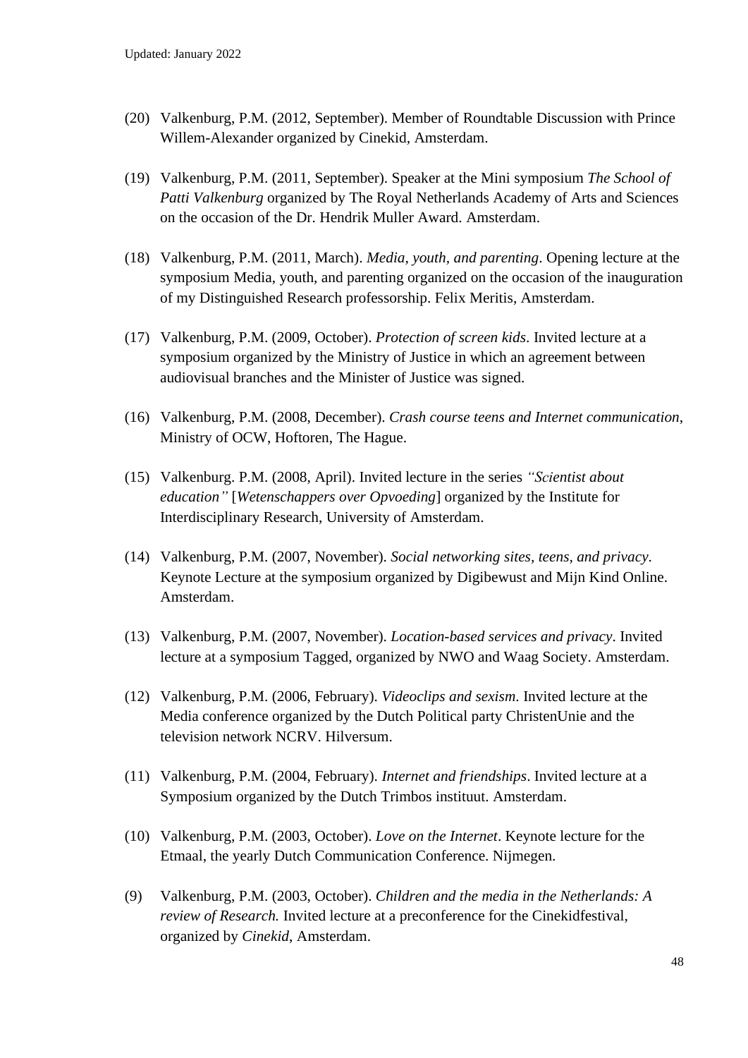(20) Valkenburg, P.M. (2012, September). Member of Roundtable Discussion with Prince Willem-Alexander organized by Cinekid, Amsterdam.

(19) Valkenburg, P.M. (2011, September). Speaker at the Mini symposium *The School of Patti Valkenburg* organized by The Royal Netherlands Academy of Arts and Sciences on the occasion of the Dr. Hendrik Muller Award. Amsterdam.

(18) Valkenburg, P.M. (2011, March). *Media, youth, and parenting*. Opening lecture at the symposium Media, youth, and parenting organized on the occasion of the inauguration of my Distinguished Research professorship. Felix Meritis, Amsterdam.

(17) Valkenburg, P.M. (2009, October). *Protection of screen kids*. Invited lecture at a symposium organized by the Ministry of Justice in which an agreement between audiovisual branches and the Minister of Justice was signed.

(16) Valkenburg, P.M. (2008, December). *Crash course teens and Internet communication*, Ministry of OCW, Hoftoren, The Hague.

(15) Valkenburg. P.M. (2008, April). Invited lecture in the series *"Scientist about education"* [*Wetenschappers over Opvoeding*] organized by the Institute for Interdisciplinary Research, University of Amsterdam.

(14) Valkenburg, P.M. (2007, November). *Social networking sites, teens, and privacy*. Keynote Lecture at the symposium organized by Digibewust and Mijn Kind Online. Amsterdam.

(13) Valkenburg, P.M. (2007, November). *Location-based services and privacy*. Invited lecture at a symposium Tagged, organized by NWO and Waag Society. Amsterdam.

(12) Valkenburg, P.M. (2006, February). *Videoclips and sexism*. Invited lecture at the Media conference organized by the Dutch Political party ChristenUnie and the television network NCRV. Hilversum.

(11) Valkenburg, P.M. (2004, February). *Internet and friendships*. Invited lecture at a Symposium organized by the Dutch Trimbos instituut. Amsterdam.

(10) Valkenburg, P.M. (2003, October). *Love on the Internet*. Keynote lecture for the Etmaal, the yearly Dutch Communication Conference. Nijmegen.

(9) Valkenburg, P.M. (2003, October). *Children and the media in the Netherlands: A review of Research.* Invited lecture at a preconference for the Cinekidfestival, organized by *Cinekid*, Amsterdam.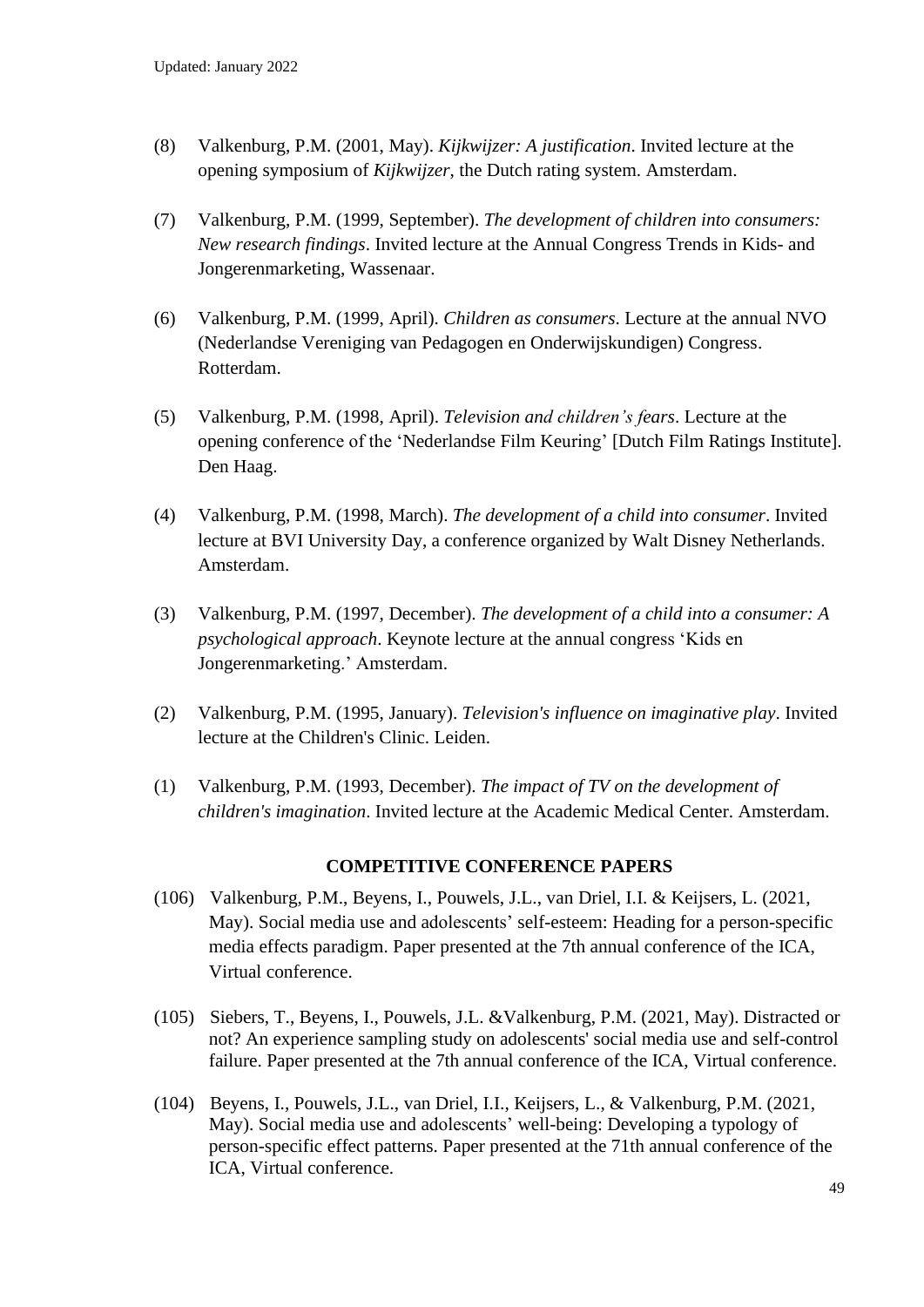(8) Valkenburg, P.M. (2001, May). *Kijkwijzer: A justification*. Invited lecture at the opening symposium of *Kijkwijzer*, the Dutch rating system. Amsterdam.

(7) Valkenburg, P.M. (1999, September). *The development of children into consumers: New research findings*. Invited lecture at the Annual Congress Trends in Kids- and Jongerenmarketing, Wassenaar.

(6) Valkenburg, P.M. (1999, April). *Children as consumers*. Lecture at the annual NVO (Nederlandse Vereniging van Pedagogen en Onderwijskundigen) Congress. Rotterdam.

(5) Valkenburg, P.M. (1998, April). *Television and children's fears*. Lecture at the opening conference of the 'Nederlandse Film Keuring' [Dutch Film Ratings Institute]. Den Haag.

(4) Valkenburg, P.M. (1998, March). *The development of a child into consumer*. Invited lecture at BVI University Day, a conference organized by Walt Disney Netherlands. Amsterdam.

(3) Valkenburg, P.M. (1997, December). *The development of a child into a consumer: A psychological approach*. Keynote lecture at the annual congress 'Kids en Jongerenmarketing.' Amsterdam.

(2) Valkenburg, P.M. (1995, January). *Television's influence on imaginative play*. Invited lecture at the Children's Clinic. Leiden.

(1) Valkenburg, P.M. (1993, December). *The impact of TV on the development of children's imagination*. Invited lecture at the Academic Medical Center. Amsterdam.

## COMPETITIVE CONFERENCE PAPERS

(106) Valkenburg, P.M., Beyens, I., Pouwels, J.L., van Driel, I.I. & Keijsers, L. (2021, May). Social media use and adolescents' self-esteem: Heading for a person-specific media effects paradigm. Paper presented at the 7th annual conference of the ICA, Virtual conference.

(105) Siebers, T., Beyens, I., Pouwels, J.L. &Valkenburg, P.M. (2021, May). Distracted or not? An experience sampling study on adolescents' social media use and self-control failure. Paper presented at the 7th annual conference of the ICA, Virtual conference.

(104) Beyens, I., Pouwels, J.L., van Driel, I.I., Keijsers, L., & Valkenburg, P.M. (2021, May). Social media use and adolescents' well-being: Developing a typology of person-specific effect patterns. Paper presented at the 71th annual conference of the ICA, Virtual conference.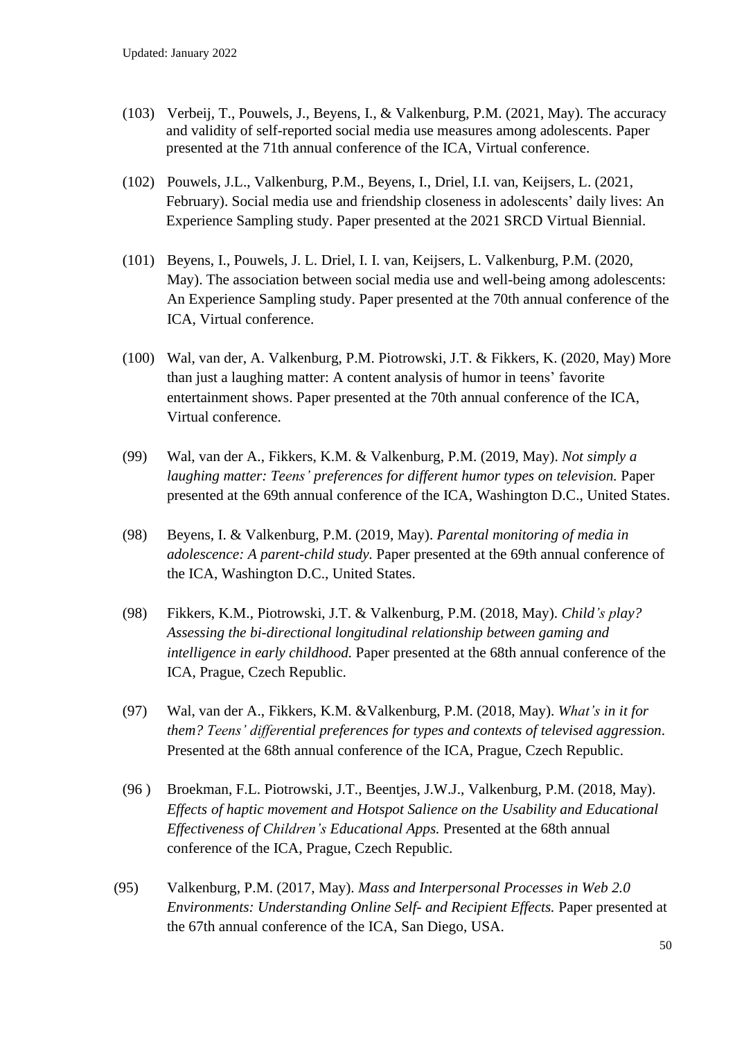(103) Verbeij, T., Pouwels, J., Beyens, I., & Valkenburg, P.M. (2021, May). The accuracy and validity of self-reported social media use measures among adolescents. Paper presented at the 71th annual conference of the ICA, Virtual conference.

(102) Pouwels, J.L., Valkenburg, P.M., Beyens, I., Driel, I.I. van, Keijsers, L. (2021, February). Social media use and friendship closeness in adolescents' daily lives: An Experience Sampling study. Paper presented at the 2021 SRCD Virtual Biennial.

(101) Beyens, I., Pouwels, J. L. Driel, I. I. van, Keijsers, L. Valkenburg, P.M. (2020, May). The association between social media use and well-being among adolescents: An Experience Sampling study. Paper presented at the 70th annual conference of the ICA, Virtual conference.

(100) Wal, van der, A. Valkenburg, P.M. Piotrowski, J.T. & Fikkers, K. (2020, May) More than just a laughing matter: A content analysis of humor in teens' favorite entertainment shows. Paper presented at the 70th annual conference of the ICA, Virtual conference.

(99) Wal, van der A., Fikkers, K.M. & Valkenburg, P.M. (2019, May). *Not simply a laughing matter: Teens' preferences for different humor types on television.* Paper presented at the 69th annual conference of the ICA, Washington D.C., United States.

(98) Beyens, I. & Valkenburg, P.M. (2019, May). *Parental monitoring of media in adolescence: A parent-child study.* Paper presented at the 69th annual conference of the ICA, Washington D.C., United States.

(98) Fikkers, K.M., Piotrowski, J.T. & Valkenburg, P.M. (2018, May). *Child's play? Assessing the bi-directional longitudinal relationship between gaming and intelligence in early childhood.* Paper presented at the 68th annual conference of the ICA, Prague, Czech Republic.

(97) Wal, van der A., Fikkers, K.M. &Valkenburg, P.M. (2018, May). *What's in it for them? Teens' differential preferences for types and contexts of televised aggression*. Presented at the 68th annual conference of the ICA, Prague, Czech Republic.

(96 ) Broekman, F.L. Piotrowski, J.T., Beentjes, J.W.J., Valkenburg, P.M. (2018, May). *Effects of haptic movement and Hotspot Salience on the Usability and Educational Effectiveness of Children's Educational Apps.* Presented at the 68th annual conference of the ICA, Prague, Czech Republic.

(95) Valkenburg, P.M. (2017, May). *Mass and Interpersonal Processes in Web 2.0 Environments: Understanding Online Self- and Recipient Effects.* Paper presented at the 67th annual conference of the ICA, San Diego, USA.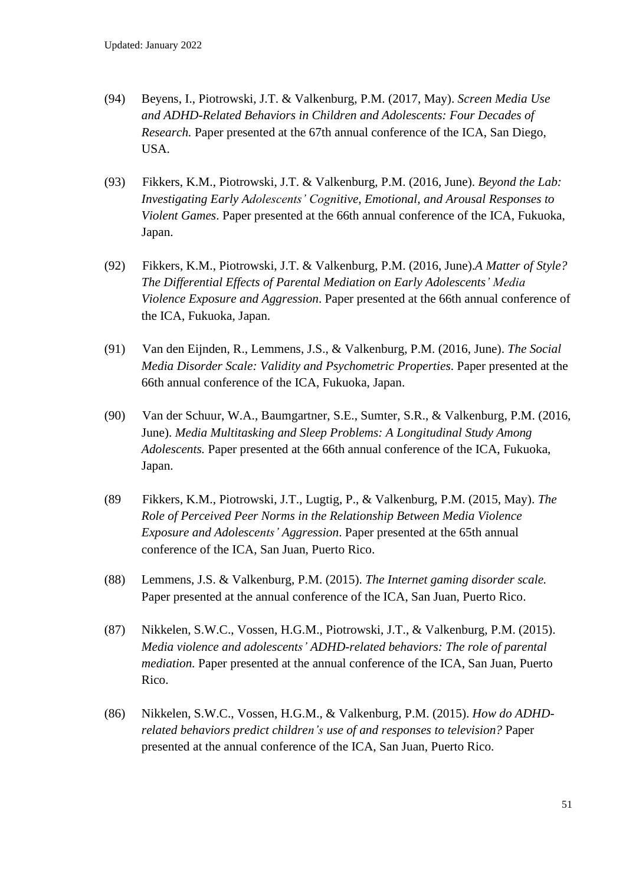(94) Beyens, I., Piotrowski, J.T. & Valkenburg, P.M. (2017, May). *Screen Media Use and ADHD-Related Behaviors in Children and Adolescents: Four Decades of Research.* Paper presented at the 67th annual conference of the ICA, San Diego, USA.

(93) Fikkers, K.M., Piotrowski, J.T. & Valkenburg, P.M. (2016, June). *Beyond the Lab: Investigating Early Adolescents' Cognitive, Emotional, and Arousal Responses to Violent Games*. Paper presented at the 66th annual conference of the ICA, Fukuoka, Japan.

(92) Fikkers, K.M., Piotrowski, J.T. & Valkenburg, P.M. (2016, June).*A Matter of Style? The Differential Effects of Parental Mediation on Early Adolescents' Media Violence Exposure and Aggression*. Paper presented at the 66th annual conference of the ICA, Fukuoka, Japan.

(91) Van den Eijnden, R., Lemmens, J.S., & Valkenburg, P.M. (2016, June). *The Social Media Disorder Scale: Validity and Psychometric Properties*. Paper presented at the 66th annual conference of the ICA, Fukuoka, Japan.

(90) Van der Schuur, W.A., Baumgartner, S.E., Sumter, S.R., & Valkenburg, P.M. (2016, June). *Media Multitasking and Sleep Problems: A Longitudinal Study Among Adolescents.* Paper presented at the 66th annual conference of the ICA, Fukuoka, Japan.

(89 Fikkers, K.M., Piotrowski, J.T., Lugtig, P., & Valkenburg, P.M. (2015, May). *The Role of Perceived Peer Norms in the Relationship Between Media Violence Exposure and Adolescents' Aggression*. Paper presented at the 65th annual conference of the ICA, San Juan, Puerto Rico.

(88) Lemmens, J.S. & Valkenburg, P.M. (2015). *The Internet gaming disorder scale.* Paper presented at the annual conference of the ICA, San Juan, Puerto Rico.

(87) Nikkelen, S.W.C., Vossen, H.G.M., Piotrowski, J.T., & Valkenburg, P.M. (2015). *Media violence and adolescents' ADHD-related behaviors: The role of parental mediation.* Paper presented at the annual conference of the ICA, San Juan, Puerto Rico.

(86) Nikkelen, S.W.C., Vossen, H.G.M., & Valkenburg, P.M. (2015). *How do ADHD-related behaviors predict children's use of and responses to television?* Paper presented at the annual conference of the ICA, San Juan, Puerto Rico.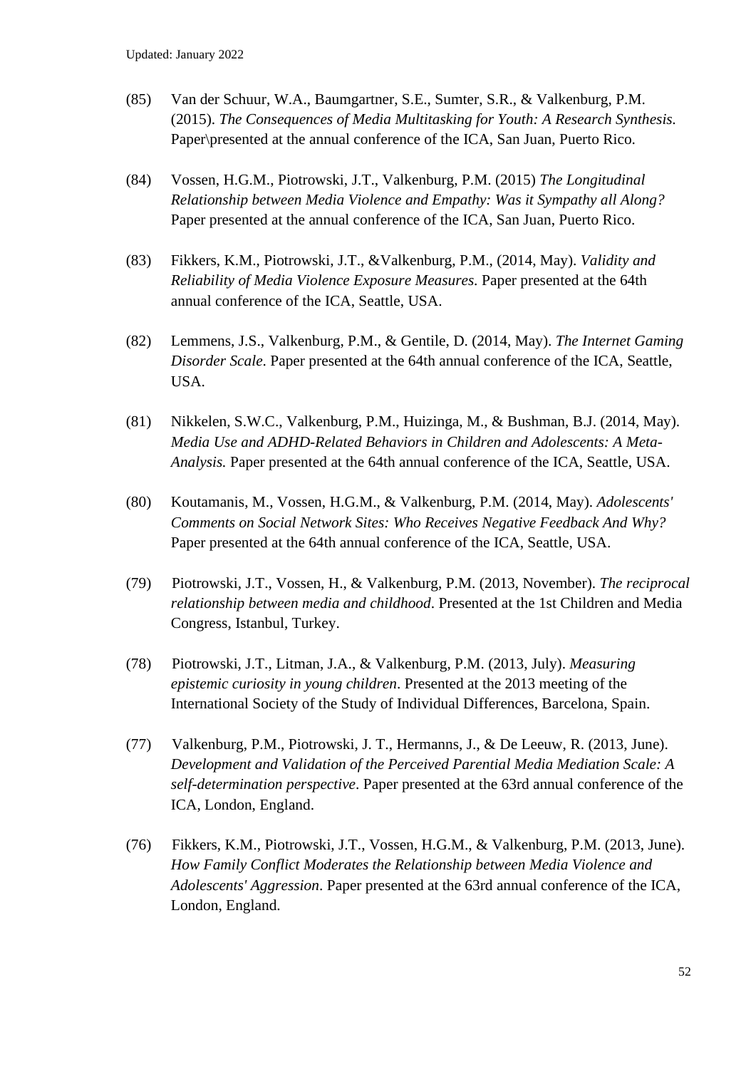(85) Van der Schuur, W.A., Baumgartner, S.E., Sumter, S.R., & Valkenburg, P.M. (2015). *The Consequences of Media Multitasking for Youth: A Research Synthesis.* Paper\presented at the annual conference of the ICA, San Juan, Puerto Rico.

(84) Vossen, H.G.M., Piotrowski, J.T., Valkenburg, P.M. (2015) *The Longitudinal Relationship between Media Violence and Empathy: Was it Sympathy all Along?* Paper presented at the annual conference of the ICA, San Juan, Puerto Rico.

(83) Fikkers, K.M., Piotrowski, J.T., &Valkenburg, P.M., (2014, May). *Validity and Reliability of Media Violence Exposure Measures.* Paper presented at the 64th annual conference of the ICA, Seattle, USA.

(82) Lemmens, J.S., Valkenburg, P.M., & Gentile, D. (2014, May). *The Internet Gaming Disorder Scale.* Paper presented at the 64th annual conference of the ICA, Seattle, USA.

(81) Nikkelen, S.W.C., Valkenburg, P.M., Huizinga, M., & Bushman, B.J. (2014, May). *Media Use and ADHD-Related Behaviors in Children and Adolescents: A Meta-Analysis.* Paper presented at the 64th annual conference of the ICA, Seattle, USA.

(80) Koutamanis, M., Vossen, H.G.M., & Valkenburg, P.M. (2014, May). *Adolescents' Comments on Social Network Sites: Who Receives Negative Feedback And Why?* Paper presented at the 64th annual conference of the ICA, Seattle, USA.

(79) Piotrowski, J.T., Vossen, H., & Valkenburg, P.M. (2013, November). *The reciprocal relationship between media and childhood*. Presented at the 1st Children and Media Congress, Istanbul, Turkey.

(78) Piotrowski, J.T., Litman, J.A., & Valkenburg, P.M. (2013, July). *Measuring epistemic curiosity in young children*. Presented at the 2013 meeting of the International Society of the Study of Individual Differences, Barcelona, Spain.

(77) Valkenburg, P.M., Piotrowski, J. T., Hermanns, J., & De Leeuw, R. (2013, June). *Development and Validation of the Perceived Parential Media Mediation Scale: A self-determination perspective*. Paper presented at the 63rd annual conference of the ICA, London, England.

(76) Fikkers, K.M., Piotrowski, J.T., Vossen, H.G.M., & Valkenburg, P.M. (2013, June). *How Family Conflict Moderates the Relationship between Media Violence and Adolescents' Aggression*. Paper presented at the 63rd annual conference of the ICA, London, England.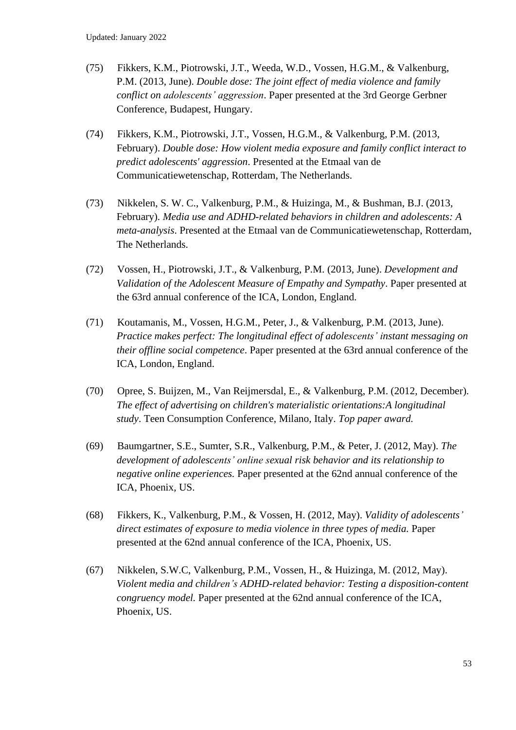(75) Fikkers, K.M., Piotrowski, J.T., Weeda, W.D., Vossen, H.G.M., & Valkenburg, P.M. (2013, June). *Double dose: The joint effect of media violence and family conflict on adolescents' aggression*. Paper presented at the 3rd George Gerbner Conference, Budapest, Hungary.

(74) Fikkers, K.M., Piotrowski, J.T., Vossen, H.G.M., & Valkenburg, P.M. (2013, February). *Double dose: How violent media exposure and family conflict interact to predict adolescents' aggression*. Presented at the Etmaal van de Communicatiewetenschap, Rotterdam, The Netherlands.

(73) Nikkelen, S. W. C., Valkenburg, P.M., & Huizinga, M., & Bushman, B.J. (2013, February). *Media use and ADHD-related behaviors in children and adolescents: A meta-analysis*. Presented at the Etmaal van de Communicatiewetenschap, Rotterdam, The Netherlands.

(72) Vossen, H., Piotrowski, J.T., & Valkenburg, P.M. (2013, June). *Development and Validation of the Adolescent Measure of Empathy and Sympathy*. Paper presented at the 63rd annual conference of the ICA, London, England.

(71) Koutamanis, M., Vossen, H.G.M., Peter, J., & Valkenburg, P.M. (2013, June). *Practice makes perfect: The longitudinal effect of adolescents' instant messaging on their offline social competence*. Paper presented at the 63rd annual conference of the ICA, London, England.

(70) Opree, S. Buijzen, M., Van Reijmersdal, E., & Valkenburg, P.M. (2012, December). *The effect of advertising on children's materialistic orientations:A longitudinal study*. Teen Consumption Conference, Milano, Italy. *Top paper award.*

(69) Baumgartner, S.E., Sumter, S.R., Valkenburg, P.M., & Peter, J. (2012, May). *The development of adolescents' online sexual risk behavior and its relationship to negative online experiences.* Paper presented at the 62nd annual conference of the ICA, Phoenix, US.

(68) Fikkers, K., Valkenburg, P.M., & Vossen, H. (2012, May). *Validity of adolescents' direct estimates of exposure to media violence in three types of media.* Paper presented at the 62nd annual conference of the ICA, Phoenix, US.

(67) Nikkelen, S.W.C, Valkenburg, P.M., Vossen, H., & Huizinga, M. (2012, May). *Violent media and children's ADHD-related behavior: Testing a disposition-content congruency model.* Paper presented at the 62nd annual conference of the ICA, Phoenix, US.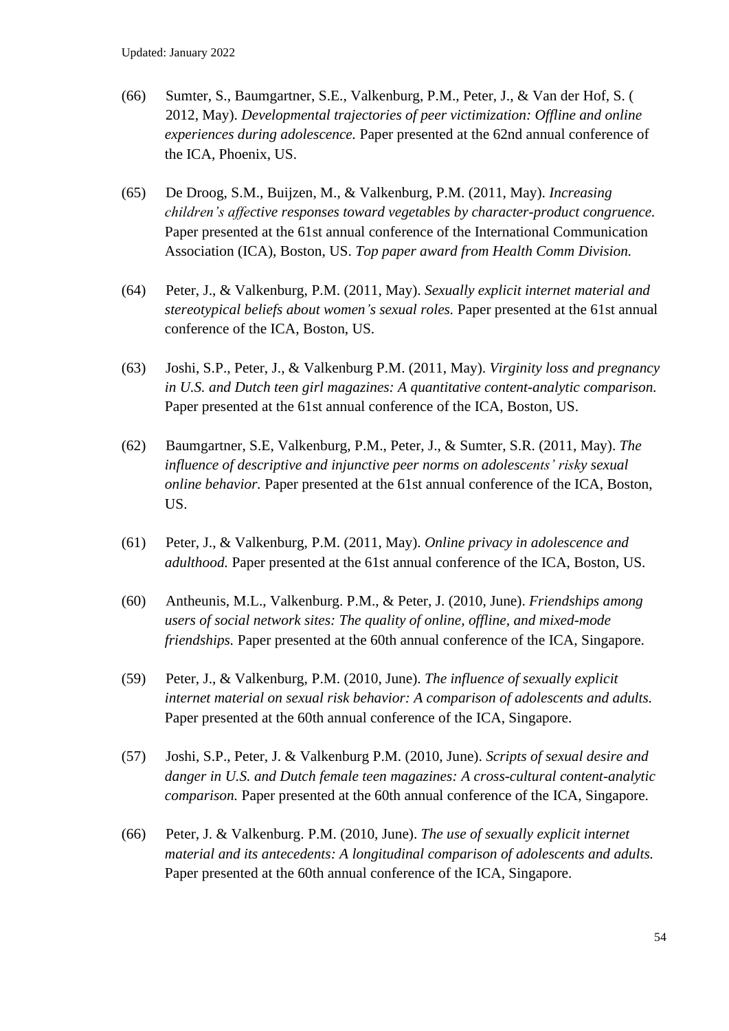(66) Sumter, S., Baumgartner, S.E., Valkenburg, P.M., Peter, J., & Van der Hof, S. ( 2012, May). *Developmental trajectories of peer victimization: Offline and online experiences during adolescence.* Paper presented at the 62nd annual conference of the ICA, Phoenix, US.

(65) De Droog, S.M., Buijzen, M., & Valkenburg, P.M. (2011, May). *Increasing children's affective responses toward vegetables by character-product congruence.* Paper presented at the 61st annual conference of the International Communication Association (ICA), Boston, US. *Top paper award from Health Comm Division.*

(64) Peter, J., & Valkenburg, P.M. (2011, May). *Sexually explicit internet material and stereotypical beliefs about women's sexual roles.* Paper presented at the 61st annual conference of the ICA, Boston, US.

(63) Joshi, S.P., Peter, J., & Valkenburg P.M. (2011, May). *Virginity loss and pregnancy in U.S. and Dutch teen girl magazines: A quantitative content-analytic comparison.* Paper presented at the 61st annual conference of the ICA, Boston, US.

(62) Baumgartner, S.E, Valkenburg, P.M., Peter, J., & Sumter, S.R. (2011, May). *The influence of descriptive and injunctive peer norms on adolescents' risky sexual online behavior.* Paper presented at the 61st annual conference of the ICA, Boston, US.

(61) Peter, J., & Valkenburg, P.M. (2011, May). *Online privacy in adolescence and adulthood.* Paper presented at the 61st annual conference of the ICA, Boston, US.

(60) Antheunis, M.L., Valkenburg. P.M., & Peter, J. (2010, June). *Friendships among users of social network sites: The quality of online, offline, and mixed-mode friendships.* Paper presented at the 60th annual conference of the ICA, Singapore.

(59) Peter, J., & Valkenburg, P.M. (2010, June). *The influence of sexually explicit internet material on sexual risk behavior: A comparison of adolescents and adults.* Paper presented at the 60th annual conference of the ICA, Singapore.

(57) Joshi, S.P., Peter, J. & Valkenburg P.M. (2010, June). *Scripts of sexual desire and danger in U.S. and Dutch female teen magazines: A cross-cultural content-analytic comparison.* Paper presented at the 60th annual conference of the ICA, Singapore.

(66) Peter, J. & Valkenburg. P.M. (2010, June). *The use of sexually explicit internet material and its antecedents: A longitudinal comparison of adolescents and adults.* Paper presented at the 60th annual conference of the ICA, Singapore.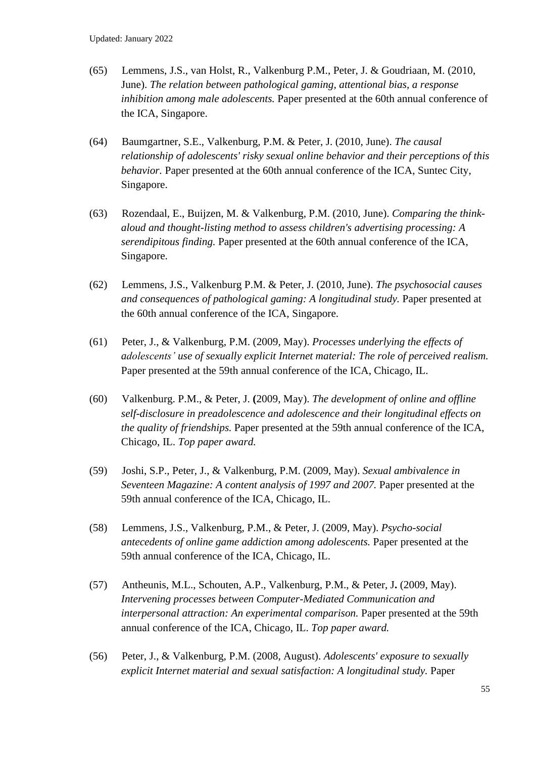(65) Lemmens, J.S., van Holst, R., Valkenburg P.M., Peter, J. & Goudriaan, M. (2010, June). *The relation between pathological gaming, attentional bias, a response inhibition among male adolescents.* Paper presented at the 60th annual conference of the ICA, Singapore.

(64) Baumgartner, S.E., Valkenburg, P.M. & Peter, J. (2010, June). *The causal relationship of adolescents' risky sexual online behavior and their perceptions of this behavior.* Paper presented at the 60th annual conference of the ICA, Suntec City, Singapore.

(63) Rozendaal, E., Buijzen, M. & Valkenburg, P.M. (2010, June). *Comparing the think-aloud and thought-listing method to assess children's advertising processing: A serendipitous finding.* Paper presented at the 60th annual conference of the ICA, Singapore.

(62) Lemmens, J.S., Valkenburg P.M. & Peter, J. (2010, June). *The psychosocial causes and consequences of pathological gaming: A longitudinal study.* Paper presented at the 60th annual conference of the ICA, Singapore.

(61) Peter, J., & Valkenburg, P.M. (2009, May). *Processes underlying the effects of adolescents' use of sexually explicit Internet material: The role of perceived realism.* Paper presented at the 59th annual conference of the ICA, Chicago, IL.

(60) Valkenburg. P.M., & Peter, J. **(**2009, May). *The development of online and offline self-disclosure in preadolescence and adolescence and their longitudinal effects on the quality of friendships.* Paper presented at the 59th annual conference of the ICA, Chicago, IL. *Top paper award.*

(59) Joshi, S.P., Peter, J., & Valkenburg, P.M. (2009, May). *Sexual ambivalence in Seventeen Magazine: A content analysis of 1997 and 2007.* Paper presented at the 59th annual conference of the ICA, Chicago, IL.

(58) Lemmens, J.S., Valkenburg, P.M., & Peter, J. (2009, May). *Psycho-social antecedents of online game addiction among adolescents.* Paper presented at the 59th annual conference of the ICA, Chicago, IL.

(57) Antheunis, M.L., Schouten, A.P., Valkenburg, P.M., & Peter, J**.** (2009, May). *Intervening processes between Computer-Mediated Communication and interpersonal attraction: An experimental comparison.* Paper presented at the 59th annual conference of the ICA, Chicago, IL. *Top paper award.*

(56) Peter, J., & Valkenburg, P.M. (2008, August). *Adolescents' exposure to sexually explicit Internet material and sexual satisfaction: A longitudinal study.* Paper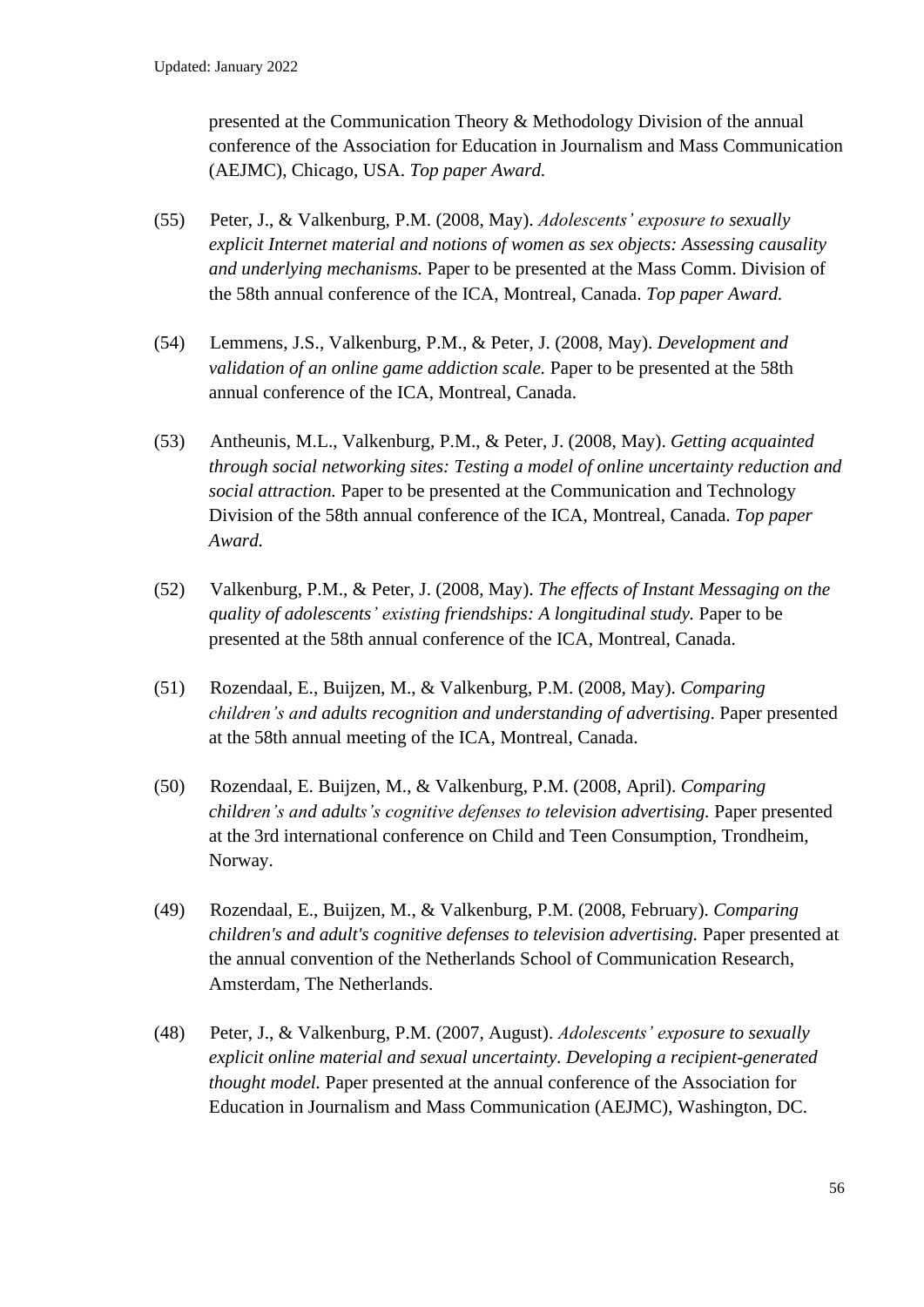presented at the Communication Theory & Methodology Division of the annual conference of the Association for Education in Journalism and Mass Communication (AEJMC), Chicago, USA. *Top paper Award.*

(55) Peter, J., & Valkenburg, P.M. (2008, May). *Adolescents' exposure to sexually explicit Internet material and notions of women as sex objects: Assessing causality and underlying mechanisms.* Paper to be presented at the Mass Comm. Division of the 58th annual conference of the ICA, Montreal, Canada. *Top paper Award.*

(54) Lemmens, J.S., Valkenburg, P.M., & Peter, J. (2008, May). *Development and validation of an online game addiction scale.* Paper to be presented at the 58th annual conference of the ICA, Montreal, Canada.

(53) Antheunis, M.L., Valkenburg, P.M., & Peter, J. (2008, May). *Getting acquainted through social networking sites: Testing a model of online uncertainty reduction and social attraction.* Paper to be presented at the Communication and Technology Division of the 58th annual conference of the ICA, Montreal, Canada. *Top paper Award.*

(52) Valkenburg, P.M., & Peter, J. (2008, May). *The effects of Instant Messaging on the quality of adolescents' existing friendships: A longitudinal study.* Paper to be presented at the 58th annual conference of the ICA, Montreal, Canada.

(51) Rozendaal, E., Buijzen, M., & Valkenburg, P.M. (2008, May). *Comparing children's and adults recognition and understanding of advertising.* Paper presented at the 58th annual meeting of the ICA, Montreal, Canada.

(50) Rozendaal, E. Buijzen, M., & Valkenburg, P.M. (2008, April). *Comparing children's and adults's cognitive defenses to television advertising.* Paper presented at the 3rd international conference on Child and Teen Consumption, Trondheim, Norway.

(49) Rozendaal, E., Buijzen, M., & Valkenburg, P.M. (2008, February). *Comparing children's and adult's cognitive defenses to television advertising.* Paper presented at the annual convention of the Netherlands School of Communication Research, Amsterdam, The Netherlands.

(48) Peter, J., & Valkenburg, P.M. (2007, August). *Adolescents' exposure to sexually explicit online material and sexual uncertainty. Developing a recipient-generated thought model.* Paper presented at the annual conference of the Association for Education in Journalism and Mass Communication (AEJMC), Washington, DC.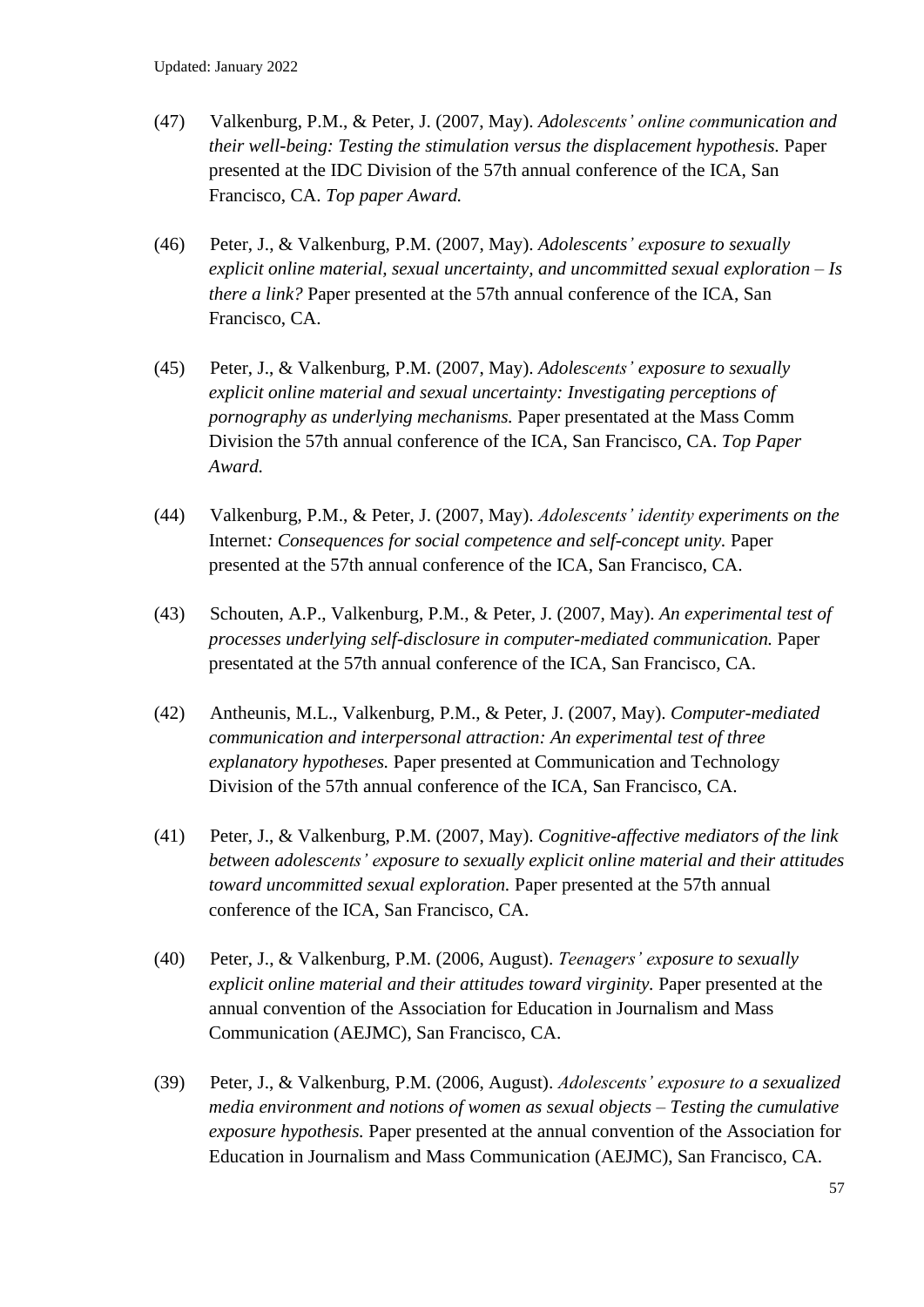(47) Valkenburg, P.M., & Peter, J. (2007, May). *Adolescents' online communication and their well-being: Testing the stimulation versus the displacement hypothesis.* Paper presented at the IDC Division of the 57th annual conference of the ICA, San Francisco, CA. *Top paper Award.*

(46) Peter, J., & Valkenburg, P.M. (2007, May). *Adolescents' exposure to sexually explicit online material, sexual uncertainty, and uncommitted sexual exploration – Is there a link?* Paper presented at the 57th annual conference of the ICA, San Francisco, CA.

(45) Peter, J., & Valkenburg, P.M. (2007, May). *Adolescents' exposure to sexually explicit online material and sexual uncertainty: Investigating perceptions of pornography as underlying mechanisms.* Paper presentated at the Mass Comm Division the 57th annual conference of the ICA, San Francisco, CA. *Top Paper Award.*

(44) Valkenburg, P.M., & Peter, J. (2007, May). *Adolescents' identity experiments on the* Internet*: Consequences for social competence and self-concept unity.* Paper presented at the 57th annual conference of the ICA, San Francisco, CA.

(43) Schouten, A.P., Valkenburg, P.M., & Peter, J. (2007, May). *An experimental test of processes underlying self-disclosure in computer-mediated communication.* Paper presentated at the 57th annual conference of the ICA, San Francisco, CA.

(42) Antheunis, M.L., Valkenburg, P.M., & Peter, J. (2007, May). *Computer-mediated communication and interpersonal attraction: An experimental test of three explanatory hypotheses.* Paper presented at Communication and Technology Division of the 57th annual conference of the ICA, San Francisco, CA.

(41) Peter, J., & Valkenburg, P.M. (2007, May). *Cognitive-affective mediators of the link between adolescents' exposure to sexually explicit online material and their attitudes toward uncommitted sexual exploration.* Paper presented at the 57th annual conference of the ICA, San Francisco, CA.

(40) Peter, J., & Valkenburg, P.M. (2006, August). *Teenagers' exposure to sexually explicit online material and their attitudes toward virginity.* Paper presented at the annual convention of the Association for Education in Journalism and Mass Communication (AEJMC), San Francisco, CA.

(39) Peter, J., & Valkenburg, P.M. (2006, August). *Adolescents' exposure to a sexualized media environment and notions of women as sexual objects – Testing the cumulative exposure hypothesis.* Paper presented at the annual convention of the Association for Education in Journalism and Mass Communication (AEJMC), San Francisco, CA.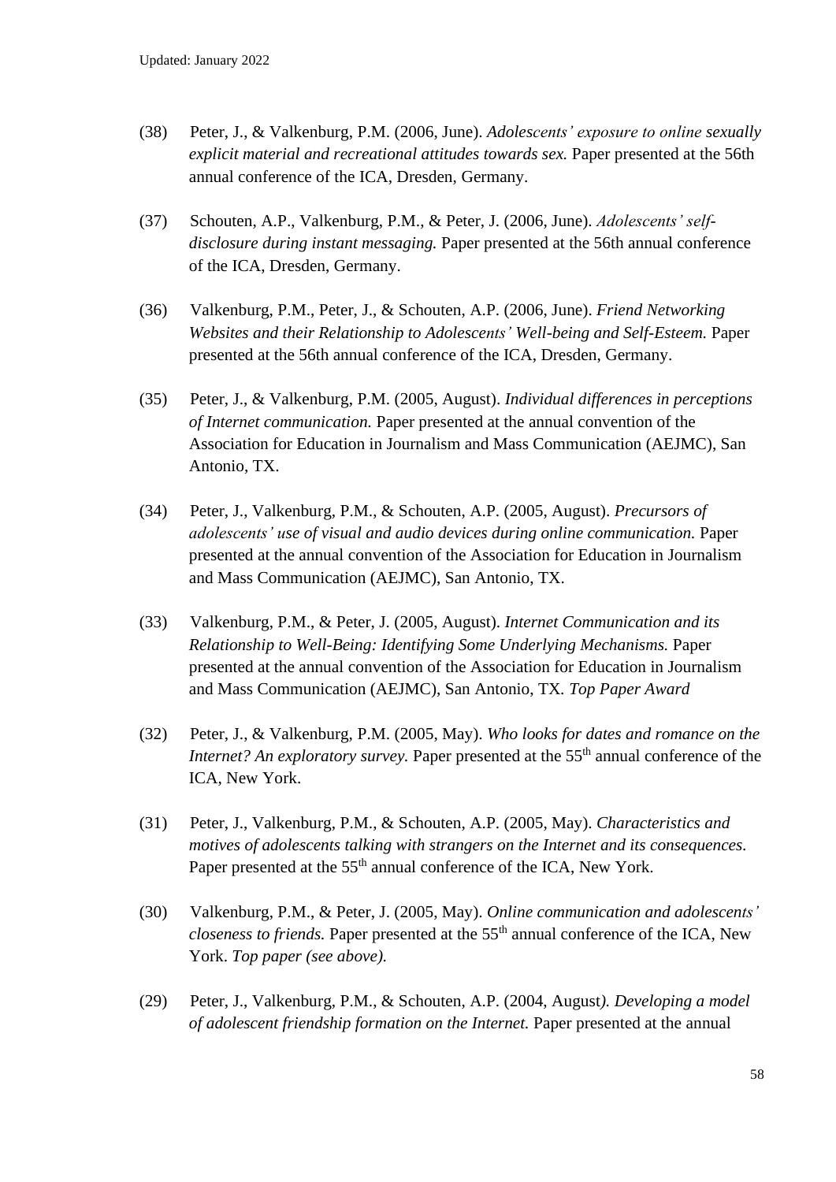(38) Peter, J., & Valkenburg, P.M. (2006, June). *Adolescents' exposure to online sexually explicit material and recreational attitudes towards sex.* Paper presented at the 56th annual conference of the ICA, Dresden, Germany.

(37) Schouten, A.P., Valkenburg, P.M., & Peter, J. (2006, June). *Adolescents' self-disclosure during instant messaging.* Paper presented at the 56th annual conference of the ICA, Dresden, Germany.

(36) Valkenburg, P.M., Peter, J., & Schouten, A.P. (2006, June). *Friend Networking Websites and their Relationship to Adolescents' Well-being and Self-Esteem.* Paper presented at the 56th annual conference of the ICA, Dresden, Germany.

(35) Peter, J., & Valkenburg, P.M. (2005, August). *Individual differences in perceptions of Internet communication.* Paper presented at the annual convention of the Association for Education in Journalism and Mass Communication (AEJMC), San Antonio, TX.

(34) Peter, J., Valkenburg, P.M., & Schouten, A.P. (2005, August). *Precursors of adolescents' use of visual and audio devices during online communication.* Paper presented at the annual convention of the Association for Education in Journalism and Mass Communication (AEJMC), San Antonio, TX.

(33) Valkenburg, P.M., & Peter, J. (2005, August). *Internet Communication and its Relationship to Well-Being: Identifying Some Underlying Mechanisms.* Paper presented at the annual convention of the Association for Education in Journalism and Mass Communication (AEJMC), San Antonio, TX. *Top Paper Award*

(32) Peter, J., & Valkenburg, P.M. (2005, May). *Who looks for dates and romance on the Internet? An exploratory survey.* Paper presented at the 55th annual conference of the ICA, New York.

(31) Peter, J., Valkenburg, P.M., & Schouten, A.P. (2005, May). *Characteristics and motives of adolescents talking with strangers on the Internet and its consequences.* Paper presented at the 55th annual conference of the ICA, New York.

(30) Valkenburg, P.M., & Peter, J. (2005, May). *Online communication and adolescents' closeness to friends.* Paper presented at the 55th annual conference of the ICA, New York. *Top paper (see above).*

(29) Peter, J., Valkenburg, P.M., & Schouten, A.P. (2004, August*). Developing a model of adolescent friendship formation on the Internet.* Paper presented at the annual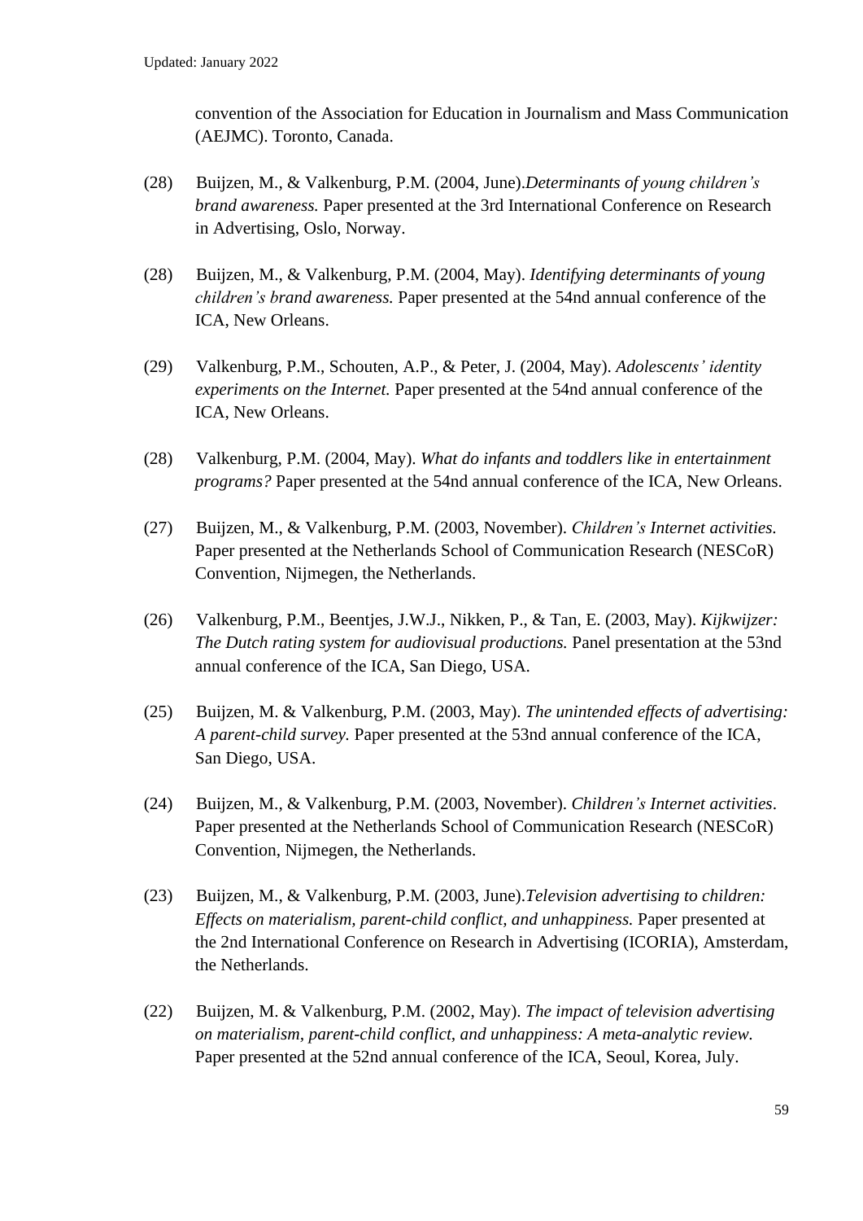convention of the Association for Education in Journalism and Mass Communication (AEJMC). Toronto, Canada.

(28) Buijzen, M., & Valkenburg, P.M. (2004, June).*Determinants of young children's brand awareness.* Paper presented at the 3rd International Conference on Research in Advertising, Oslo, Norway.

(28) Buijzen, M., & Valkenburg, P.M. (2004, May). *Identifying determinants of young children's brand awareness.* Paper presented at the 54nd annual conference of the ICA, New Orleans.

(29) Valkenburg, P.M., Schouten, A.P., & Peter, J. (2004, May). *Adolescents' identity experiments on the Internet.* Paper presented at the 54nd annual conference of the ICA, New Orleans.

(28) Valkenburg, P.M. (2004, May). *What do infants and toddlers like in entertainment programs?* Paper presented at the 54nd annual conference of the ICA, New Orleans.

(27) Buijzen, M., & Valkenburg, P.M. (2003, November). *Children's Internet activities.* Paper presented at the Netherlands School of Communication Research (NESCoR) Convention, Nijmegen, the Netherlands.

(26) Valkenburg, P.M., Beentjes, J.W.J., Nikken, P., & Tan, E. (2003, May). *Kijkwijzer: The Dutch rating system for audiovisual productions.* Panel presentation at the 53nd annual conference of the ICA, San Diego, USA.

(25) Buijzen, M. & Valkenburg, P.M. (2003, May). *The unintended effects of advertising: A parent-child survey.* Paper presented at the 53nd annual conference of the ICA, San Diego, USA.

(24) Buijzen, M., & Valkenburg, P.M. (2003, November). *Children's Internet activities*. Paper presented at the Netherlands School of Communication Research (NESCoR) Convention, Nijmegen, the Netherlands.

(23) Buijzen, M., & Valkenburg, P.M. (2003, June).*Television advertising to children: Effects on materialism, parent-child conflict, and unhappiness.* Paper presented at the 2nd International Conference on Research in Advertising (ICORIA), Amsterdam, the Netherlands.

(22) Buijzen, M. & Valkenburg, P.M. (2002, May). *The impact of television advertising on materialism, parent-child conflict, and unhappiness: A meta-analytic review.* Paper presented at the 52nd annual conference of the ICA, Seoul, Korea, July.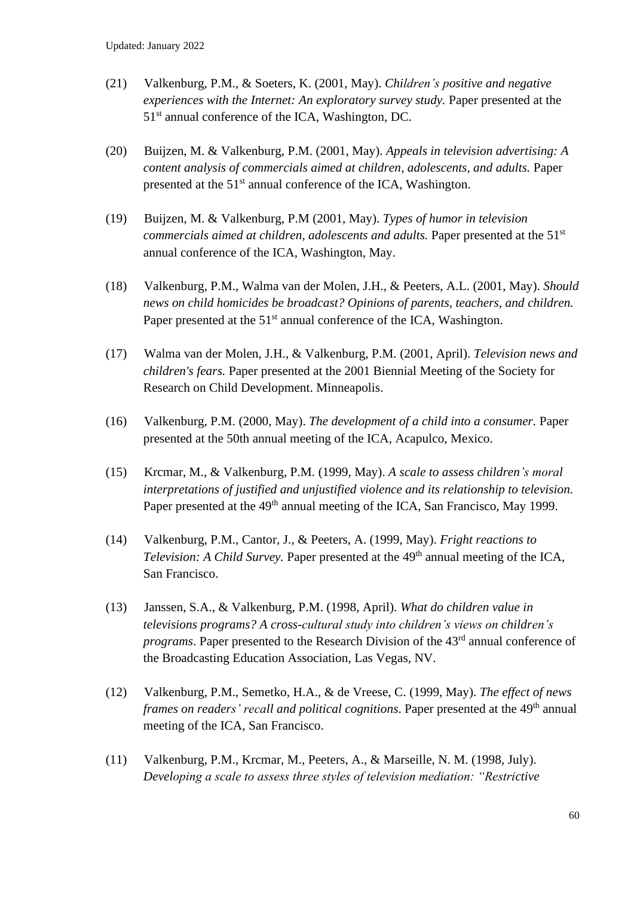(21) Valkenburg, P.M., & Soeters, K. (2001, May). *Children's positive and negative experiences with the Internet: An exploratory survey study.* Paper presented at the 51st annual conference of the ICA, Washington, DC.

(20) Buijzen, M. & Valkenburg, P.M. (2001, May). *Appeals in television advertising: A content analysis of commercials aimed at children, adolescents, and adults.* Paper presented at the 51st annual conference of the ICA, Washington.

(19) Buijzen, M. & Valkenburg, P.M (2001, May). *Types of humor in television commercials aimed at children, adolescents and adults.* Paper presented at the 51st annual conference of the ICA, Washington, May.

(18) Valkenburg, P.M., Walma van der Molen, J.H., & Peeters, A.L. (2001, May). *Should news on child homicides be broadcast? Opinions of parents, teachers, and children.* Paper presented at the 51st annual conference of the ICA, Washington.

(17) Walma van der Molen, J.H., & Valkenburg, P.M. (2001, April). *Television news and children's fears.* Paper presented at the 2001 Biennial Meeting of the Society for Research on Child Development. Minneapolis.

(16) Valkenburg, P.M. (2000, May). *The development of a child into a consumer.* Paper presented at the 50th annual meeting of the ICA, Acapulco, Mexico.

(15) Krcmar, M., & Valkenburg, P.M. (1999, May). *A scale to assess children's moral interpretations of justified and unjustified violence and its relationship to television.* Paper presented at the 49th annual meeting of the ICA, San Francisco, May 1999.

(14) Valkenburg, P.M., Cantor, J., & Peeters, A. (1999, May). *Fright reactions to Television: A Child Survey.* Paper presented at the 49th annual meeting of the ICA, San Francisco.

(13) Janssen, S.A., & Valkenburg, P.M. (1998, April). *What do children value in televisions programs? A cross-cultural study into children's views on children's programs*. Paper presented to the Research Division of the 43rd annual conference of the Broadcasting Education Association, Las Vegas, NV.

(12) Valkenburg, P.M., Semetko, H.A., & de Vreese, C. (1999, May). *The effect of news frames on readers' recall and political cognitions*. Paper presented at the 49th annual meeting of the ICA, San Francisco.

(11) Valkenburg, P.M., Krcmar, M., Peeters, A., & Marseille, N. M. (1998, July). *Developing a scale to assess three styles of television mediation: "Restrictive*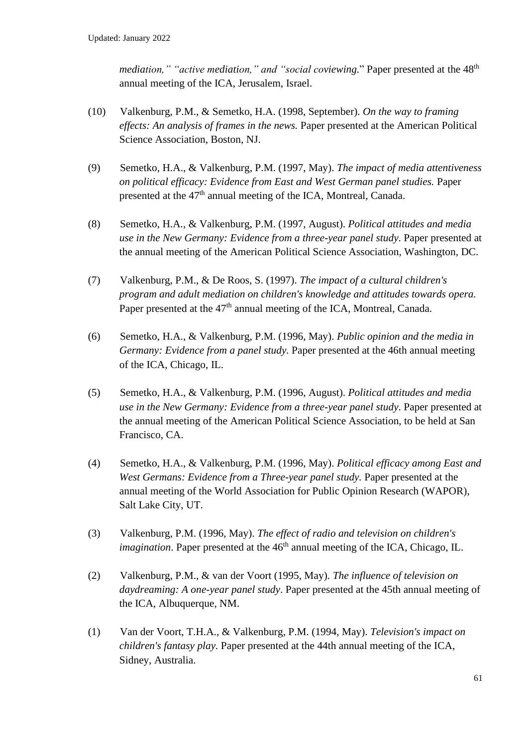*mediation," "active mediation," and "social coviewing.*" Paper presented at the 48th annual meeting of the ICA, Jerusalem, Israel.

(10) Valkenburg, P.M., & Semetko, H.A. (1998, September). *On the way to framing effects: An analysis of frames in the news.* Paper presented at the American Political Science Association, Boston, NJ.

(9) Semetko, H.A., & Valkenburg, P.M. (1997, May). *The impact of media attentiveness on political efficacy: Evidence from East and West German panel studies.* Paper presented at the 47th annual meeting of the ICA, Montreal, Canada.

(8) Semetko, H.A., & Valkenburg, P.M. (1997, August). *Political attitudes and media use in the New Germany: Evidence from a three-year panel study*. Paper presented at the annual meeting of the American Political Science Association, Washington, DC.

(7) Valkenburg, P.M., & De Roos, S. (1997). *The impact of a cultural children's program and adult mediation on children's knowledge and attitudes towards opera.* Paper presented at the 47th annual meeting of the ICA, Montreal, Canada.

(6) Semetko, H.A., & Valkenburg, P.M. (1996, May). *Public opinion and the media in Germany: Evidence from a panel study.* Paper presented at the 46th annual meeting of the ICA, Chicago, IL.

(5) Semetko, H.A., & Valkenburg, P.M. (1996, August). *Political attitudes and media use in the New Germany: Evidence from a three-year panel study*. Paper presented at the annual meeting of the American Political Science Association, to be held at San Francisco, CA.

(4) Semetko, H.A., & Valkenburg, P.M. (1996, May). *Political efficacy among East and West Germans: Evidence from a Three-year panel study.* Paper presented at the annual meeting of the World Association for Public Opinion Research (WAPOR), Salt Lake City, UT.

(3) Valkenburg, P.M. (1996, May). *The effect of radio and television on children's imagination*. Paper presented at the 46th annual meeting of the ICA, Chicago, IL.

(2) Valkenburg, P.M., & van der Voort (1995, May). *The influence of television on daydreaming: A one-year panel study*. Paper presented at the 45th annual meeting of the ICA, Albuquerque, NM.

(1) Van der Voort, T.H.A., & Valkenburg, P.M. (1994, May). *Television's impact on children's fantasy play.* Paper presented at the 44th annual meeting of the ICA, Sidney, Australia.